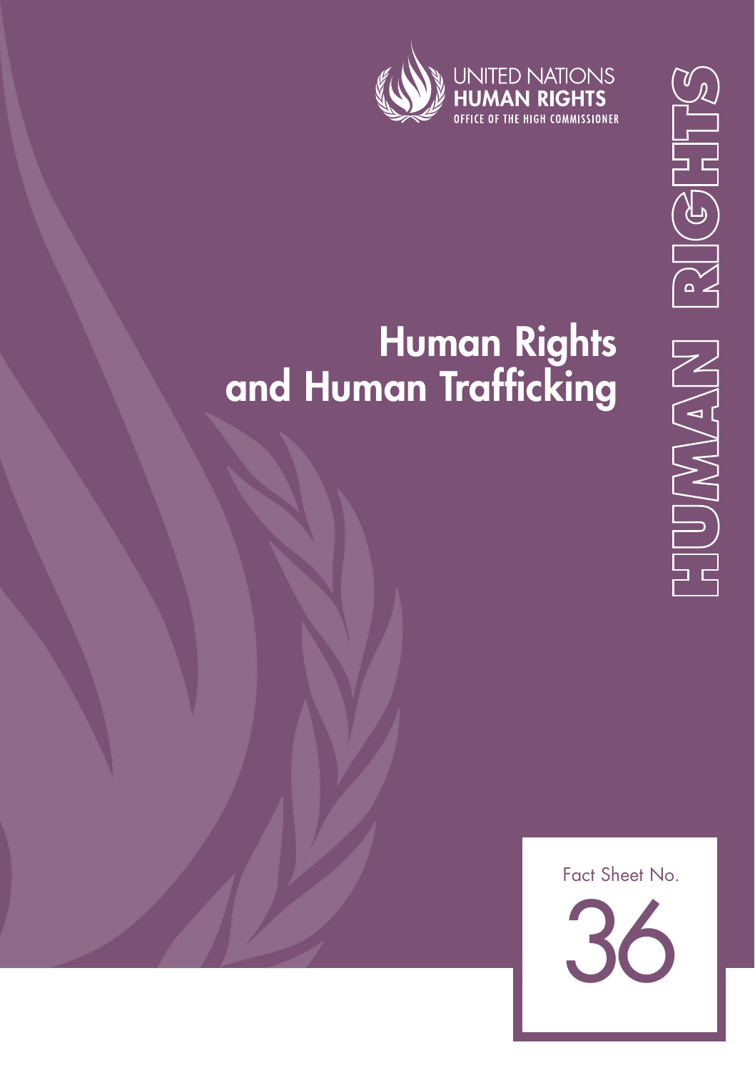UNITED NATIONS
HUMAN RIGHTS
OFFICE OF THE HIGH COMMISSIONER

HUMAN RIGHTS

# Human Rights and Human Trafficking

Fact Sheet No.

36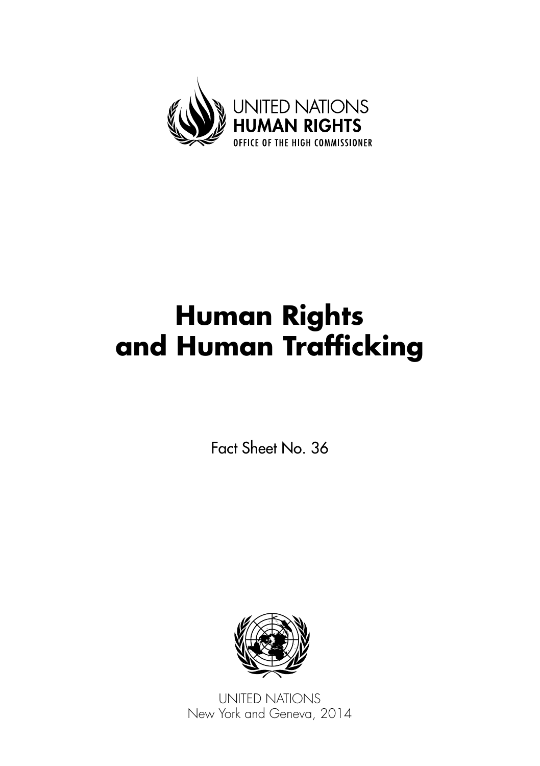UNITED NATIONS
HUMAN RIGHTS
OFFICE OF THE HIGH COMMISSIONER

# Human Rights and Human Trafficking

Fact Sheet No. 36

UNITED NATIONS
New York and Geneva, 2014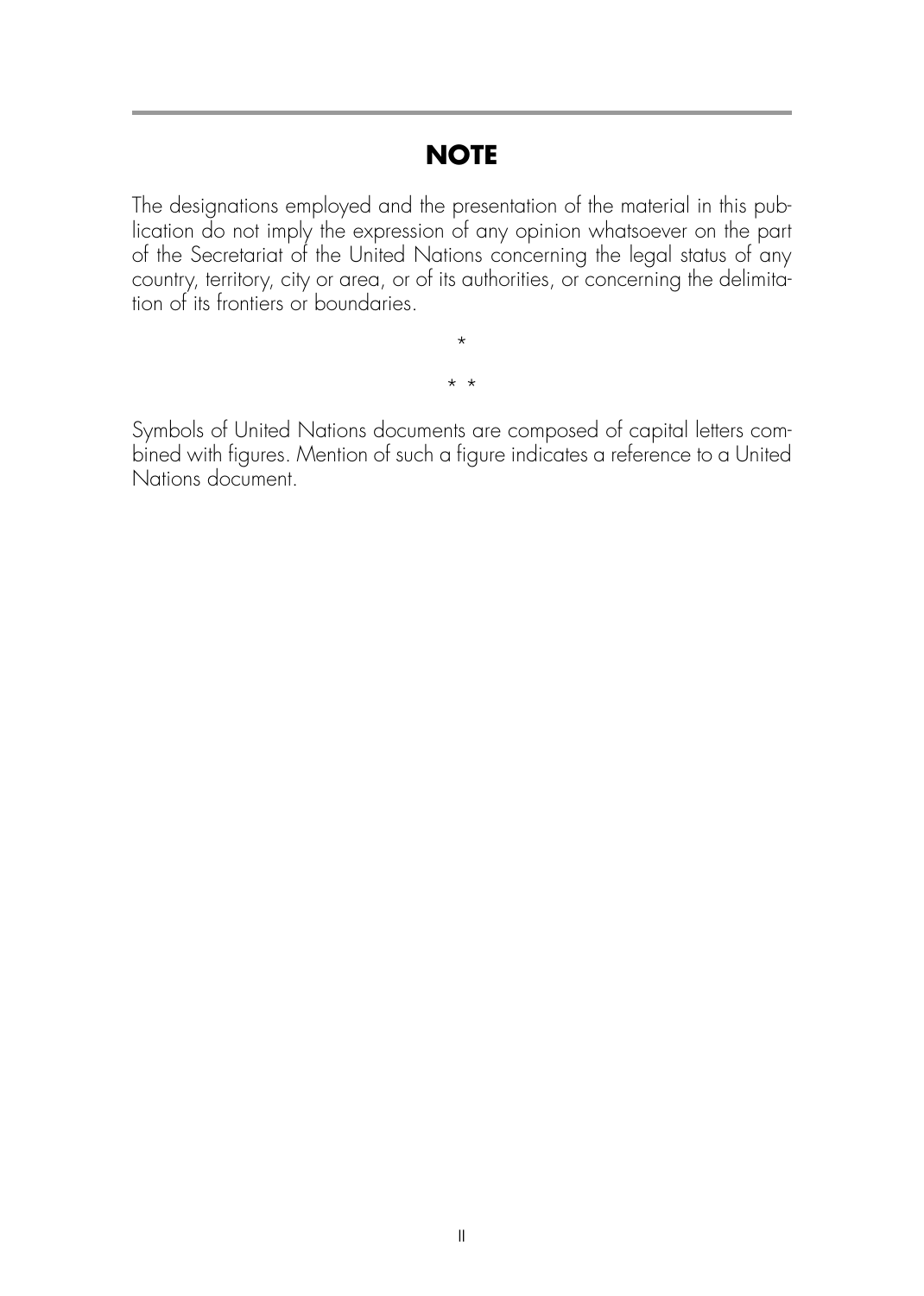## NOTE

The designations employed and the presentation of the material in this publication do not imply the expression of any opinion whatsoever on the part of the Secretariat of the United Nations concerning the legal status of any country, territory, city or area, or of its authorities, or concerning the delimitation of its frontiers or boundaries.

*

* *

Symbols of United Nations documents are composed of capital letters combined with figures. Mention of such a figure indicates a reference to a United Nations document.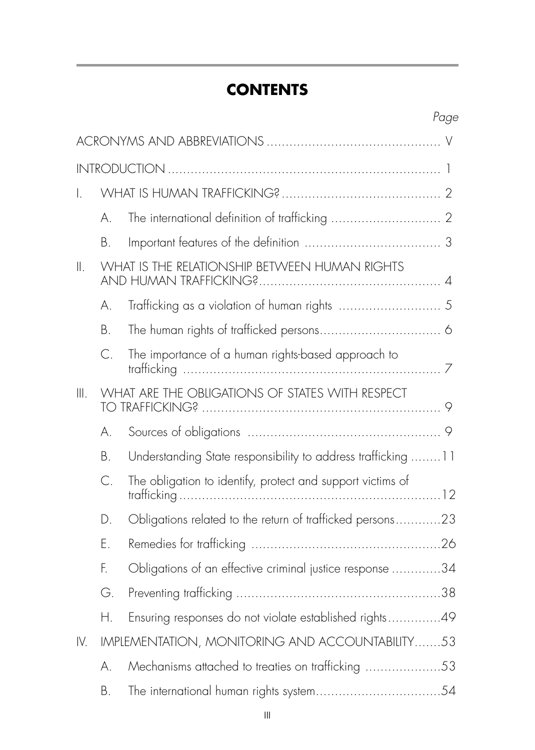# CONTENTS

| | | | Page |
|---|---|---|---|
| ACRONYMS AND ABBREVIATIONS | | | V |
| INTRODUCTION | | | 1 |
| I. | WHAT IS HUMAN TRAFFICKING? | | 2 |
| | A. | The international definition of trafficking | 2 |
| | B. | Important features of the definition | 3 |
| II. | WHAT IS THE RELATIONSHIP BETWEEN HUMAN RIGHTS AND HUMAN TRAFFICKING? | | 4 |
| | A. | Trafficking as a violation of human rights | 5 |
| | B. | The human rights of trafficked persons | 6 |
| | C. | The importance of a human rights-based approach to trafficking | 7 |
| III. | WHAT ARE THE OBLIGATIONS OF STATES WITH RESPECT TO TRAFFICKING? | | 9 |
| | A. | Sources of obligations | 9 |
| | B. | Understanding State responsibility to address trafficking | 11 |
| | C. | The obligation to identify, protect and support victims of trafficking | 12 |
| | D. | Obligations related to the return of trafficked persons | 23 |
| | E. | Remedies for trafficking | 26 |
| | F. | Obligations of an effective criminal justice response | 34 |
| | G. | Preventing trafficking | 38 |
| | H. | Ensuring responses do not violate established rights | 49 |
| IV. | IMPLEMENTATION, MONITORING AND ACCOUNTABILITY | | 53 |
| | A. | Mechanisms attached to treaties on trafficking | 53 |
| | B. | The international human rights system | 54 |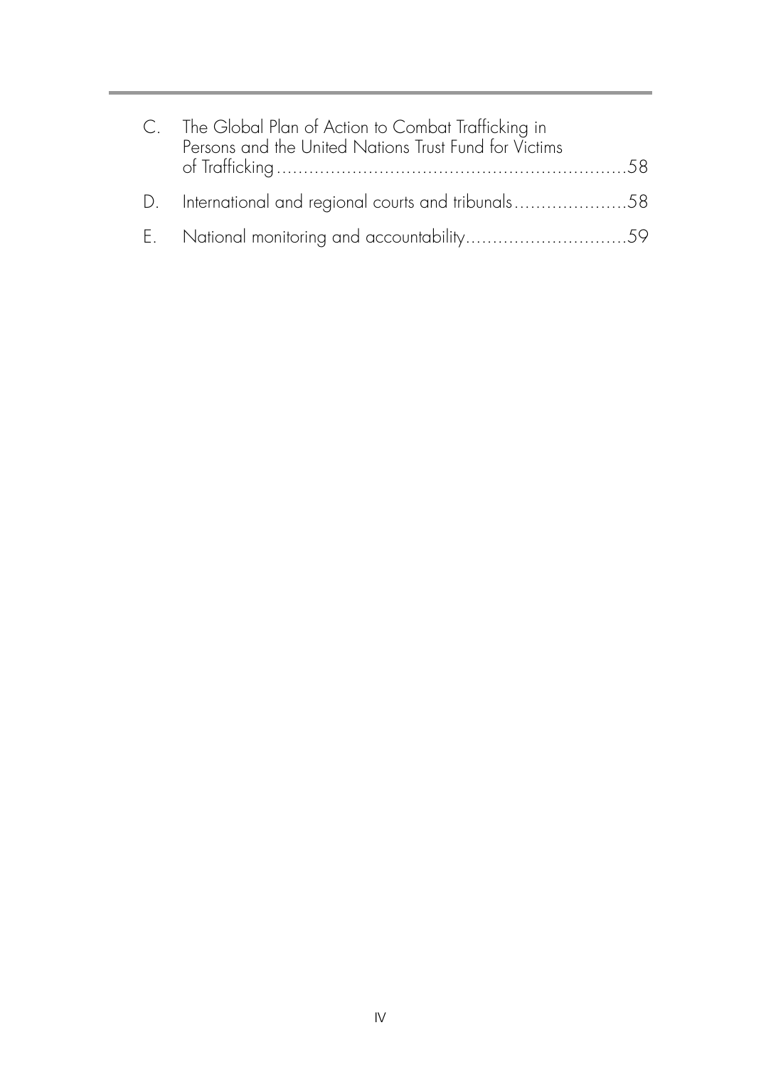C. The Global Plan of Action to Combat Trafficking in Persons and the United Nations Trust Fund for Victims of Trafficking ....... 58

D. International and regional courts and tribunals ....... 58

E. National monitoring and accountability ....... 59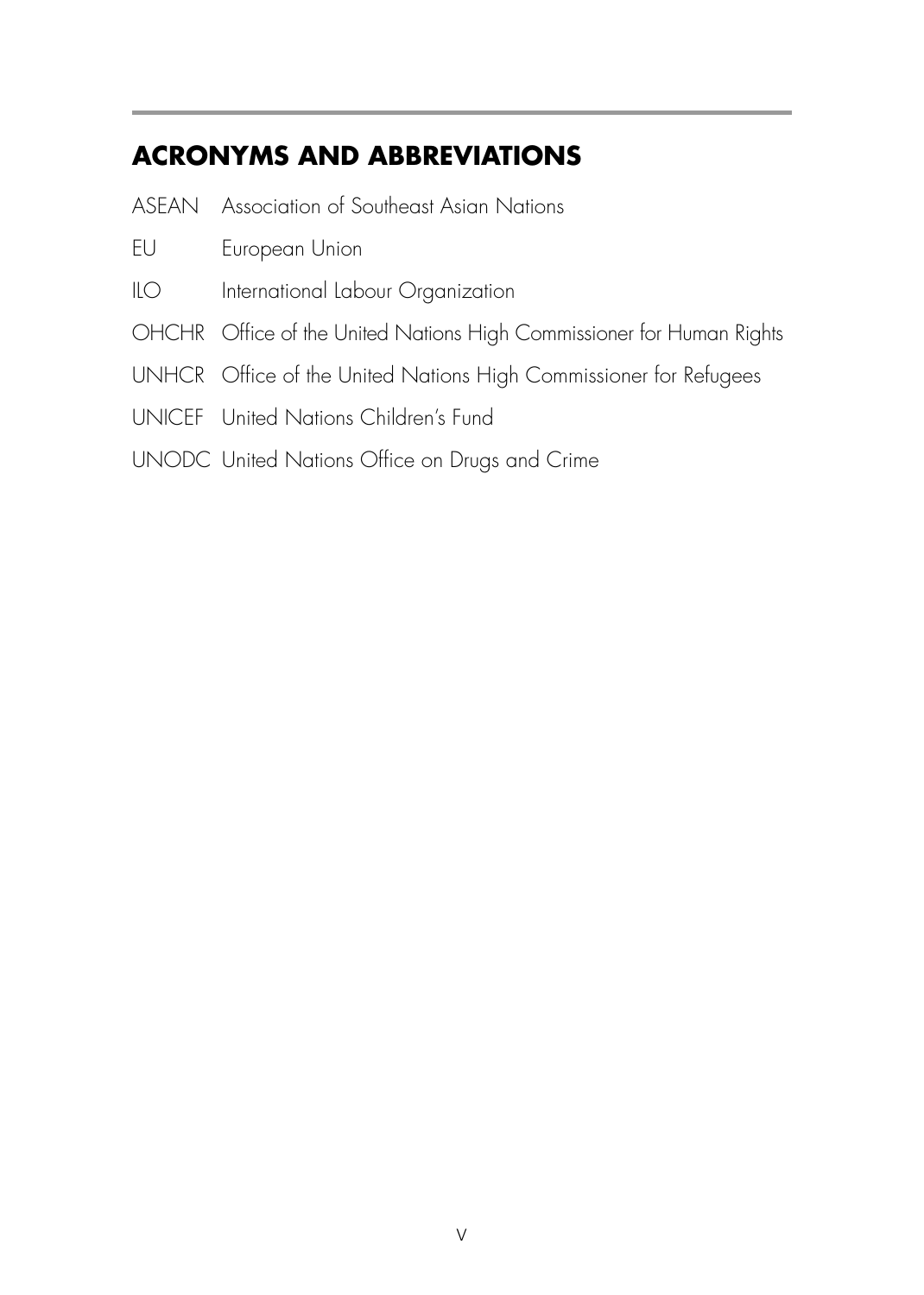## ACRONYMS AND ABBREVIATIONS

| | |
|---|---|
| ASEAN | Association of Southeast Asian Nations |
| EU | European Union |
| ILO | International Labour Organization |
| OHCHR | Office of the United Nations High Commissioner for Human Rights |
| UNHCR | Office of the United Nations High Commissioner for Refugees |
| UNICEF | United Nations Children's Fund |
| UNODC | United Nations Office on Drugs and Crime |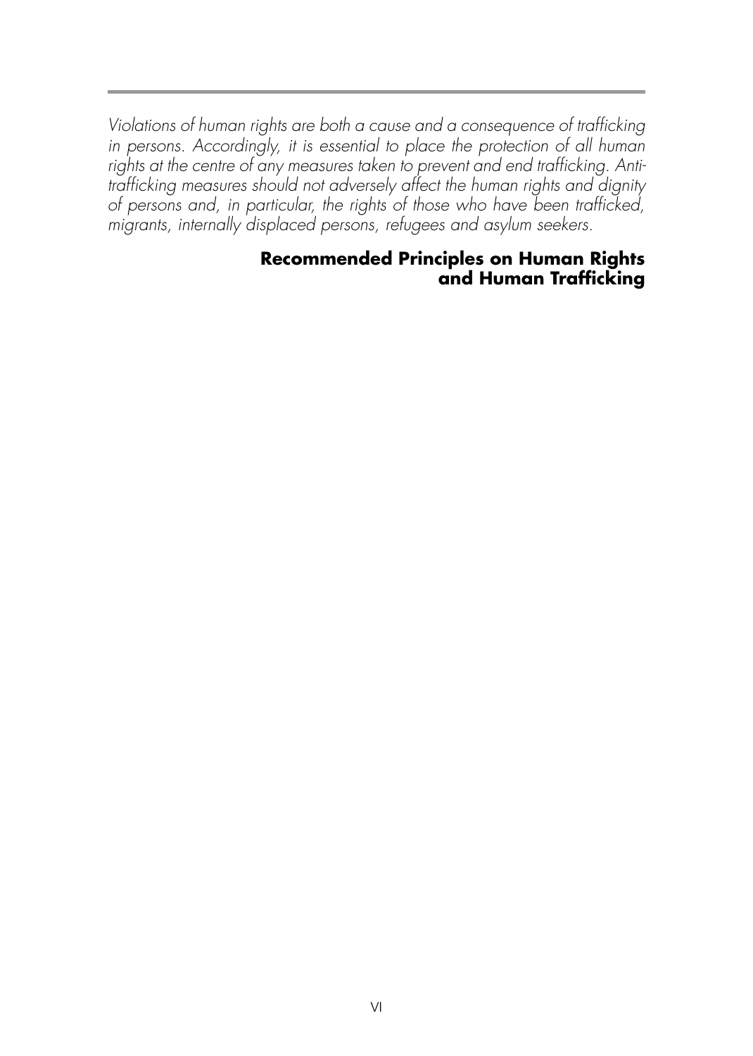*Violations of human rights are both a cause and a consequence of trafficking in persons. Accordingly, it is essential to place the protection of all human rights at the centre of any measures taken to prevent and end trafficking. Anti-trafficking measures should not adversely affect the human rights and dignity of persons and, in particular, the rights of those who have been trafficked, migrants, internally displaced persons, refugees and asylum seekers.*

**Recommended Principles on Human Rights and Human Trafficking**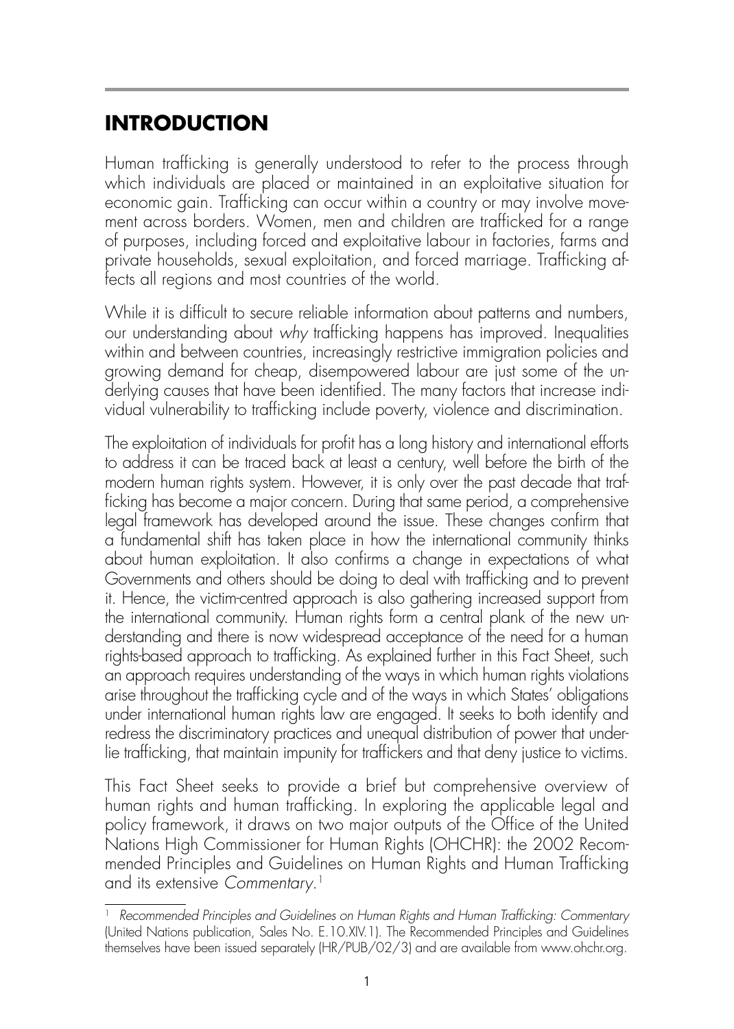# INTRODUCTION

Human trafficking is generally understood to refer to the process through which individuals are placed or maintained in an exploitative situation for economic gain. Trafficking can occur within a country or may involve movement across borders. Women, men and children are trafficked for a range of purposes, including forced and exploitative labour in factories, farms and private households, sexual exploitation, and forced marriage. Trafficking affects all regions and most countries of the world.

While it is difficult to secure reliable information about patterns and numbers, our understanding about *why* trafficking happens has improved. Inequalities within and between countries, increasingly restrictive immigration policies and growing demand for cheap, disempowered labour are just some of the underlying causes that have been identified. The many factors that increase individual vulnerability to trafficking include poverty, violence and discrimination.

The exploitation of individuals for profit has a long history and international efforts to address it can be traced back at least a century, well before the birth of the modern human rights system. However, it is only over the past decade that trafficking has become a major concern. During that same period, a comprehensive legal framework has developed around the issue. These changes confirm that a fundamental shift has taken place in how the international community thinks about human exploitation. It also confirms a change in expectations of what Governments and others should be doing to deal with trafficking and to prevent it. Hence, the victim-centred approach is also gathering increased support from the international community. Human rights form a central plank of the new understanding and there is now widespread acceptance of the need for a human rights-based approach to trafficking. As explained further in this Fact Sheet, such an approach requires understanding of the ways in which human rights violations arise throughout the trafficking cycle and of the ways in which States' obligations under international human rights law are engaged. It seeks to both identify and redress the discriminatory practices and unequal distribution of power that underlie trafficking, that maintain impunity for traffickers and that deny justice to victims.

This Fact Sheet seeks to provide a brief but comprehensive overview of human rights and human trafficking. In exploring the applicable legal and policy framework, it draws on two major outputs of the Office of the United Nations High Commissioner for Human Rights (OHCHR): the 2002 Recommended Principles and Guidelines on Human Rights and Human Trafficking and its extensive *Commentary*.[1]

---

[1] *Recommended Principles and Guidelines on Human Rights and Human Trafficking: Commentary* (United Nations publication, Sales No. E.10.XIV.1). The Recommended Principles and Guidelines themselves have been issued separately (HR/PUB/02/3) and are available from www.ohchr.org.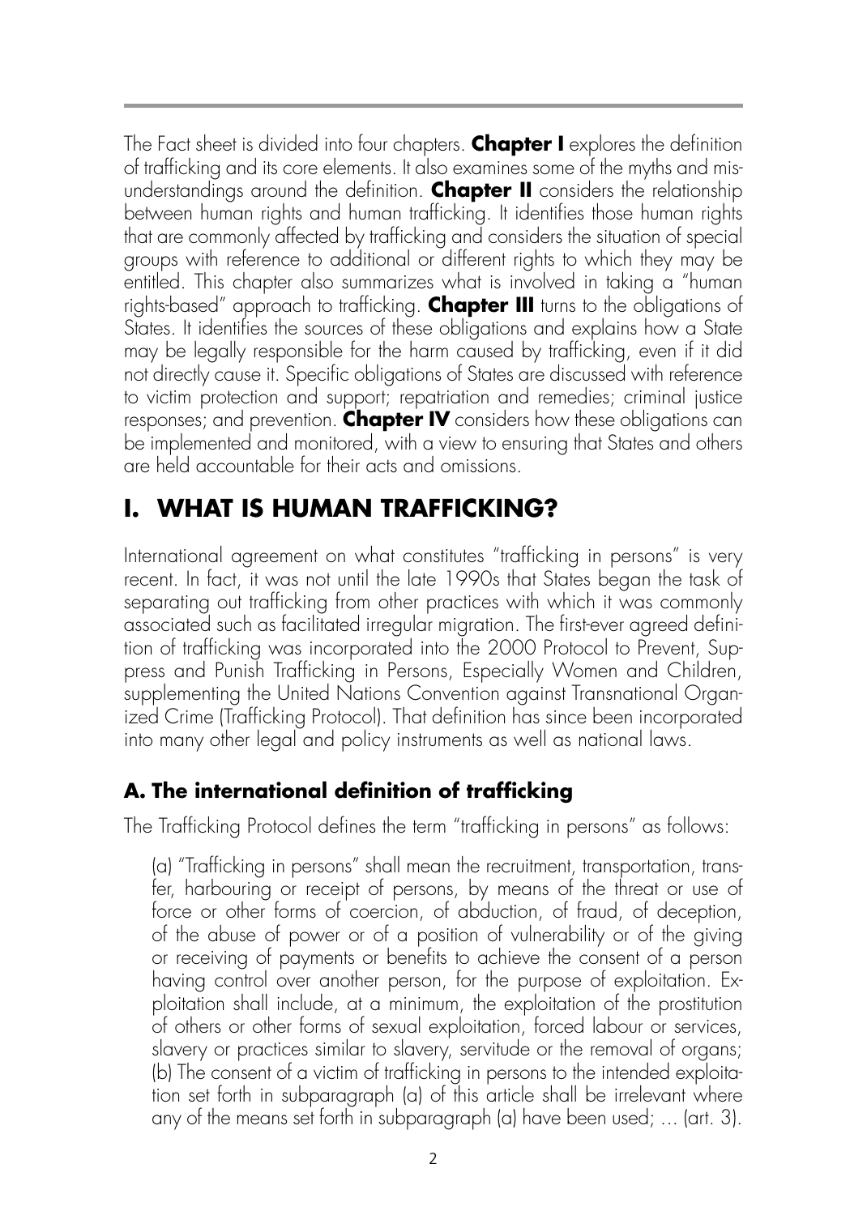The Fact sheet is divided into four chapters. **Chapter I** explores the definition of trafficking and its core elements. It also examines some of the myths and misunderstandings around the definition. **Chapter II** considers the relationship between human rights and human trafficking. It identifies those human rights that are commonly affected by trafficking and considers the situation of special groups with reference to additional or different rights to which they may be entitled. This chapter also summarizes what is involved in taking a "human rights-based" approach to trafficking. **Chapter III** turns to the obligations of States. It identifies the sources of these obligations and explains how a State may be legally responsible for the harm caused by trafficking, even if it did not directly cause it. Specific obligations of States are discussed with reference to victim protection and support; repatriation and remedies; criminal justice responses; and prevention. **Chapter IV** considers how these obligations can be implemented and monitored, with a view to ensuring that States and others are held accountable for their acts and omissions.

# I. WHAT IS HUMAN TRAFFICKING?

International agreement on what constitutes "trafficking in persons" is very recent. In fact, it was not until the late 1990s that States began the task of separating out trafficking from other practices with which it was commonly associated such as facilitated irregular migration. The first-ever agreed definition of trafficking was incorporated into the 2000 Protocol to Prevent, Suppress and Punish Trafficking in Persons, Especially Women and Children, supplementing the United Nations Convention against Transnational Organized Crime (Trafficking Protocol). That definition has since been incorporated into many other legal and policy instruments as well as national laws.

## A. The international definition of trafficking

The Trafficking Protocol defines the term "trafficking in persons" as follows:

> (a) "Trafficking in persons" shall mean the recruitment, transportation, transfer, harbouring or receipt of persons, by means of the threat or use of force or other forms of coercion, of abduction, of fraud, of deception, of the abuse of power or of a position of vulnerability or of the giving or receiving of payments or benefits to achieve the consent of a person having control over another person, for the purpose of exploitation. Exploitation shall include, at a minimum, the exploitation of the prostitution of others or other forms of sexual exploitation, forced labour or services, slavery or practices similar to slavery, servitude or the removal of organs;
> (b) The consent of a victim of trafficking in persons to the intended exploitation set forth in subparagraph (a) of this article shall be irrelevant where any of the means set forth in subparagraph (a) have been used; ... (art. 3).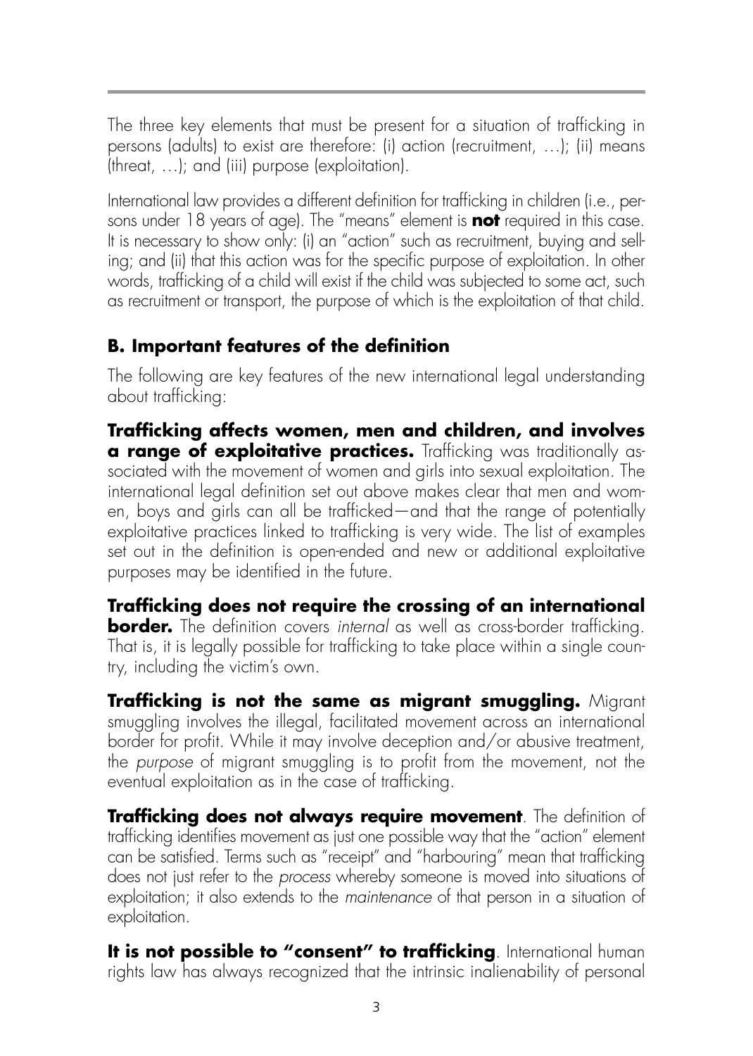The three key elements that must be present for a situation of trafficking in persons (adults) to exist are therefore: (i) action (recruitment, …); (ii) means (threat, …); and (iii) purpose (exploitation).

International law provides a different definition for trafficking in children (i.e., persons under 18 years of age). The "means" element is **not** required in this case. It is necessary to show only: (i) an "action" such as recruitment, buying and selling; and (ii) that this action was for the specific purpose of exploitation. In other words, trafficking of a child will exist if the child was subjected to some act, such as recruitment or transport, the purpose of which is the exploitation of that child.

## B. Important features of the definition

The following are key features of the new international legal understanding about trafficking:

**Trafficking affects women, men and children, and involves a range of exploitative practices.** Trafficking was traditionally associated with the movement of women and girls into sexual exploitation. The international legal definition set out above makes clear that men and women, boys and girls can all be trafficked—and that the range of potentially exploitative practices linked to trafficking is very wide. The list of examples set out in the definition is open-ended and new or additional exploitative purposes may be identified in the future.

**Trafficking does not require the crossing of an international border.** The definition covers *internal* as well as cross-border trafficking. That is, it is legally possible for trafficking to take place within a single country, including the victim's own.

**Trafficking is not the same as migrant smuggling.** Migrant smuggling involves the illegal, facilitated movement across an international border for profit. While it may involve deception and/or abusive treatment, the *purpose* of migrant smuggling is to profit from the movement, not the eventual exploitation as in the case of trafficking.

**Trafficking does not always require movement**. The definition of trafficking identifies movement as just one possible way that the "action" element can be satisfied. Terms such as "receipt" and "harbouring" mean that trafficking does not just refer to the *process* whereby someone is moved into situations of exploitation; it also extends to the *maintenance* of that person in a situation of exploitation.

**It is not possible to "consent" to trafficking**. International human rights law has always recognized that the intrinsic inalienability of personal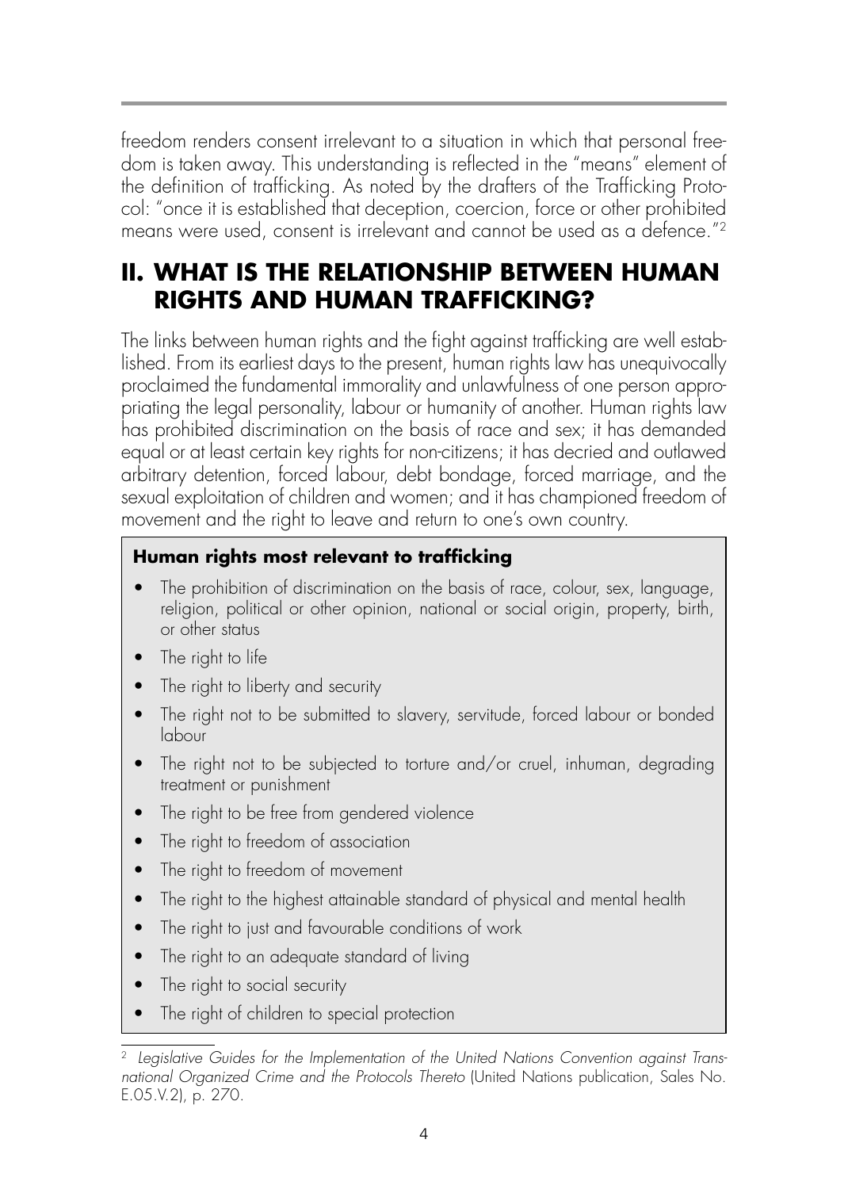freedom renders consent irrelevant to a situation in which that personal freedom is taken away. This understanding is reflected in the "means" element of the definition of trafficking. As noted by the drafters of the Trafficking Protocol: "once it is established that deception, coercion, force or other prohibited means were used, consent is irrelevant and cannot be used as a defence."[2]

## II. WHAT IS THE RELATIONSHIP BETWEEN HUMAN RIGHTS AND HUMAN TRAFFICKING?

The links between human rights and the fight against trafficking are well established. From its earliest days to the present, human rights law has unequivocally proclaimed the fundamental immorality and unlawfulness of one person appropriating the legal personality, labour or humanity of another. Human rights law has prohibited discrimination on the basis of race and sex; it has demanded equal or at least certain key rights for non-citizens; it has decried and outlawed arbitrary detention, forced labour, debt bondage, forced marriage, and the sexual exploitation of children and women; and it has championed freedom of movement and the right to leave and return to one's own country.

**Human rights most relevant to trafficking**

- The prohibition of discrimination on the basis of race, colour, sex, language, religion, political or other opinion, national or social origin, property, birth, or other status
- The right to life
- The right to liberty and security
- The right not to be submitted to slavery, servitude, forced labour or bonded labour
- The right not to be subjected to torture and/or cruel, inhuman, degrading treatment or punishment
- The right to be free from gendered violence
- The right to freedom of association
- The right to freedom of movement
- The right to the highest attainable standard of physical and mental health
- The right to just and favourable conditions of work
- The right to an adequate standard of living
- The right to social security
- The right of children to special protection

---

[2] *Legislative Guides for the Implementation of the United Nations Convention against Transnational Organized Crime and the Protocols Thereto* (United Nations publication, Sales No. E.05.V.2), p. 270.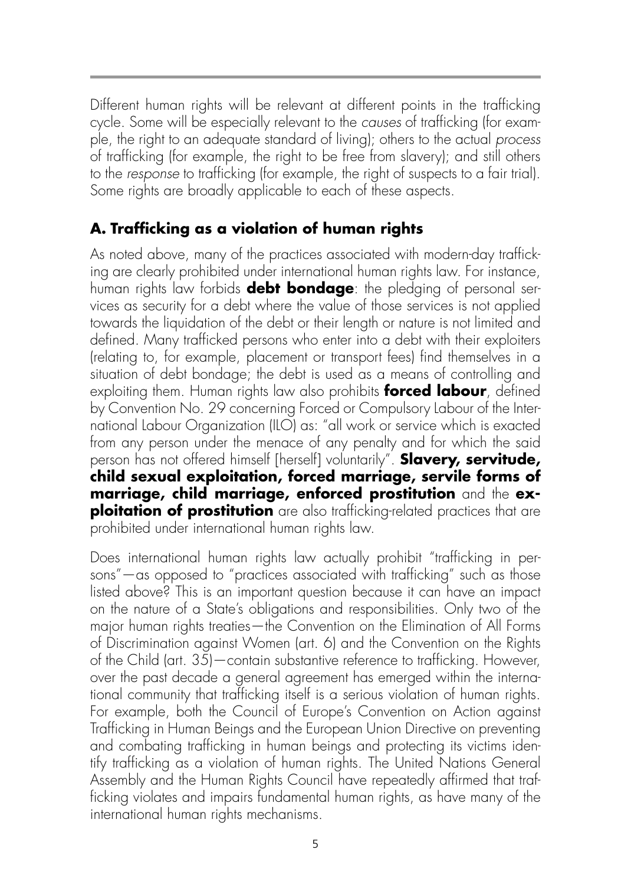Different human rights will be relevant at different points in the trafficking cycle. Some will be especially relevant to the *causes* of trafficking (for example, the right to an adequate standard of living); others to the actual *process* of trafficking (for example, the right to be free from slavery); and still others to the *response* to trafficking (for example, the right of suspects to a fair trial). Some rights are broadly applicable to each of these aspects.

## A. Trafficking as a violation of human rights

As noted above, many of the practices associated with modern-day trafficking are clearly prohibited under international human rights law. For instance, human rights law forbids **debt bondage**: the pledging of personal services as security for a debt where the value of those services is not applied towards the liquidation of the debt or their length or nature is not limited and defined. Many trafficked persons who enter into a debt with their exploiters (relating to, for example, placement or transport fees) find themselves in a situation of debt bondage; the debt is used as a means of controlling and exploiting them. Human rights law also prohibits **forced labour**, defined by Convention No. 29 concerning Forced or Compulsory Labour of the International Labour Organization (ILO) as: "all work or service which is exacted from any person under the menace of any penalty and for which the said person has not offered himself [herself] voluntarily". **Slavery, servitude, child sexual exploitation, forced marriage, servile forms of marriage, child marriage, enforced prostitution** and the **exploitation of prostitution** are also trafficking-related practices that are prohibited under international human rights law.

Does international human rights law actually prohibit "trafficking in persons"—as opposed to "practices associated with trafficking" such as those listed above? This is an important question because it can have an impact on the nature of a State's obligations and responsibilities. Only two of the major human rights treaties—the Convention on the Elimination of All Forms of Discrimination against Women (art. 6) and the Convention on the Rights of the Child (art. 35)—contain substantive reference to trafficking. However, over the past decade a general agreement has emerged within the international community that trafficking itself is a serious violation of human rights. For example, both the Council of Europe's Convention on Action against Trafficking in Human Beings and the European Union Directive on preventing and combating trafficking in human beings and protecting its victims identify trafficking as a violation of human rights. The United Nations General Assembly and the Human Rights Council have repeatedly affirmed that trafficking violates and impairs fundamental human rights, as have many of the international human rights mechanisms.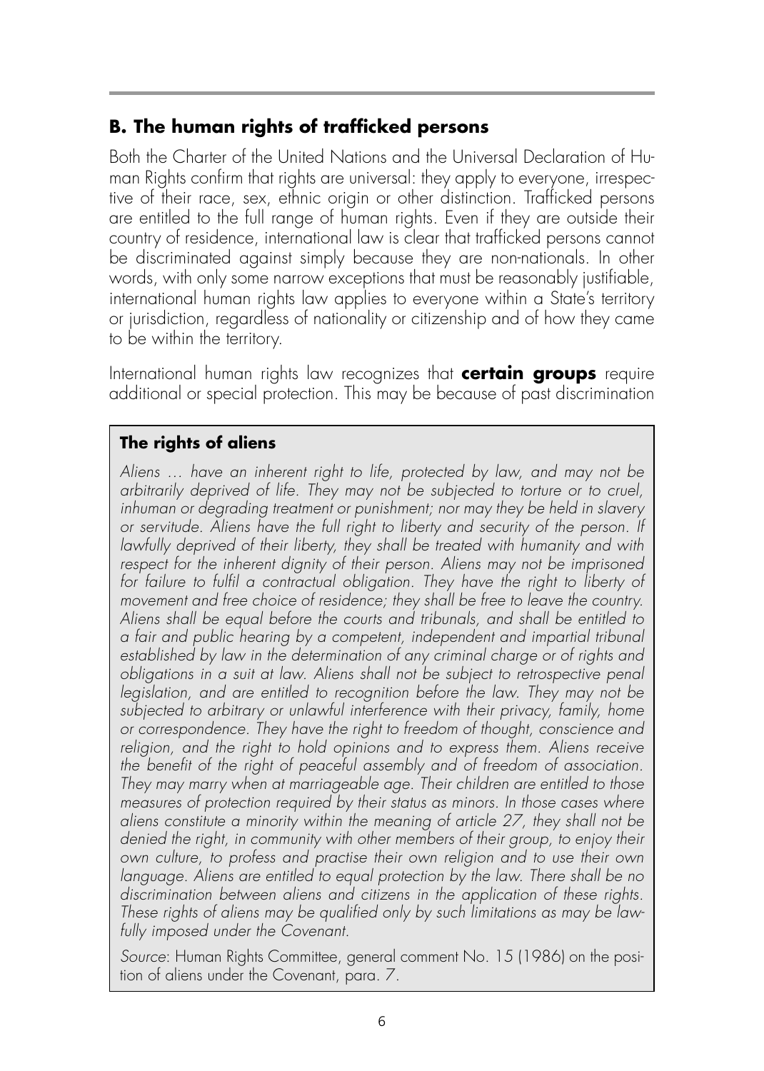## B. The human rights of trafficked persons

Both the Charter of the United Nations and the Universal Declaration of Human Rights confirm that rights are universal: they apply to everyone, irrespective of their race, sex, ethnic origin or other distinction. Trafficked persons are entitled to the full range of human rights. Even if they are outside their country of residence, international law is clear that trafficked persons cannot be discriminated against simply because they are non-nationals. In other words, with only some narrow exceptions that must be reasonably justifiable, international human rights law applies to everyone within a State's territory or jurisdiction, regardless of nationality or citizenship and of how they came to be within the territory.

International human rights law recognizes that **certain groups** require additional or special protection. This may be because of past discrimination

> **The rights of aliens**
>
> *Aliens … have an inherent right to life, protected by law, and may not be arbitrarily deprived of life. They may not be subjected to torture or to cruel, inhuman or degrading treatment or punishment; nor may they be held in slavery or servitude. Aliens have the full right to liberty and security of the person. If lawfully deprived of their liberty, they shall be treated with humanity and with respect for the inherent dignity of their person. Aliens may not be imprisoned for failure to fulfil a contractual obligation. They have the right to liberty of movement and free choice of residence; they shall be free to leave the country. Aliens shall be equal before the courts and tribunals, and shall be entitled to a fair and public hearing by a competent, independent and impartial tribunal established by law in the determination of any criminal charge or of rights and obligations in a suit at law. Aliens shall not be subject to retrospective penal legislation, and are entitled to recognition before the law. They may not be subjected to arbitrary or unlawful interference with their privacy, family, home or correspondence. They have the right to freedom of thought, conscience and religion, and the right to hold opinions and to express them. Aliens receive the benefit of the right of peaceful assembly and of freedom of association. They may marry when at marriageable age. Their children are entitled to those measures of protection required by their status as minors. In those cases where aliens constitute a minority within the meaning of article 27, they shall not be denied the right, in community with other members of their group, to enjoy their own culture, to profess and practise their own religion and to use their own language. Aliens are entitled to equal protection by the law. There shall be no discrimination between aliens and citizens in the application of these rights. These rights of aliens may be qualified only by such limitations as may be lawfully imposed under the Covenant.*
>
> *Source*: Human Rights Committee, general comment No. 15 (1986) on the position of aliens under the Covenant, para. 7.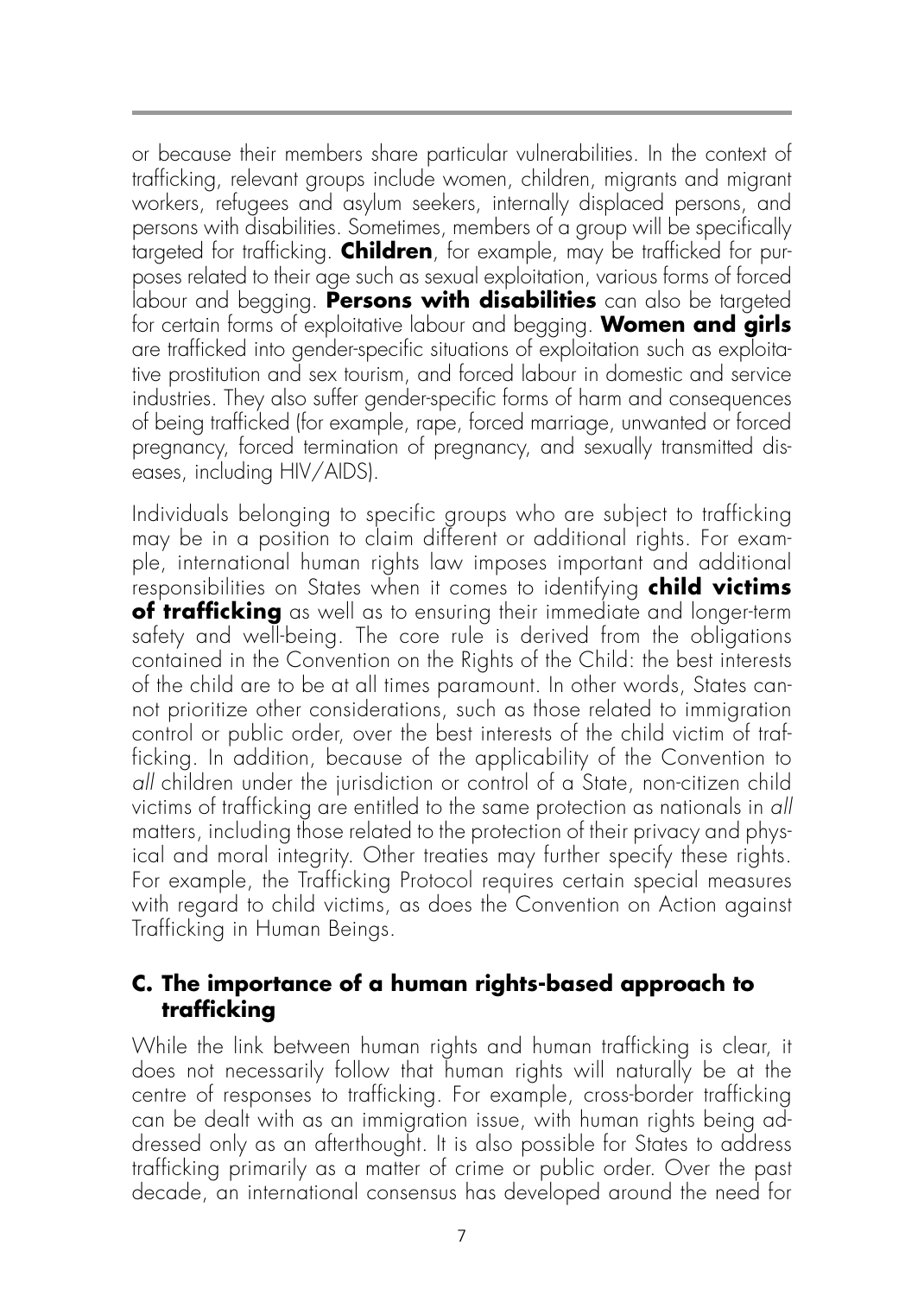or because their members share particular vulnerabilities. In the context of trafficking, relevant groups include women, children, migrants and migrant workers, refugees and asylum seekers, internally displaced persons, and persons with disabilities. Sometimes, members of a group will be specifically targeted for trafficking. **Children**, for example, may be trafficked for purposes related to their age such as sexual exploitation, various forms of forced labour and begging. **Persons with disabilities** can also be targeted for certain forms of exploitative labour and begging. **Women and girls** are trafficked into gender-specific situations of exploitation such as exploitative prostitution and sex tourism, and forced labour in domestic and service industries. They also suffer gender-specific forms of harm and consequences of being trafficked (for example, rape, forced marriage, unwanted or forced pregnancy, forced termination of pregnancy, and sexually transmitted diseases, including HIV/AIDS).

Individuals belonging to specific groups who are subject to trafficking may be in a position to claim different or additional rights. For example, international human rights law imposes important and additional responsibilities on States when it comes to identifying **child victims of trafficking** as well as to ensuring their immediate and longer-term safety and well-being. The core rule is derived from the obligations contained in the Convention on the Rights of the Child: the best interests of the child are to be at all times paramount. In other words, States cannot prioritize other considerations, such as those related to immigration control or public order, over the best interests of the child victim of trafficking. In addition, because of the applicability of the Convention to *all* children under the jurisdiction or control of a State, non-citizen child victims of trafficking are entitled to the same protection as nationals in *all* matters, including those related to the protection of their privacy and physical and moral integrity. Other treaties may further specify these rights. For example, the Trafficking Protocol requires certain special measures with regard to child victims, as does the Convention on Action against Trafficking in Human Beings.

## C. The importance of a human rights-based approach to trafficking

While the link between human rights and human trafficking is clear, it does not necessarily follow that human rights will naturally be at the centre of responses to trafficking. For example, cross-border trafficking can be dealt with as an immigration issue, with human rights being addressed only as an afterthought. It is also possible for States to address trafficking primarily as a matter of crime or public order. Over the past decade, an international consensus has developed around the need for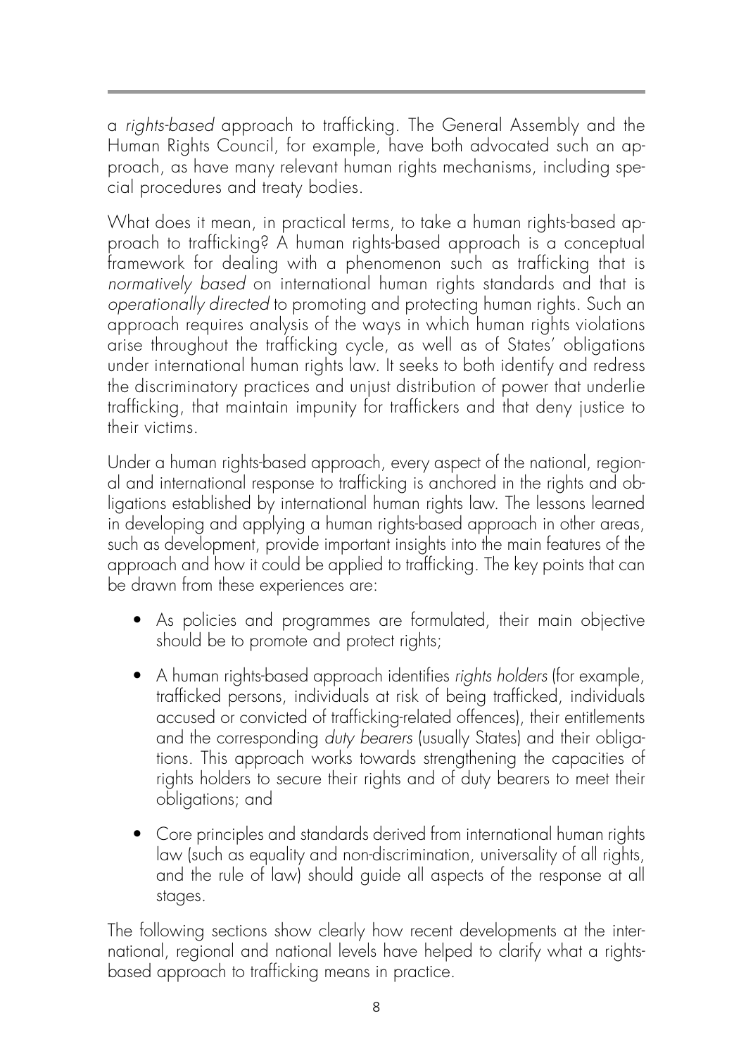a *rights-based* approach to trafficking. The General Assembly and the Human Rights Council, for example, have both advocated such an approach, as have many relevant human rights mechanisms, including special procedures and treaty bodies.

What does it mean, in practical terms, to take a human rights-based approach to trafficking? A human rights-based approach is a conceptual framework for dealing with a phenomenon such as trafficking that is *normatively based* on international human rights standards and that is *operationally directed* to promoting and protecting human rights. Such an approach requires analysis of the ways in which human rights violations arise throughout the trafficking cycle, as well as of States' obligations under international human rights law. It seeks to both identify and redress the discriminatory practices and unjust distribution of power that underlie trafficking, that maintain impunity for traffickers and that deny justice to their victims.

Under a human rights-based approach, every aspect of the national, regional and international response to trafficking is anchored in the rights and obligations established by international human rights law. The lessons learned in developing and applying a human rights-based approach in other areas, such as development, provide important insights into the main features of the approach and how it could be applied to trafficking. The key points that can be drawn from these experiences are:

- As policies and programmes are formulated, their main objective should be to promote and protect rights;
- A human rights-based approach identifies *rights holders* (for example, trafficked persons, individuals at risk of being trafficked, individuals accused or convicted of trafficking-related offences), their entitlements and the corresponding *duty bearers* (usually States) and their obligations. This approach works towards strengthening the capacities of rights holders to secure their rights and of duty bearers to meet their obligations; and
- Core principles and standards derived from international human rights law (such as equality and non-discrimination, universality of all rights, and the rule of law) should guide all aspects of the response at all stages.

The following sections show clearly how recent developments at the international, regional and national levels have helped to clarify what a rights-based approach to trafficking means in practice.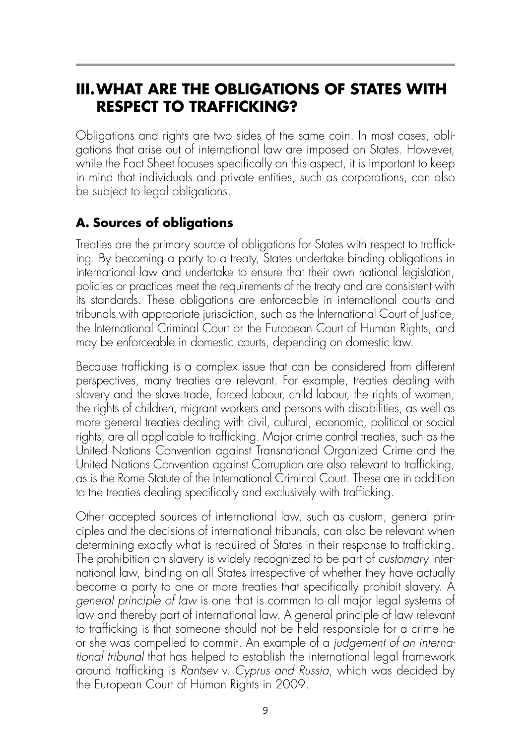## III. WHAT ARE THE OBLIGATIONS OF STATES WITH RESPECT TO TRAFFICKING?

Obligations and rights are two sides of the same coin. In most cases, obligations that arise out of international law are imposed on States. However, while the Fact Sheet focuses specifically on this aspect, it is important to keep in mind that individuals and private entities, such as corporations, can also be subject to legal obligations.

### A. Sources of obligations

Treaties are the primary source of obligations for States with respect to trafficking. By becoming a party to a treaty, States undertake binding obligations in international law and undertake to ensure that their own national legislation, policies or practices meet the requirements of the treaty and are consistent with its standards. These obligations are enforceable in international courts and tribunals with appropriate jurisdiction, such as the International Court of Justice, the International Criminal Court or the European Court of Human Rights, and may be enforceable in domestic courts, depending on domestic law.

Because trafficking is a complex issue that can be considered from different perspectives, many treaties are relevant. For example, treaties dealing with slavery and the slave trade, forced labour, child labour, the rights of women, the rights of children, migrant workers and persons with disabilities, as well as more general treaties dealing with civil, cultural, economic, political or social rights, are all applicable to trafficking. Major crime control treaties, such as the United Nations Convention against Transnational Organized Crime and the United Nations Convention against Corruption are also relevant to trafficking, as is the Rome Statute of the International Criminal Court. These are in addition to the treaties dealing specifically and exclusively with trafficking.

Other accepted sources of international law, such as custom, general principles and the decisions of international tribunals, can also be relevant when determining exactly what is required of States in their response to trafficking. The prohibition on slavery is widely recognized to be part of *customary* international law, binding on all States irrespective of whether they have actually become a party to one or more treaties that specifically prohibit slavery. A *general principle of law* is one that is common to all major legal systems of law and thereby part of international law. A general principle of law relevant to trafficking is that someone should not be held responsible for a crime he or she was compelled to commit. An example of a *judgement of an international tribunal* that has helped to establish the international legal framework around trafficking is *Rantsev* v. *Cyprus and Russia*, which was decided by the European Court of Human Rights in 2009.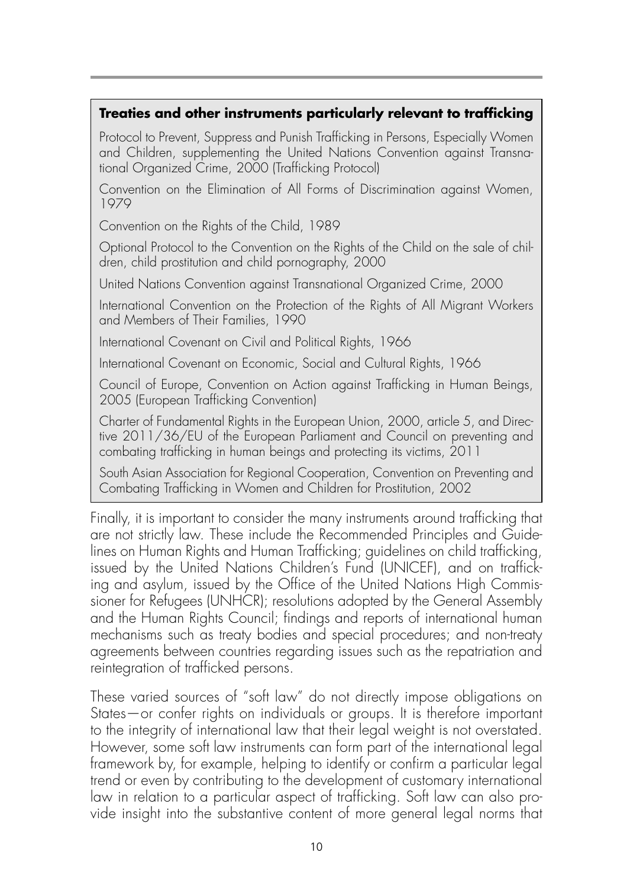**Treaties and other instruments particularly relevant to trafficking**

Protocol to Prevent, Suppress and Punish Trafficking in Persons, Especially Women and Children, supplementing the United Nations Convention against Transnational Organized Crime, 2000 (Trafficking Protocol)

Convention on the Elimination of All Forms of Discrimination against Women, 1979

Convention on the Rights of the Child, 1989

Optional Protocol to the Convention on the Rights of the Child on the sale of children, child prostitution and child pornography, 2000

United Nations Convention against Transnational Organized Crime, 2000

International Convention on the Protection of the Rights of All Migrant Workers and Members of Their Families, 1990

International Covenant on Civil and Political Rights, 1966

International Covenant on Economic, Social and Cultural Rights, 1966

Council of Europe, Convention on Action against Trafficking in Human Beings, 2005 (European Trafficking Convention)

Charter of Fundamental Rights in the European Union, 2000, article 5, and Directive 2011/36/EU of the European Parliament and Council on preventing and combating trafficking in human beings and protecting its victims, 2011

South Asian Association for Regional Cooperation, Convention on Preventing and Combating Trafficking in Women and Children for Prostitution, 2002

Finally, it is important to consider the many instruments around trafficking that are not strictly law. These include the Recommended Principles and Guidelines on Human Rights and Human Trafficking; guidelines on child trafficking, issued by the United Nations Children's Fund (UNICEF), and on trafficking and asylum, issued by the Office of the United Nations High Commissioner for Refugees (UNHCR); resolutions adopted by the General Assembly and the Human Rights Council; findings and reports of international human mechanisms such as treaty bodies and special procedures; and non-treaty agreements between countries regarding issues such as the repatriation and reintegration of trafficked persons.

These varied sources of "soft law" do not directly impose obligations on States—or confer rights on individuals or groups. It is therefore important to the integrity of international law that their legal weight is not overstated. However, some soft law instruments can form part of the international legal framework by, for example, helping to identify or confirm a particular legal trend or even by contributing to the development of customary international law in relation to a particular aspect of trafficking. Soft law can also provide insight into the substantive content of more general legal norms that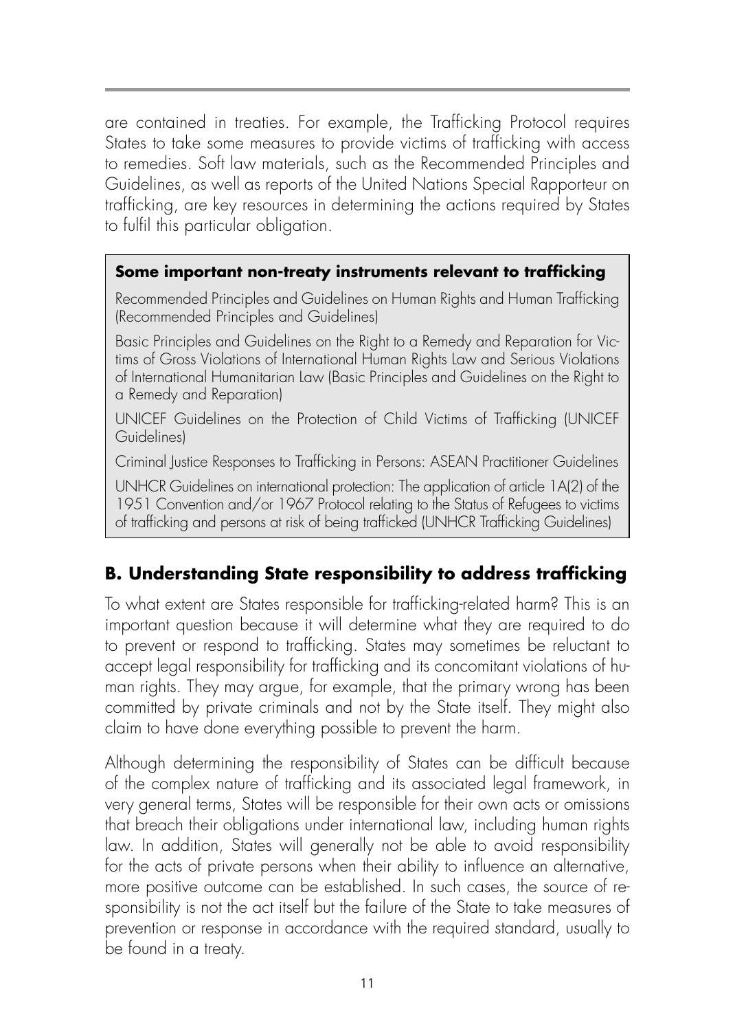are contained in treaties. For example, the Trafficking Protocol requires States to take some measures to provide victims of trafficking with access to remedies. Soft law materials, such as the Recommended Principles and Guidelines, as well as reports of the United Nations Special Rapporteur on trafficking, are key resources in determining the actions required by States to fulfil this particular obligation.

> **Some important non-treaty instruments relevant to trafficking**
>
> Recommended Principles and Guidelines on Human Rights and Human Trafficking (Recommended Principles and Guidelines)
>
> Basic Principles and Guidelines on the Right to a Remedy and Reparation for Victims of Gross Violations of International Human Rights Law and Serious Violations of International Humanitarian Law (Basic Principles and Guidelines on the Right to a Remedy and Reparation)
>
> UNICEF Guidelines on the Protection of Child Victims of Trafficking (UNICEF Guidelines)
>
> Criminal Justice Responses to Trafficking in Persons: ASEAN Practitioner Guidelines
>
> UNHCR Guidelines on international protection: The application of article 1A(2) of the 1951 Convention and/or 1967 Protocol relating to the Status of Refugees to victims of trafficking and persons at risk of being trafficked (UNHCR Trafficking Guidelines)

## B. Understanding State responsibility to address trafficking

To what extent are States responsible for trafficking-related harm? This is an important question because it will determine what they are required to do to prevent or respond to trafficking. States may sometimes be reluctant to accept legal responsibility for trafficking and its concomitant violations of human rights. They may argue, for example, that the primary wrong has been committed by private criminals and not by the State itself. They might also claim to have done everything possible to prevent the harm.

Although determining the responsibility of States can be difficult because of the complex nature of trafficking and its associated legal framework, in very general terms, States will be responsible for their own acts or omissions that breach their obligations under international law, including human rights law. In addition, States will generally not be able to avoid responsibility for the acts of private persons when their ability to influence an alternative, more positive outcome can be established. In such cases, the source of responsibility is not the act itself but the failure of the State to take measures of prevention or response in accordance with the required standard, usually to be found in a treaty.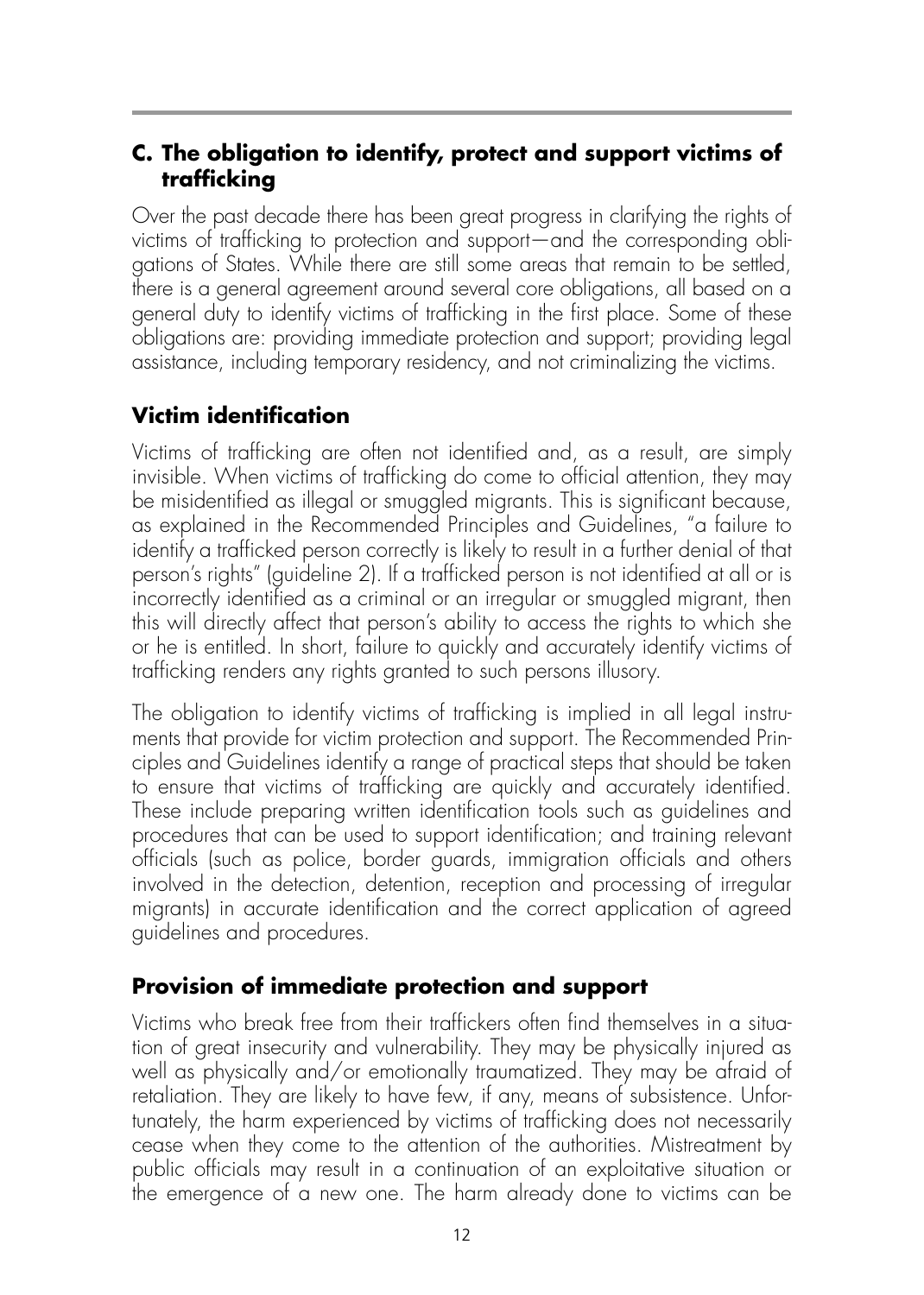## C. The obligation to identify, protect and support victims of trafficking

Over the past decade there has been great progress in clarifying the rights of victims of trafficking to protection and support—and the corresponding obligations of States. While there are still some areas that remain to be settled, there is a general agreement around several core obligations, all based on a general duty to identify victims of trafficking in the first place. Some of these obligations are: providing immediate protection and support; providing legal assistance, including temporary residency, and not criminalizing the victims.

### Victim identification

Victims of trafficking are often not identified and, as a result, are simply invisible. When victims of trafficking do come to official attention, they may be misidentified as illegal or smuggled migrants. This is significant because, as explained in the Recommended Principles and Guidelines, "a failure to identify a trafficked person correctly is likely to result in a further denial of that person's rights" (guideline 2). If a trafficked person is not identified at all or is incorrectly identified as a criminal or an irregular or smuggled migrant, then this will directly affect that person's ability to access the rights to which she or he is entitled. In short, failure to quickly and accurately identify victims of trafficking renders any rights granted to such persons illusory.

The obligation to identify victims of trafficking is implied in all legal instruments that provide for victim protection and support. The Recommended Principles and Guidelines identify a range of practical steps that should be taken to ensure that victims of trafficking are quickly and accurately identified. These include preparing written identification tools such as guidelines and procedures that can be used to support identification; and training relevant officials (such as police, border guards, immigration officials and others involved in the detection, detention, reception and processing of irregular migrants) in accurate identification and the correct application of agreed guidelines and procedures.

### Provision of immediate protection and support

Victims who break free from their traffickers often find themselves in a situation of great insecurity and vulnerability. They may be physically injured as well as physically and/or emotionally traumatized. They may be afraid of retaliation. They are likely to have few, if any, means of subsistence. Unfortunately, the harm experienced by victims of trafficking does not necessarily cease when they come to the attention of the authorities. Mistreatment by public officials may result in a continuation of an exploitative situation or the emergence of a new one. The harm already done to victims can be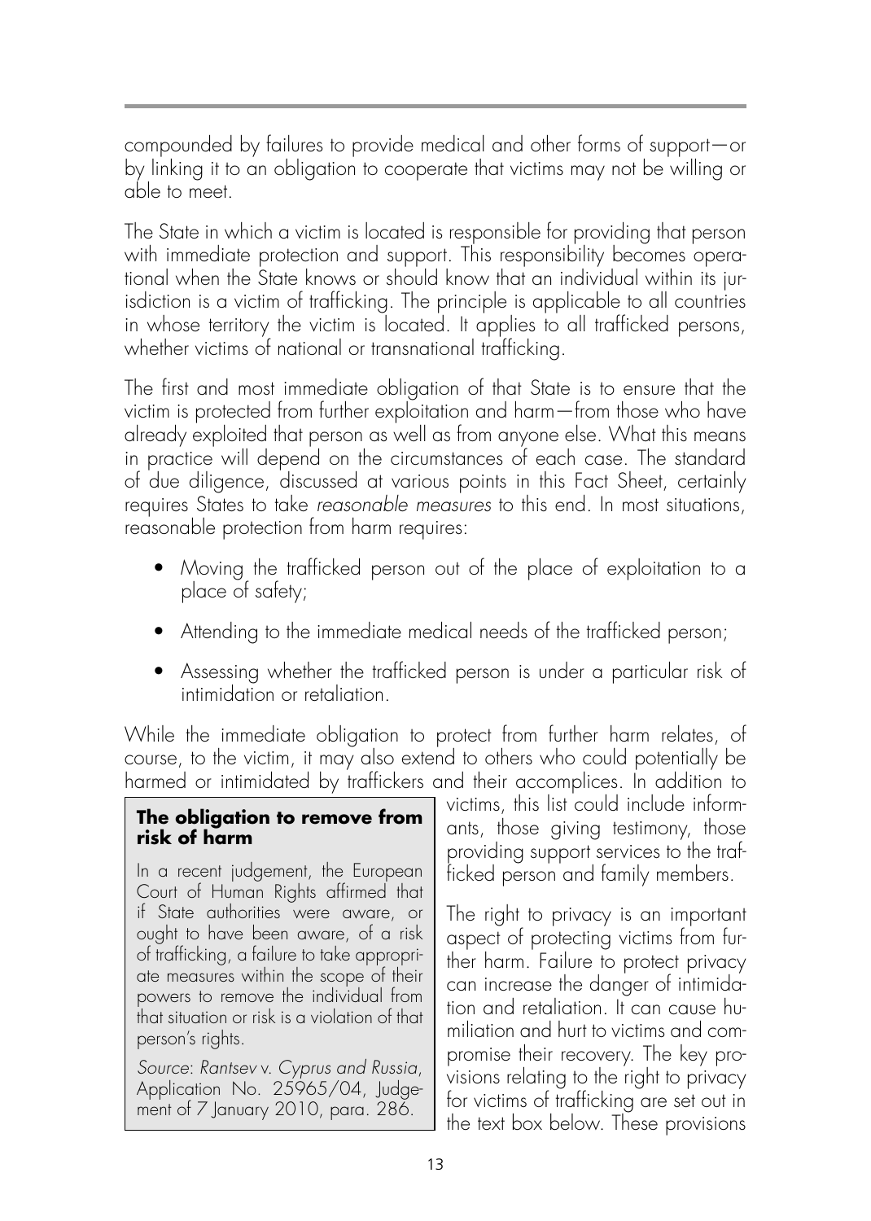compounded by failures to provide medical and other forms of support—or by linking it to an obligation to cooperate that victims may not be willing or able to meet.

The State in which a victim is located is responsible for providing that person with immediate protection and support. This responsibility becomes operational when the State knows or should know that an individual within its jurisdiction is a victim of trafficking. The principle is applicable to all countries in whose territory the victim is located. It applies to all trafficked persons, whether victims of national or transnational trafficking.

The first and most immediate obligation of that State is to ensure that the victim is protected from further exploitation and harm—from those who have already exploited that person as well as from anyone else. What this means in practice will depend on the circumstances of each case. The standard of due diligence, discussed at various points in this Fact Sheet, certainly requires States to take *reasonable measures* to this end. In most situations, reasonable protection from harm requires:

- Moving the trafficked person out of the place of exploitation to a place of safety;
- Attending to the immediate medical needs of the trafficked person;
- Assessing whether the trafficked person is under a particular risk of intimidation or retaliation.

While the immediate obligation to protect from further harm relates, of course, to the victim, it may also extend to others who could potentially be harmed or intimidated by traffickers and their accomplices. In addition to victims, this list could include informants, those giving testimony, those providing support services to the trafficked person and family members.

> **The obligation to remove from risk of harm**
>
> In a recent judgement, the European Court of Human Rights affirmed that if State authorities were aware, or ought to have been aware, of a risk of trafficking, a failure to take appropriate measures within the scope of their powers to remove the individual from that situation or risk is a violation of that person's rights.
>
> *Source*: *Rantsev* v. *Cyprus and Russia*, Application No. 25965/04, Judgement of 7 January 2010, para. 286.

The right to privacy is an important aspect of protecting victims from further harm. Failure to protect privacy can increase the danger of intimidation and retaliation. It can cause humiliation and hurt to victims and compromise their recovery. The key provisions relating to the right to privacy for victims of trafficking are set out in the text box below. These provisions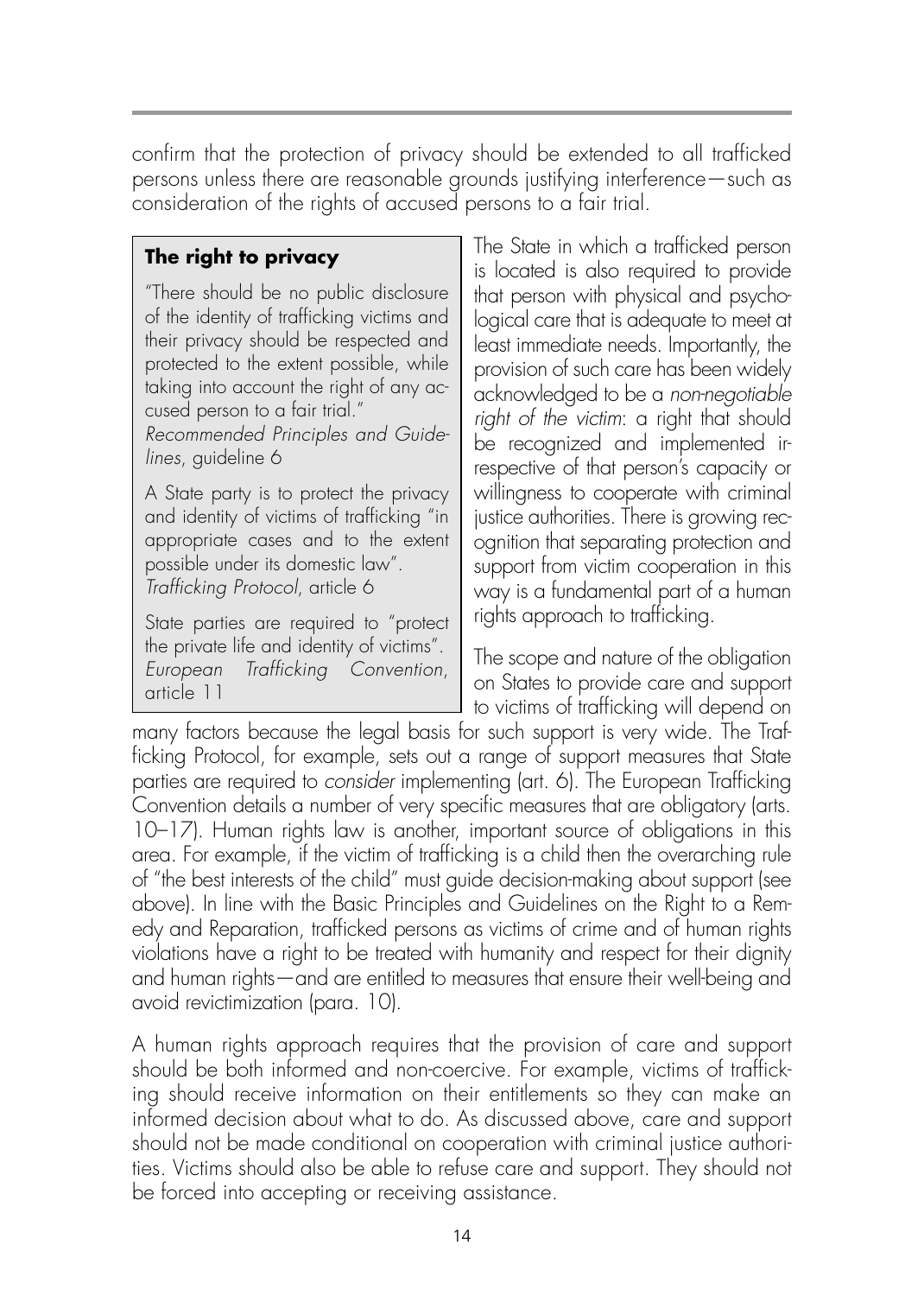confirm that the protection of privacy should be extended to all trafficked persons unless there are reasonable grounds justifying interference—such as consideration of the rights of accused persons to a fair trial.

> **The right to privacy**
>
> "There should be no public disclosure of the identity of trafficking victims and their privacy should be respected and protected to the extent possible, while taking into account the right of any accused person to a fair trial."
> *Recommended Principles and Guidelines*, guideline 6
>
> A State party is to protect the privacy and identity of victims of trafficking "in appropriate cases and to the extent possible under its domestic law".
> *Trafficking Protocol*, article 6
>
> State parties are required to "protect the private life and identity of victims".
> *European Trafficking Convention*, article 11

The State in which a trafficked person is located is also required to provide that person with physical and psychological care that is adequate to meet at least immediate needs. Importantly, the provision of such care has been widely acknowledged to be a *non-negotiable right of the victim*: a right that should be recognized and implemented irrespective of that person's capacity or willingness to cooperate with criminal justice authorities. There is growing recognition that separating protection and support from victim cooperation in this way is a fundamental part of a human rights approach to trafficking.

The scope and nature of the obligation on States to provide care and support to victims of trafficking will depend on many factors because the legal basis for such support is very wide. The Trafficking Protocol, for example, sets out a range of support measures that State parties are required to *consider* implementing (art. 6). The European Trafficking Convention details a number of very specific measures that are obligatory (arts. 10–17). Human rights law is another, important source of obligations in this area. For example, if the victim of trafficking is a child then the overarching rule of "the best interests of the child" must guide decision-making about support (see above). In line with the Basic Principles and Guidelines on the Right to a Remedy and Reparation, trafficked persons as victims of crime and of human rights violations have a right to be treated with humanity and respect for their dignity and human rights—and are entitled to measures that ensure their well-being and avoid revictimization (para. 10).

A human rights approach requires that the provision of care and support should be both informed and non-coercive. For example, victims of trafficking should receive information on their entitlements so they can make an informed decision about what to do. As discussed above, care and support should not be made conditional on cooperation with criminal justice authorities. Victims should also be able to refuse care and support. They should not be forced into accepting or receiving assistance.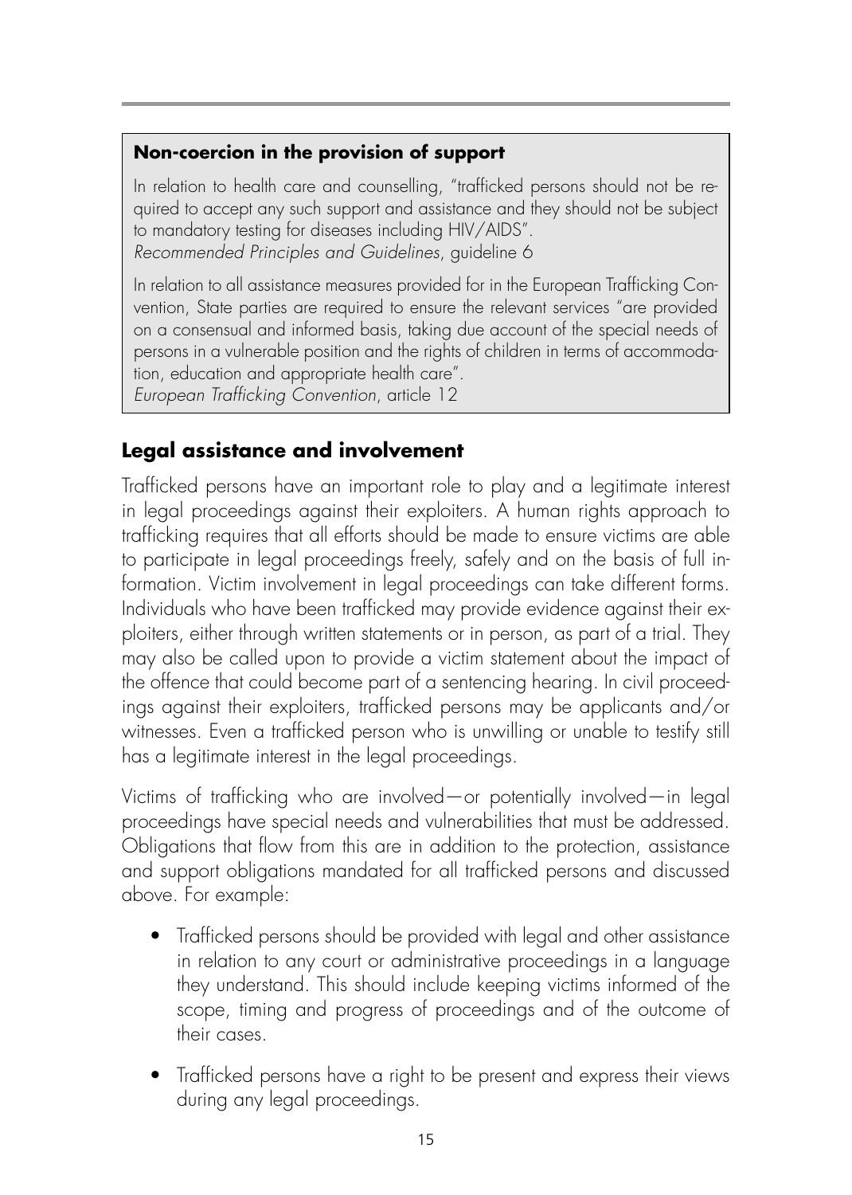**Non-coercion in the provision of support**

In relation to health care and counselling, "trafficked persons should not be required to accept any such support and assistance and they should not be subject to mandatory testing for diseases including HIV/AIDS".
*Recommended Principles and Guidelines*, guideline 6

In relation to all assistance measures provided for in the European Trafficking Convention, State parties are required to ensure the relevant services "are provided on a consensual and informed basis, taking due account of the special needs of persons in a vulnerable position and the rights of children in terms of accommodation, education and appropriate health care".
*European Trafficking Convention*, article 12

## Legal assistance and involvement

Trafficked persons have an important role to play and a legitimate interest in legal proceedings against their exploiters. A human rights approach to trafficking requires that all efforts should be made to ensure victims are able to participate in legal proceedings freely, safely and on the basis of full information. Victim involvement in legal proceedings can take different forms. Individuals who have been trafficked may provide evidence against their exploiters, either through written statements or in person, as part of a trial. They may also be called upon to provide a victim statement about the impact of the offence that could become part of a sentencing hearing. In civil proceedings against their exploiters, trafficked persons may be applicants and/or witnesses. Even a trafficked person who is unwilling or unable to testify still has a legitimate interest in the legal proceedings.

Victims of trafficking who are involved—or potentially involved—in legal proceedings have special needs and vulnerabilities that must be addressed. Obligations that flow from this are in addition to the protection, assistance and support obligations mandated for all trafficked persons and discussed above. For example:

- Trafficked persons should be provided with legal and other assistance in relation to any court or administrative proceedings in a language they understand. This should include keeping victims informed of the scope, timing and progress of proceedings and of the outcome of their cases.
- Trafficked persons have a right to be present and express their views during any legal proceedings.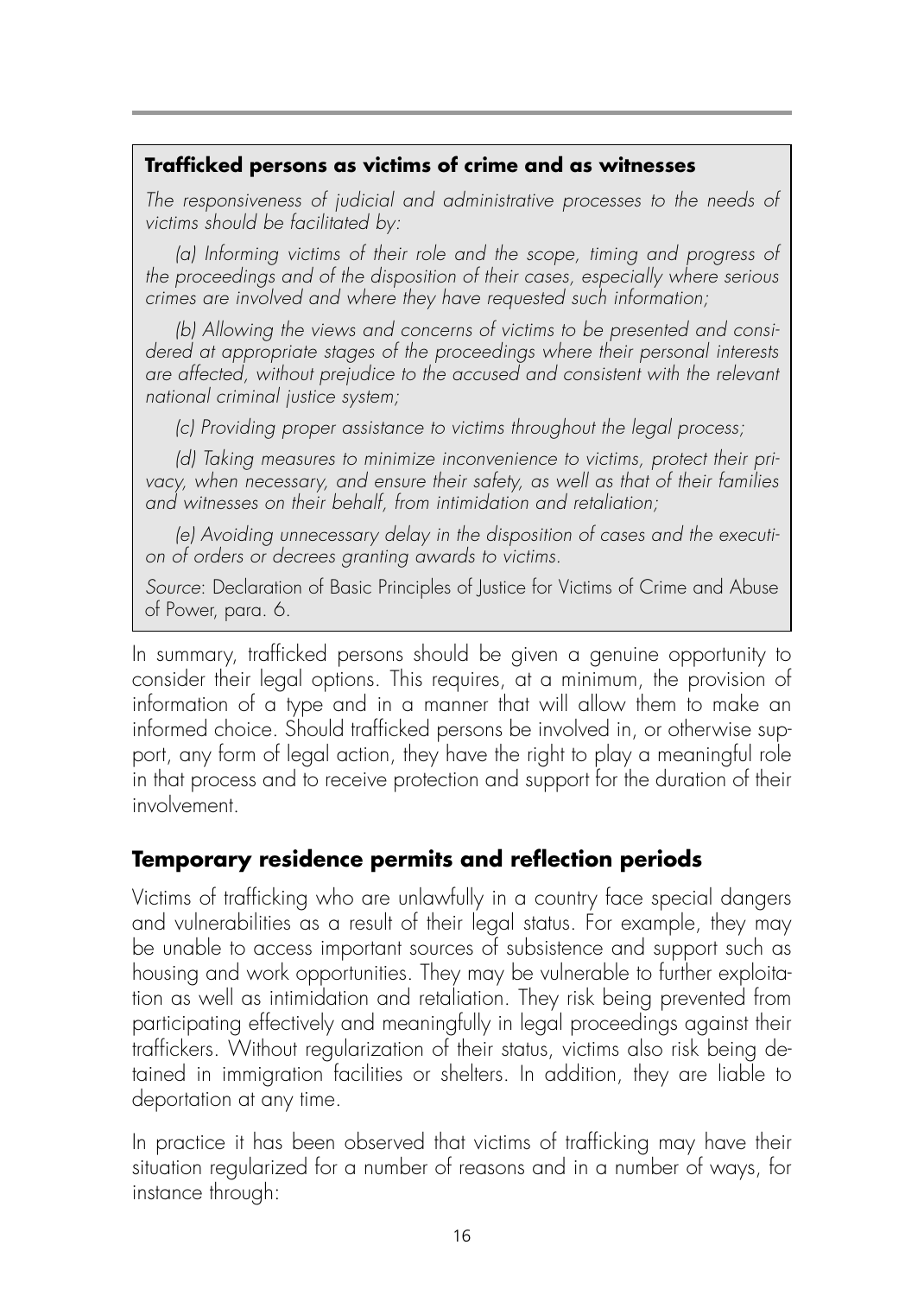**Trafficked persons as victims of crime and as witnesses**

*The responsiveness of judicial and administrative processes to the needs of victims should be facilitated by:*

*(a) Informing victims of their role and the scope, timing and progress of the proceedings and of the disposition of their cases, especially where serious crimes are involved and where they have requested such information;*

*(b) Allowing the views and concerns of victims to be presented and considered at appropriate stages of the proceedings where their personal interests are affected, without prejudice to the accused and consistent with the relevant national criminal justice system;*

*(c) Providing proper assistance to victims throughout the legal process;*

*(d) Taking measures to minimize inconvenience to victims, protect their privacy, when necessary, and ensure their safety, as well as that of their families and witnesses on their behalf, from intimidation and retaliation;*

*(e) Avoiding unnecessary delay in the disposition of cases and the execution of orders or decrees granting awards to victims.*

*Source*: Declaration of Basic Principles of Justice for Victims of Crime and Abuse of Power, para. 6.

In summary, trafficked persons should be given a genuine opportunity to consider their legal options. This requires, at a minimum, the provision of information of a type and in a manner that will allow them to make an informed choice. Should trafficked persons be involved in, or otherwise support, any form of legal action, they have the right to play a meaningful role in that process and to receive protection and support for the duration of their involvement.

## Temporary residence permits and reflection periods

Victims of trafficking who are unlawfully in a country face special dangers and vulnerabilities as a result of their legal status. For example, they may be unable to access important sources of subsistence and support such as housing and work opportunities. They may be vulnerable to further exploitation as well as intimidation and retaliation. They risk being prevented from participating effectively and meaningfully in legal proceedings against their traffickers. Without regularization of their status, victims also risk being detained in immigration facilities or shelters. In addition, they are liable to deportation at any time.

In practice it has been observed that victims of trafficking may have their situation regularized for a number of reasons and in a number of ways, for instance through: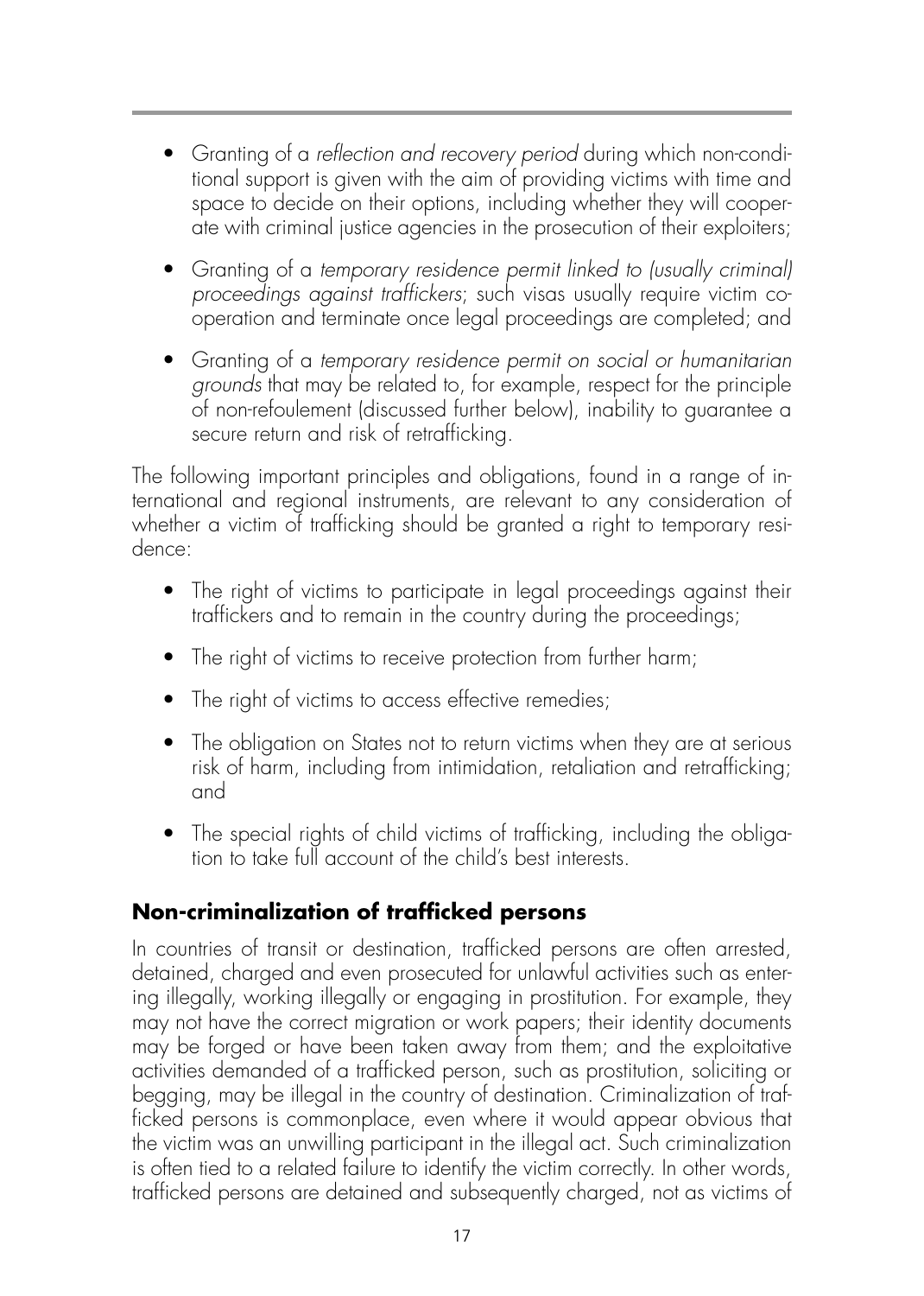- Granting of a *reflection and recovery period* during which non-conditional support is given with the aim of providing victims with time and space to decide on their options, including whether they will cooperate with criminal justice agencies in the prosecution of their exploiters;
- Granting of a *temporary residence permit linked to (usually criminal) proceedings against traffickers*; such visas usually require victim cooperation and terminate once legal proceedings are completed; and
- Granting of a *temporary residence permit on social or humanitarian grounds* that may be related to, for example, respect for the principle of non-refoulement (discussed further below), inability to guarantee a secure return and risk of retrafficking.

The following important principles and obligations, found in a range of international and regional instruments, are relevant to any consideration of whether a victim of trafficking should be granted a right to temporary residence:

- The right of victims to participate in legal proceedings against their traffickers and to remain in the country during the proceedings;
- The right of victims to receive protection from further harm;
- The right of victims to access effective remedies;
- The obligation on States not to return victims when they are at serious risk of harm, including from intimidation, retaliation and retrafficking; and
- The special rights of child victims of trafficking, including the obligation to take full account of the child's best interests.

## Non-criminalization of trafficked persons

In countries of transit or destination, trafficked persons are often arrested, detained, charged and even prosecuted for unlawful activities such as entering illegally, working illegally or engaging in prostitution. For example, they may not have the correct migration or work papers; their identity documents may be forged or have been taken away from them; and the exploitative activities demanded of a trafficked person, such as prostitution, soliciting or begging, may be illegal in the country of destination. Criminalization of trafficked persons is commonplace, even where it would appear obvious that the victim was an unwilling participant in the illegal act. Such criminalization is often tied to a related failure to identify the victim correctly. In other words, trafficked persons are detained and subsequently charged, not as victims of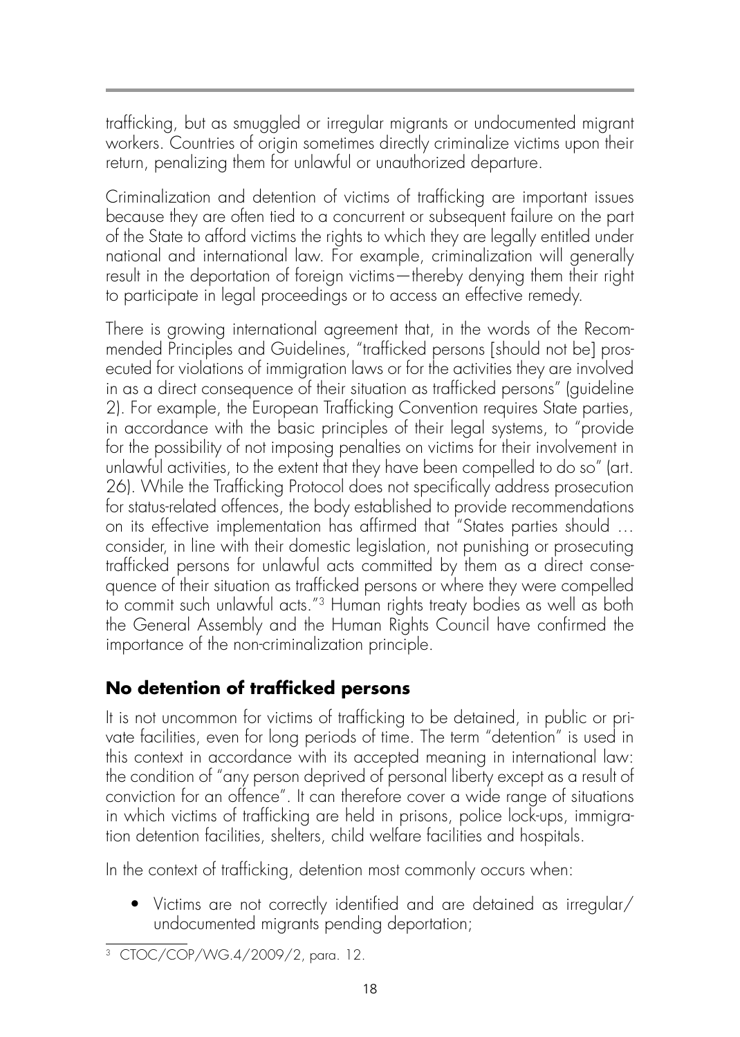trafficking, but as smuggled or irregular migrants or undocumented migrant workers. Countries of origin sometimes directly criminalize victims upon their return, penalizing them for unlawful or unauthorized departure.

Criminalization and detention of victims of trafficking are important issues because they are often tied to a concurrent or subsequent failure on the part of the State to afford victims the rights to which they are legally entitled under national and international law. For example, criminalization will generally result in the deportation of foreign victims—thereby denying them their right to participate in legal proceedings or to access an effective remedy.

There is growing international agreement that, in the words of the Recommended Principles and Guidelines, "trafficked persons [should not be] prosecuted for violations of immigration laws or for the activities they are involved in as a direct consequence of their situation as trafficked persons" (guideline 2). For example, the European Trafficking Convention requires State parties, in accordance with the basic principles of their legal systems, to "provide for the possibility of not imposing penalties on victims for their involvement in unlawful activities, to the extent that they have been compelled to do so" (art. 26). While the Trafficking Protocol does not specifically address prosecution for status-related offences, the body established to provide recommendations on its effective implementation has affirmed that "States parties should … consider, in line with their domestic legislation, not punishing or prosecuting trafficked persons for unlawful acts committed by them as a direct consequence of their situation as trafficked persons or where they were compelled to commit such unlawful acts."[3] Human rights treaty bodies as well as both the General Assembly and the Human Rights Council have confirmed the importance of the non-criminalization principle.

## No detention of trafficked persons

It is not uncommon for victims of trafficking to be detained, in public or private facilities, even for long periods of time. The term "detention" is used in this context in accordance with its accepted meaning in international law: the condition of "any person deprived of personal liberty except as a result of conviction for an offence". It can therefore cover a wide range of situations in which victims of trafficking are held in prisons, police lock-ups, immigration detention facilities, shelters, child welfare facilities and hospitals.

In the context of trafficking, detention most commonly occurs when:

- Victims are not correctly identified and are detained as irregular/undocumented migrants pending deportation;

[3] CTOC/COP/WG.4/2009/2, para. 12.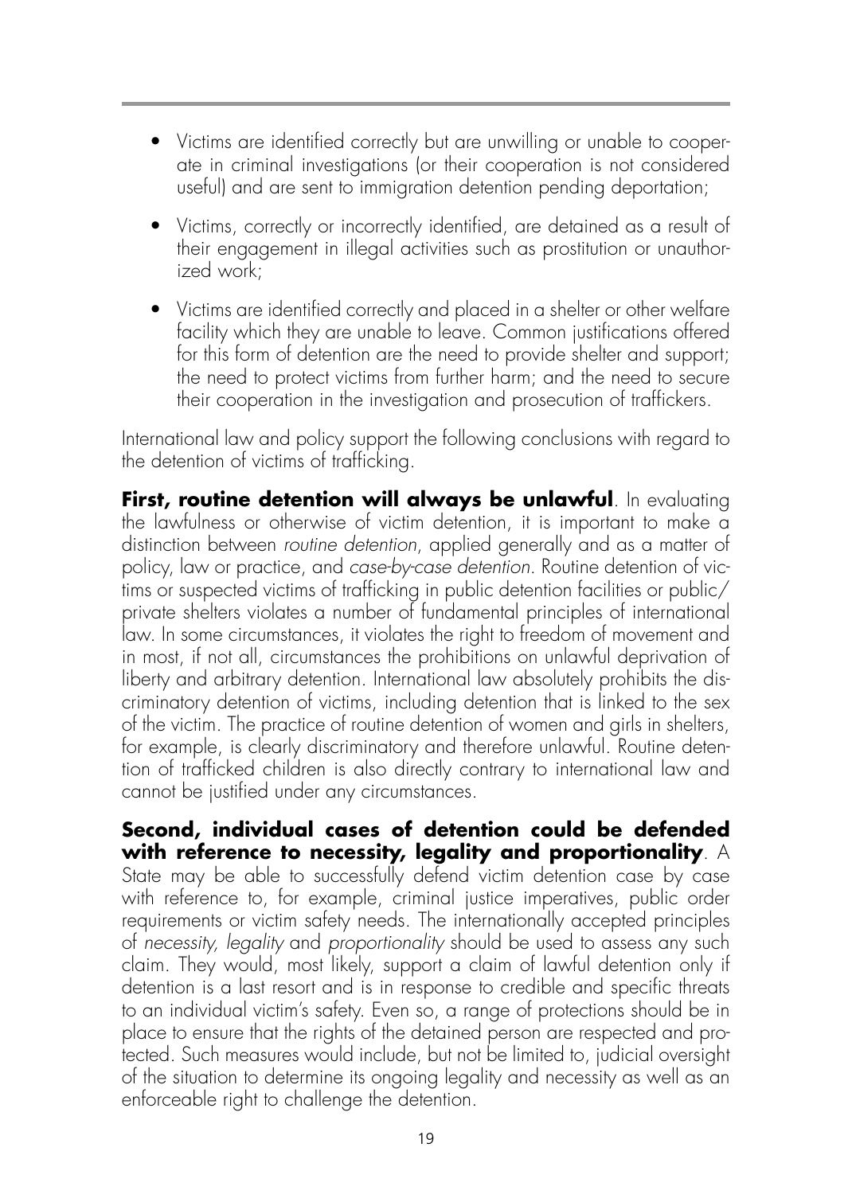- Victims are identified correctly but are unwilling or unable to cooperate in criminal investigations (or their cooperation is not considered useful) and are sent to immigration detention pending deportation;
- Victims, correctly or incorrectly identified, are detained as a result of their engagement in illegal activities such as prostitution or unauthorized work;
- Victims are identified correctly and placed in a shelter or other welfare facility which they are unable to leave. Common justifications offered for this form of detention are the need to provide shelter and support; the need to protect victims from further harm; and the need to secure their cooperation in the investigation and prosecution of traffickers.

International law and policy support the following conclusions with regard to the detention of victims of trafficking.

**First, routine detention will always be unlawful**. In evaluating the lawfulness or otherwise of victim detention, it is important to make a distinction between *routine detention*, applied generally and as a matter of policy, law or practice, and *case-by-case detention*. Routine detention of victims or suspected victims of trafficking in public detention facilities or public/private shelters violates a number of fundamental principles of international law. In some circumstances, it violates the right to freedom of movement and in most, if not all, circumstances the prohibitions on unlawful deprivation of liberty and arbitrary detention. International law absolutely prohibits the discriminatory detention of victims, including detention that is linked to the sex of the victim. The practice of routine detention of women and girls in shelters, for example, is clearly discriminatory and therefore unlawful. Routine detention of trafficked children is also directly contrary to international law and cannot be justified under any circumstances.

**Second, individual cases of detention could be defended with reference to necessity, legality and proportionality**. A State may be able to successfully defend victim detention case by case with reference to, for example, criminal justice imperatives, public order requirements or victim safety needs. The internationally accepted principles of *necessity, legality* and *proportionality* should be used to assess any such claim. They would, most likely, support a claim of lawful detention only if detention is a last resort and is in response to credible and specific threats to an individual victim's safety. Even so, a range of protections should be in place to ensure that the rights of the detained person are respected and protected. Such measures would include, but not be limited to, judicial oversight of the situation to determine its ongoing legality and necessity as well as an enforceable right to challenge the detention.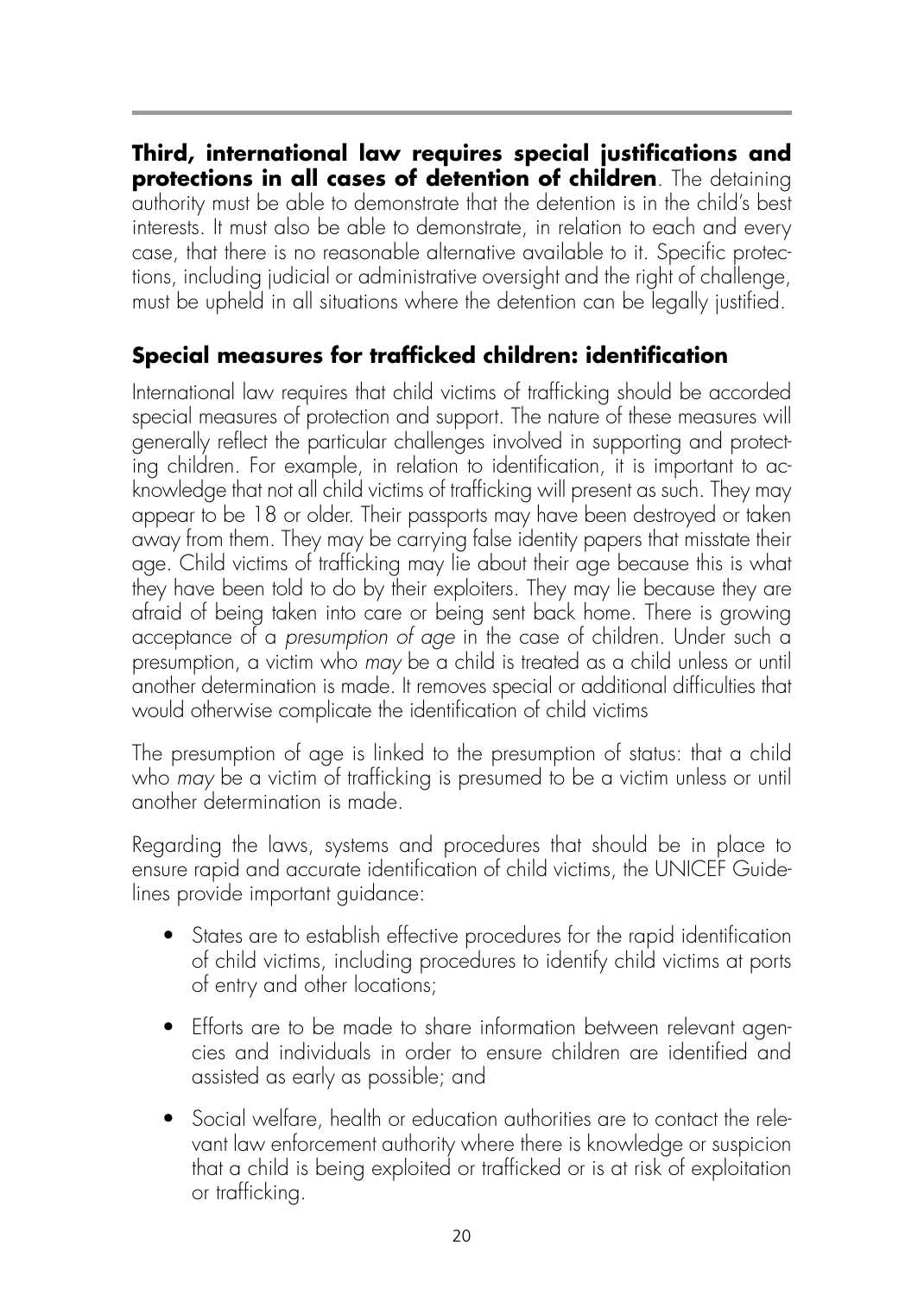**Third, international law requires special justifications and protections in all cases of detention of children**. The detaining authority must be able to demonstrate that the detention is in the child's best interests. It must also be able to demonstrate, in relation to each and every case, that there is no reasonable alternative available to it. Specific protections, including judicial or administrative oversight and the right of challenge, must be upheld in all situations where the detention can be legally justified.

## Special measures for trafficked children: identification

International law requires that child victims of trafficking should be accorded special measures of protection and support. The nature of these measures will generally reflect the particular challenges involved in supporting and protecting children. For example, in relation to identification, it is important to acknowledge that not all child victims of trafficking will present as such. They may appear to be 18 or older. Their passports may have been destroyed or taken away from them. They may be carrying false identity papers that misstate their age. Child victims of trafficking may lie about their age because this is what they have been told to do by their exploiters. They may lie because they are afraid of being taken into care or being sent back home. There is growing acceptance of a *presumption of age* in the case of children. Under such a presumption, a victim who *may* be a child is treated as a child unless or until another determination is made. It removes special or additional difficulties that would otherwise complicate the identification of child victims

The presumption of age is linked to the presumption of status: that a child who *may* be a victim of trafficking is presumed to be a victim unless or until another determination is made.

Regarding the laws, systems and procedures that should be in place to ensure rapid and accurate identification of child victims, the UNICEF Guidelines provide important guidance:

- States are to establish effective procedures for the rapid identification of child victims, including procedures to identify child victims at ports of entry and other locations;
- Efforts are to be made to share information between relevant agencies and individuals in order to ensure children are identified and assisted as early as possible; and
- Social welfare, health or education authorities are to contact the relevant law enforcement authority where there is knowledge or suspicion that a child is being exploited or trafficked or is at risk of exploitation or trafficking.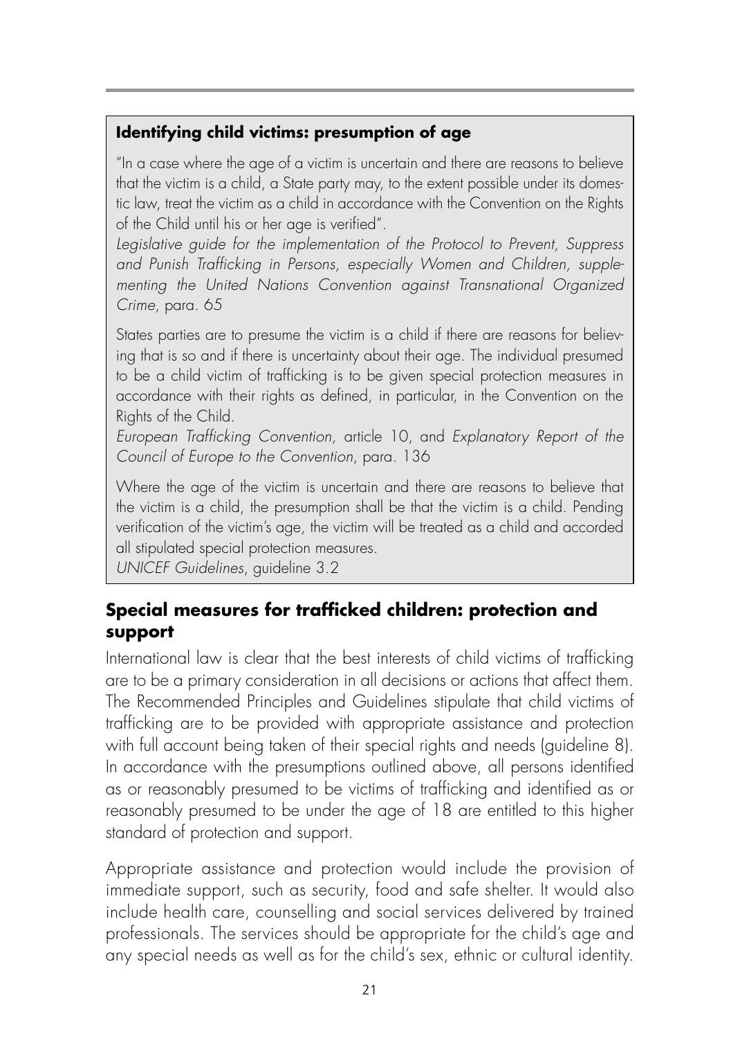### Identifying child victims: presumption of age

"In a case where the age of a victim is uncertain and there are reasons to believe that the victim is a child, a State party may, to the extent possible under its domestic law, treat the victim as a child in accordance with the Convention on the Rights of the Child until his or her age is verified".

*Legislative guide for the implementation of the Protocol to Prevent, Suppress and Punish Trafficking in Persons, especially Women and Children, supplementing the United Nations Convention against Transnational Organized Crime*, para. 65

States parties are to presume the victim is a child if there are reasons for believing that is so and if there is uncertainty about their age. The individual presumed to be a child victim of trafficking is to be given special protection measures in accordance with their rights as defined, in particular, in the Convention on the Rights of the Child.

*European Trafficking Convention*, article 10, and *Explanatory Report of the Council of Europe to the Convention*, para. 136

Where the age of the victim is uncertain and there are reasons to believe that the victim is a child, the presumption shall be that the victim is a child. Pending verification of the victim's age, the victim will be treated as a child and accorded all stipulated special protection measures.

*UNICEF Guidelines*, guideline 3.2

## Special measures for trafficked children: protection and support

International law is clear that the best interests of child victims of trafficking are to be a primary consideration in all decisions or actions that affect them. The Recommended Principles and Guidelines stipulate that child victims of trafficking are to be provided with appropriate assistance and protection with full account being taken of their special rights and needs (guideline 8). In accordance with the presumptions outlined above, all persons identified as or reasonably presumed to be victims of trafficking and identified as or reasonably presumed to be under the age of 18 are entitled to this higher standard of protection and support.

Appropriate assistance and protection would include the provision of immediate support, such as security, food and safe shelter. It would also include health care, counselling and social services delivered by trained professionals. The services should be appropriate for the child's age and any special needs as well as for the child's sex, ethnic or cultural identity.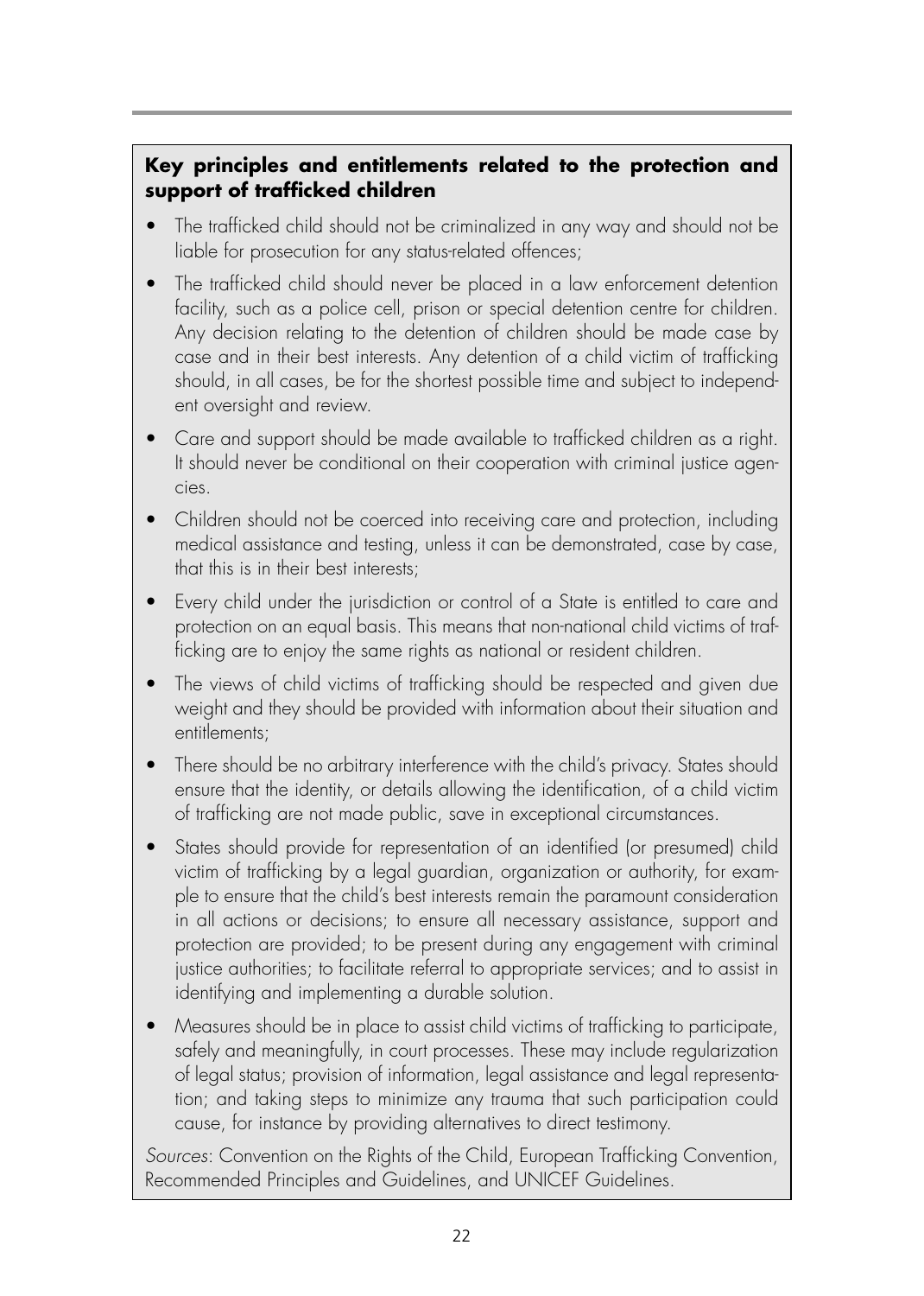**Key principles and entitlements related to the protection and support of trafficked children**

- The trafficked child should not be criminalized in any way and should not be liable for prosecution for any status-related offences;
- The trafficked child should never be placed in a law enforcement detention facility, such as a police cell, prison or special detention centre for children. Any decision relating to the detention of children should be made case by case and in their best interests. Any detention of a child victim of trafficking should, in all cases, be for the shortest possible time and subject to independent oversight and review.
- Care and support should be made available to trafficked children as a right. It should never be conditional on their cooperation with criminal justice agencies.
- Children should not be coerced into receiving care and protection, including medical assistance and testing, unless it can be demonstrated, case by case, that this is in their best interests;
- Every child under the jurisdiction or control of a State is entitled to care and protection on an equal basis. This means that non-national child victims of trafficking are to enjoy the same rights as national or resident children.
- The views of child victims of trafficking should be respected and given due weight and they should be provided with information about their situation and entitlements;
- There should be no arbitrary interference with the child's privacy. States should ensure that the identity, or details allowing the identification, of a child victim of trafficking are not made public, save in exceptional circumstances.
- States should provide for representation of an identified (or presumed) child victim of trafficking by a legal guardian, organization or authority, for example to ensure that the child's best interests remain the paramount consideration in all actions or decisions; to ensure all necessary assistance, support and protection are provided; to be present during any engagement with criminal justice authorities; to facilitate referral to appropriate services; and to assist in identifying and implementing a durable solution.
- Measures should be in place to assist child victims of trafficking to participate, safely and meaningfully, in court processes. These may include regularization of legal status; provision of information, legal assistance and legal representation; and taking steps to minimize any trauma that such participation could cause, for instance by providing alternatives to direct testimony.

*Sources*: Convention on the Rights of the Child, European Trafficking Convention, Recommended Principles and Guidelines, and UNICEF Guidelines.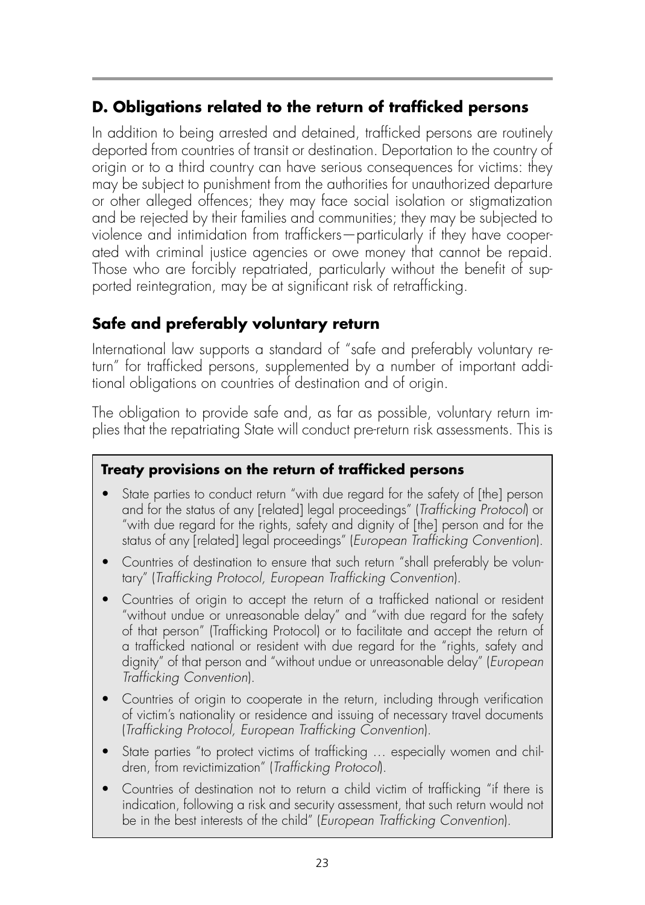## D. Obligations related to the return of trafficked persons

In addition to being arrested and detained, trafficked persons are routinely deported from countries of transit or destination. Deportation to the country of origin or to a third country can have serious consequences for victims: they may be subject to punishment from the authorities for unauthorized departure or other alleged offences; they may face social isolation or stigmatization and be rejected by their families and communities; they may be subjected to violence and intimidation from traffickers—particularly if they have cooperated with criminal justice agencies or owe money that cannot be repaid. Those who are forcibly repatriated, particularly without the benefit of supported reintegration, may be at significant risk of retrafficking.

### Safe and preferably voluntary return

International law supports a standard of "safe and preferably voluntary return" for trafficked persons, supplemented by a number of important additional obligations on countries of destination and of origin.

The obligation to provide safe and, as far as possible, voluntary return implies that the repatriating State will conduct pre-return risk assessments. This is

> **Treaty provisions on the return of trafficked persons**
>
> - State parties to conduct return "with due regard for the safety of [the] person and for the status of any [related] legal proceedings" (*Trafficking Protocol*) or "with due regard for the rights, safety and dignity of [the] person and for the status of any [related] legal proceedings" (*European Trafficking Convention*).
> - Countries of destination to ensure that such return "shall preferably be voluntary" (*Trafficking Protocol, European Trafficking Convention*).
> - Countries of origin to accept the return of a trafficked national or resident "without undue or unreasonable delay" and "with due regard for the safety of that person" (Trafficking Protocol) or to facilitate and accept the return of a trafficked national or resident with due regard for the "rights, safety and dignity" of that person and "without undue or unreasonable delay" (*European Trafficking Convention*).
> - Countries of origin to cooperate in the return, including through verification of victim's nationality or residence and issuing of necessary travel documents (*Trafficking Protocol, European Trafficking Convention*).
> - State parties "to protect victims of trafficking … especially women and children, from revictimization" (*Trafficking Protocol*).
> - Countries of destination not to return a child victim of trafficking "if there is indication, following a risk and security assessment, that such return would not be in the best interests of the child" (*European Trafficking Convention*).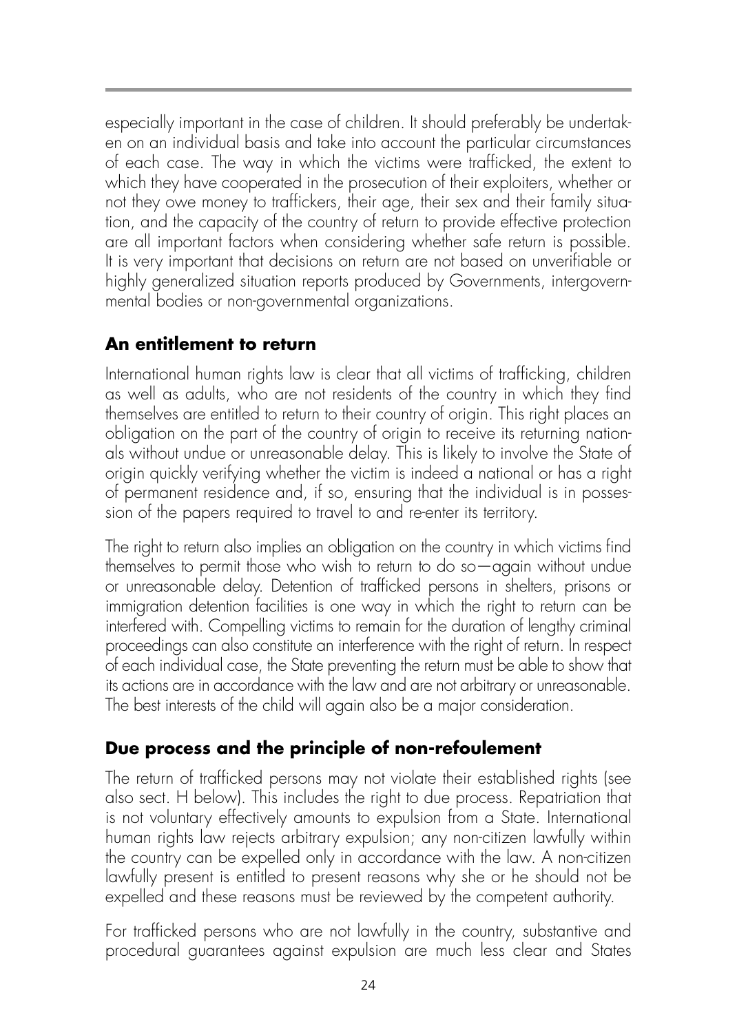especially important in the case of children. It should preferably be undertaken on an individual basis and take into account the particular circumstances of each case. The way in which the victims were trafficked, the extent to which they have cooperated in the prosecution of their exploiters, whether or not they owe money to traffickers, their age, their sex and their family situation, and the capacity of the country of return to provide effective protection are all important factors when considering whether safe return is possible. It is very important that decisions on return are not based on unverifiable or highly generalized situation reports produced by Governments, intergovernmental bodies or non-governmental organizations.

## An entitlement to return

International human rights law is clear that all victims of trafficking, children as well as adults, who are not residents of the country in which they find themselves are entitled to return to their country of origin. This right places an obligation on the part of the country of origin to receive its returning nationals without undue or unreasonable delay. This is likely to involve the State of origin quickly verifying whether the victim is indeed a national or has a right of permanent residence and, if so, ensuring that the individual is in possession of the papers required to travel to and re-enter its territory.

The right to return also implies an obligation on the country in which victims find themselves to permit those who wish to return to do so—again without undue or unreasonable delay. Detention of trafficked persons in shelters, prisons or immigration detention facilities is one way in which the right to return can be interfered with. Compelling victims to remain for the duration of lengthy criminal proceedings can also constitute an interference with the right of return. In respect of each individual case, the State preventing the return must be able to show that its actions are in accordance with the law and are not arbitrary or unreasonable. The best interests of the child will again also be a major consideration.

## Due process and the principle of non-refoulement

The return of trafficked persons may not violate their established rights (see also sect. H below). This includes the right to due process. Repatriation that is not voluntary effectively amounts to expulsion from a State. International human rights law rejects arbitrary expulsion; any non-citizen lawfully within the country can be expelled only in accordance with the law. A non-citizen lawfully present is entitled to present reasons why she or he should not be expelled and these reasons must be reviewed by the competent authority.

For trafficked persons who are not lawfully in the country, substantive and procedural guarantees against expulsion are much less clear and States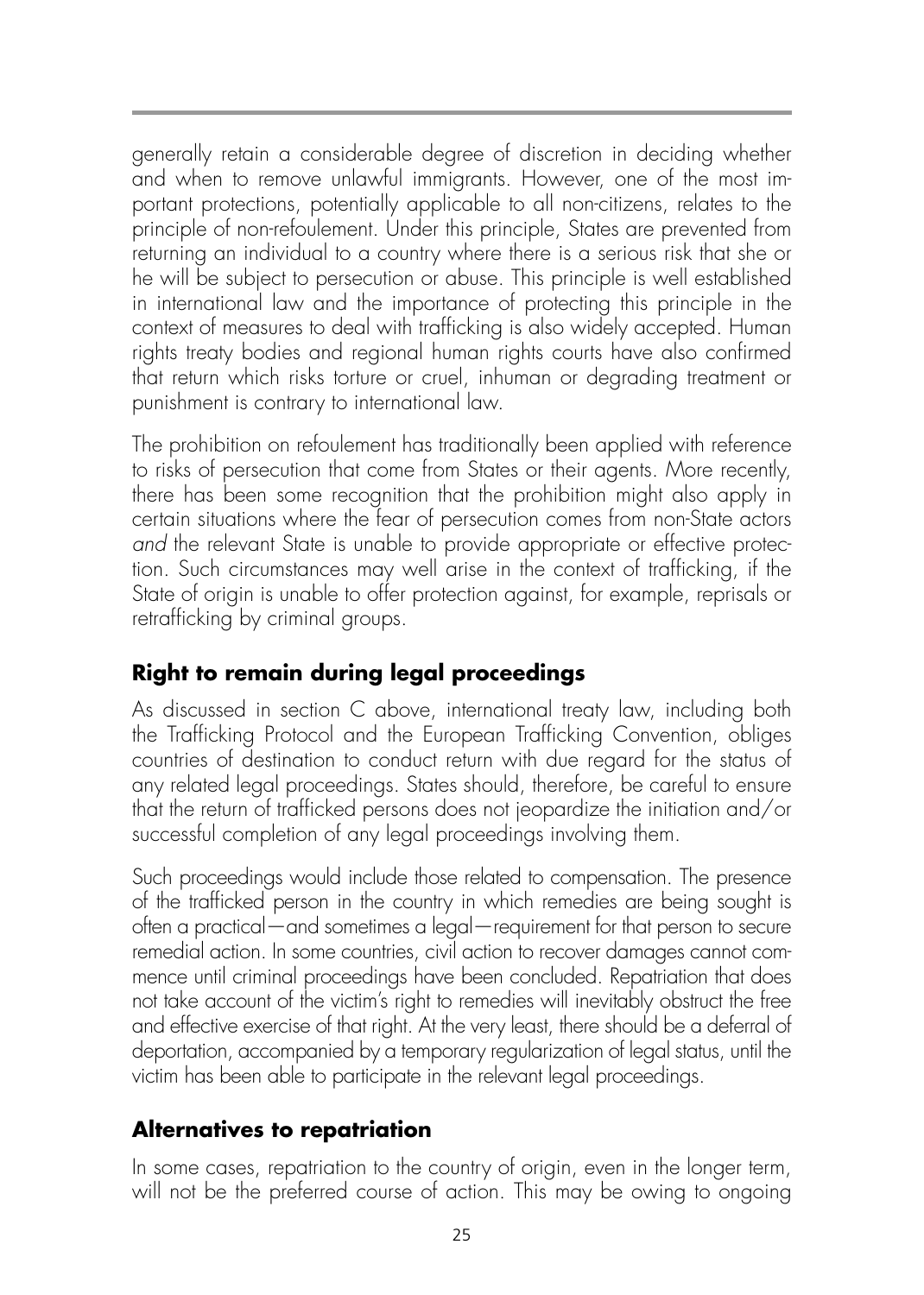generally retain a considerable degree of discretion in deciding whether and when to remove unlawful immigrants. However, one of the most important protections, potentially applicable to all non-citizens, relates to the principle of non-refoulement. Under this principle, States are prevented from returning an individual to a country where there is a serious risk that she or he will be subject to persecution or abuse. This principle is well established in international law and the importance of protecting this principle in the context of measures to deal with trafficking is also widely accepted. Human rights treaty bodies and regional human rights courts have also confirmed that return which risks torture or cruel, inhuman or degrading treatment or punishment is contrary to international law.

The prohibition on refoulement has traditionally been applied with reference to risks of persecution that come from States or their agents. More recently, there has been some recognition that the prohibition might also apply in certain situations where the fear of persecution comes from non-State actors *and* the relevant State is unable to provide appropriate or effective protection. Such circumstances may well arise in the context of trafficking, if the State of origin is unable to offer protection against, for example, reprisals or retrafficking by criminal groups.

### Right to remain during legal proceedings

As discussed in section C above, international treaty law, including both the Trafficking Protocol and the European Trafficking Convention, obliges countries of destination to conduct return with due regard for the status of any related legal proceedings. States should, therefore, be careful to ensure that the return of trafficked persons does not jeopardize the initiation and/or successful completion of any legal proceedings involving them.

Such proceedings would include those related to compensation. The presence of the trafficked person in the country in which remedies are being sought is often a practical—and sometimes a legal—requirement for that person to secure remedial action. In some countries, civil action to recover damages cannot commence until criminal proceedings have been concluded. Repatriation that does not take account of the victim's right to remedies will inevitably obstruct the free and effective exercise of that right. At the very least, there should be a deferral of deportation, accompanied by a temporary regularization of legal status, until the victim has been able to participate in the relevant legal proceedings.

### Alternatives to repatriation

In some cases, repatriation to the country of origin, even in the longer term, will not be the preferred course of action. This may be owing to ongoing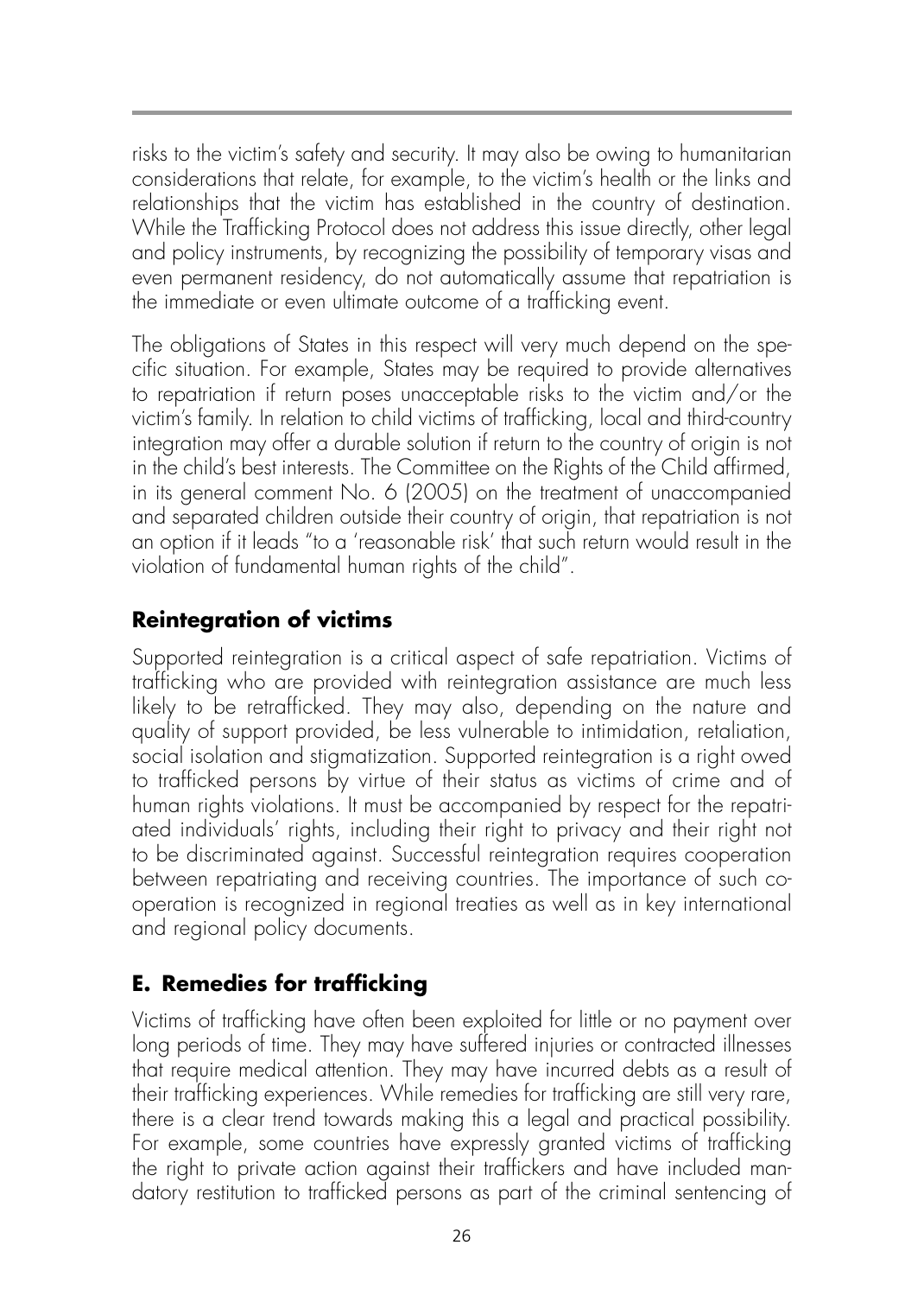risks to the victim's safety and security. It may also be owing to humanitarian considerations that relate, for example, to the victim's health or the links and relationships that the victim has established in the country of destination. While the Trafficking Protocol does not address this issue directly, other legal and policy instruments, by recognizing the possibility of temporary visas and even permanent residency, do not automatically assume that repatriation is the immediate or even ultimate outcome of a trafficking event.

The obligations of States in this respect will very much depend on the specific situation. For example, States may be required to provide alternatives to repatriation if return poses unacceptable risks to the victim and/or the victim's family. In relation to child victims of trafficking, local and third-country integration may offer a durable solution if return to the country of origin is not in the child's best interests. The Committee on the Rights of the Child affirmed, in its general comment No. 6 (2005) on the treatment of unaccompanied and separated children outside their country of origin, that repatriation is not an option if it leads "to a 'reasonable risk' that such return would result in the violation of fundamental human rights of the child".

### Reintegration of victims

Supported reintegration is a critical aspect of safe repatriation. Victims of trafficking who are provided with reintegration assistance are much less likely to be retrafficked. They may also, depending on the nature and quality of support provided, be less vulnerable to intimidation, retaliation, social isolation and stigmatization. Supported reintegration is a right owed to trafficked persons by virtue of their status as victims of crime and of human rights violations. It must be accompanied by respect for the repatriated individuals' rights, including their right to privacy and their right not to be discriminated against. Successful reintegration requires cooperation between repatriating and receiving countries. The importance of such cooperation is recognized in regional treaties as well as in key international and regional policy documents.

## E. Remedies for trafficking

Victims of trafficking have often been exploited for little or no payment over long periods of time. They may have suffered injuries or contracted illnesses that require medical attention. They may have incurred debts as a result of their trafficking experiences. While remedies for trafficking are still very rare, there is a clear trend towards making this a legal and practical possibility. For example, some countries have expressly granted victims of trafficking the right to private action against their traffickers and have included mandatory restitution to trafficked persons as part of the criminal sentencing of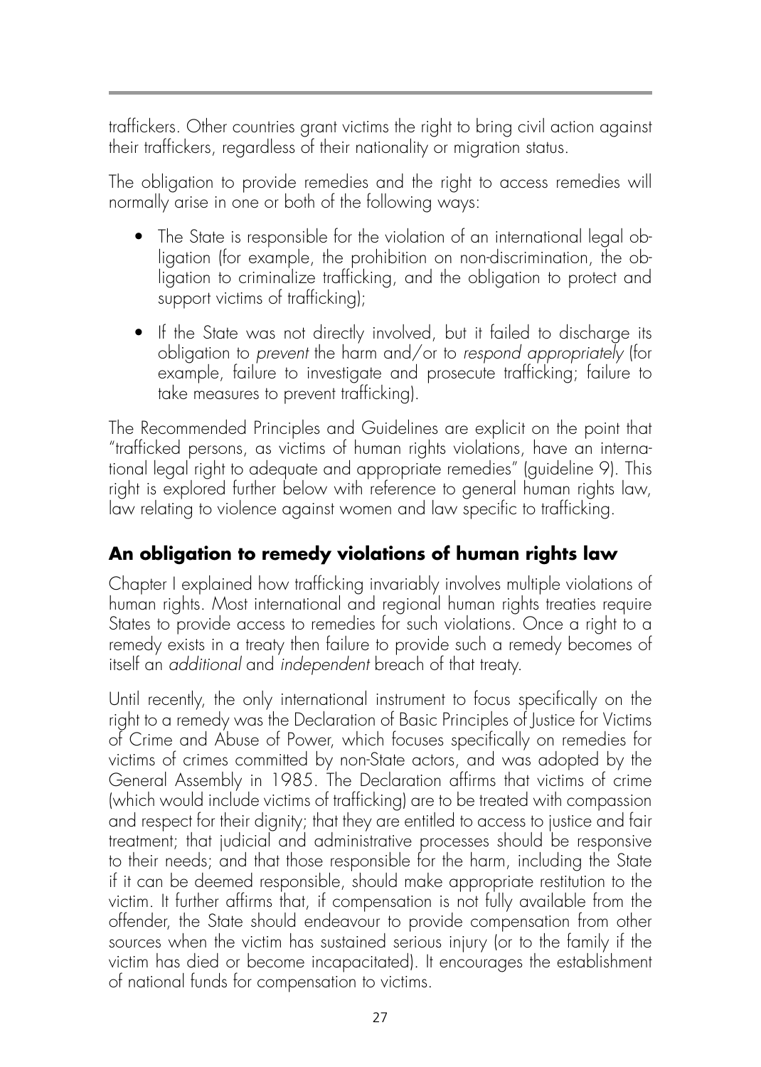traffickers. Other countries grant victims the right to bring civil action against their traffickers, regardless of their nationality or migration status.

The obligation to provide remedies and the right to access remedies will normally arise in one or both of the following ways:

- The State is responsible for the violation of an international legal obligation (for example, the prohibition on non-discrimination, the obligation to criminalize trafficking, and the obligation to protect and support victims of trafficking);
- If the State was not directly involved, but it failed to discharge its obligation to *prevent* the harm and/or to *respond appropriately* (for example, failure to investigate and prosecute trafficking; failure to take measures to prevent trafficking).

The Recommended Principles and Guidelines are explicit on the point that "trafficked persons, as victims of human rights violations, have an international legal right to adequate and appropriate remedies" (guideline 9). This right is explored further below with reference to general human rights law, law relating to violence against women and law specific to trafficking.

## An obligation to remedy violations of human rights law

Chapter I explained how trafficking invariably involves multiple violations of human rights. Most international and regional human rights treaties require States to provide access to remedies for such violations. Once a right to a remedy exists in a treaty then failure to provide such a remedy becomes of itself an *additional* and *independent* breach of that treaty.

Until recently, the only international instrument to focus specifically on the right to a remedy was the Declaration of Basic Principles of Justice for Victims of Crime and Abuse of Power, which focuses specifically on remedies for victims of crimes committed by non-State actors, and was adopted by the General Assembly in 1985. The Declaration affirms that victims of crime (which would include victims of trafficking) are to be treated with compassion and respect for their dignity; that they are entitled to access to justice and fair treatment; that judicial and administrative processes should be responsive to their needs; and that those responsible for the harm, including the State if it can be deemed responsible, should make appropriate restitution to the victim. It further affirms that, if compensation is not fully available from the offender, the State should endeavour to provide compensation from other sources when the victim has sustained serious injury (or to the family if the victim has died or become incapacitated). It encourages the establishment of national funds for compensation to victims.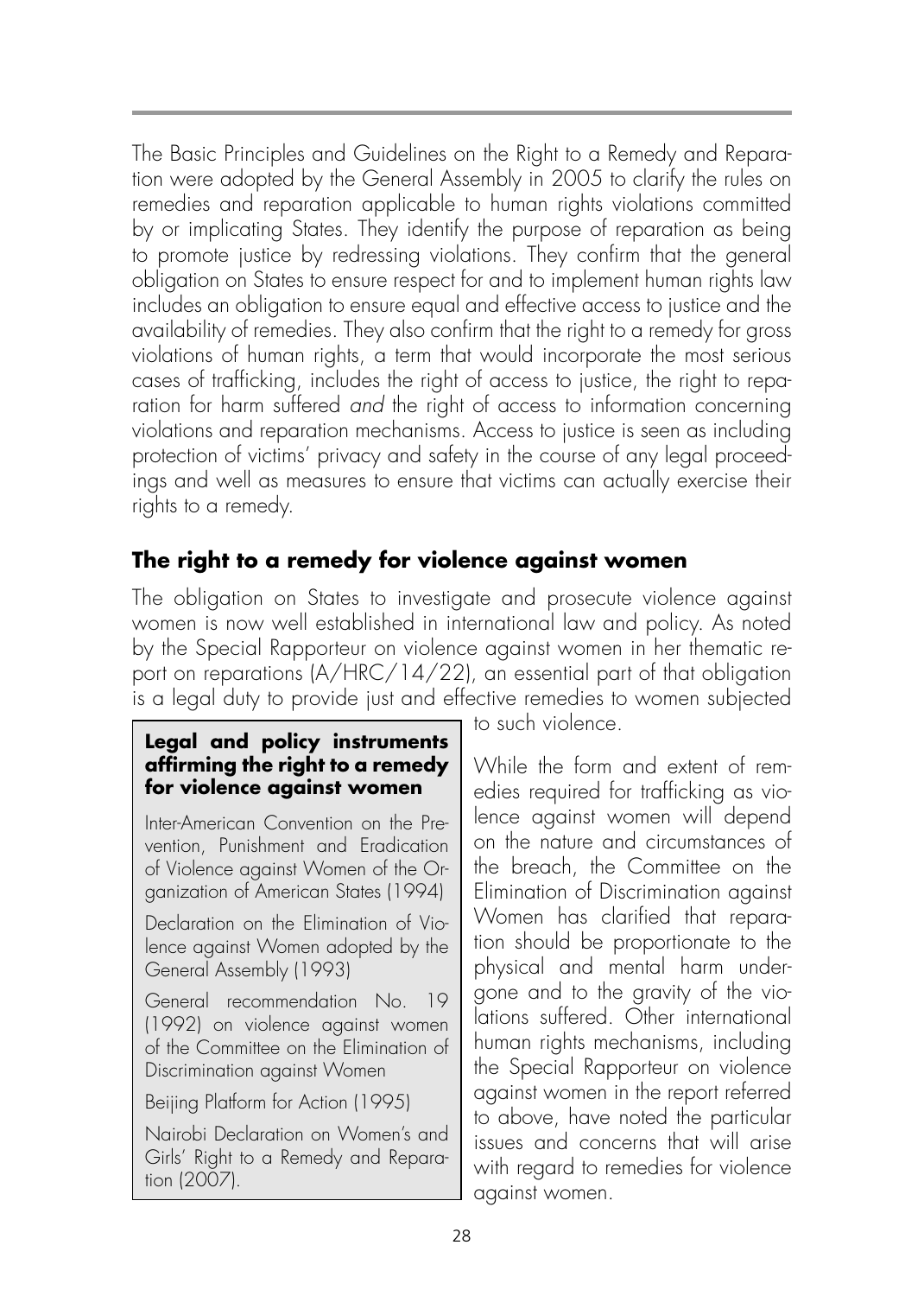The Basic Principles and Guidelines on the Right to a Remedy and Reparation were adopted by the General Assembly in 2005 to clarify the rules on remedies and reparation applicable to human rights violations committed by or implicating States. They identify the purpose of reparation as being to promote justice by redressing violations. They confirm that the general obligation on States to ensure respect for and to implement human rights law includes an obligation to ensure equal and effective access to justice and the availability of remedies. They also confirm that the right to a remedy for gross violations of human rights, a term that would incorporate the most serious cases of trafficking, includes the right of access to justice, the right to reparation for harm suffered *and* the right of access to information concerning violations and reparation mechanisms. Access to justice is seen as including protection of victims' privacy and safety in the course of any legal proceedings and well as measures to ensure that victims can actually exercise their rights to a remedy.

## The right to a remedy for violence against women

The obligation on States to investigate and prosecute violence against women is now well established in international law and policy. As noted by the Special Rapporteur on violence against women in her thematic report on reparations (A/HRC/14/22), an essential part of that obligation is a legal duty to provide just and effective remedies to women subjected to such violence.

While the form and extent of remedies required for trafficking as violence against women will depend on the nature and circumstances of the breach, the Committee on the Elimination of Discrimination against Women has clarified that reparation should be proportionate to the physical and mental harm undergone and to the gravity of the violations suffered. Other international human rights mechanisms, including the Special Rapporteur on violence against women in the report referred to above, have noted the particular issues and concerns that will arise with regard to remedies for violence against women.

**Legal and policy instruments affirming the right to a remedy for violence against women**

Inter-American Convention on the Prevention, Punishment and Eradication of Violence against Women of the Organization of American States (1994)

Declaration on the Elimination of Violence against Women adopted by the General Assembly (1993)

General recommendation No. 19 (1992) on violence against women of the Committee on the Elimination of Discrimination against Women

Beijing Platform for Action (1995)

Nairobi Declaration on Women's and Girls' Right to a Remedy and Reparation (2007).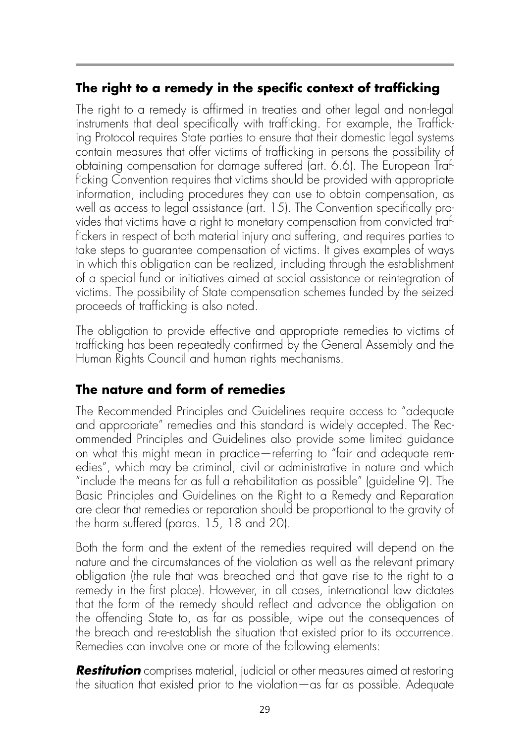## The right to a remedy in the specific context of trafficking

The right to a remedy is affirmed in treaties and other legal and non-legal instruments that deal specifically with trafficking. For example, the Trafficking Protocol requires State parties to ensure that their domestic legal systems contain measures that offer victims of trafficking in persons the possibility of obtaining compensation for damage suffered (art. 6.6). The European Trafficking Convention requires that victims should be provided with appropriate information, including procedures they can use to obtain compensation, as well as access to legal assistance (art. 15). The Convention specifically provides that victims have a right to monetary compensation from convicted traffickers in respect of both material injury and suffering, and requires parties to take steps to guarantee compensation of victims. It gives examples of ways in which this obligation can be realized, including through the establishment of a special fund or initiatives aimed at social assistance or reintegration of victims. The possibility of State compensation schemes funded by the seized proceeds of trafficking is also noted.

The obligation to provide effective and appropriate remedies to victims of trafficking has been repeatedly confirmed by the General Assembly and the Human Rights Council and human rights mechanisms.

## The nature and form of remedies

The Recommended Principles and Guidelines require access to "adequate and appropriate" remedies and this standard is widely accepted. The Recommended Principles and Guidelines also provide some limited guidance on what this might mean in practice—referring to "fair and adequate remedies", which may be criminal, civil or administrative in nature and which "include the means for as full a rehabilitation as possible" (guideline 9). The Basic Principles and Guidelines on the Right to a Remedy and Reparation are clear that remedies or reparation should be proportional to the gravity of the harm suffered (paras. 15, 18 and 20).

Both the form and the extent of the remedies required will depend on the nature and the circumstances of the violation as well as the relevant primary obligation (the rule that was breached and that gave rise to the right to a remedy in the first place). However, in all cases, international law dictates that the form of the remedy should reflect and advance the obligation on the offending State to, as far as possible, wipe out the consequences of the breach and re-establish the situation that existed prior to its occurrence. Remedies can involve one or more of the following elements:

***Restitution*** comprises material, judicial or other measures aimed at restoring the situation that existed prior to the violation—as far as possible. Adequate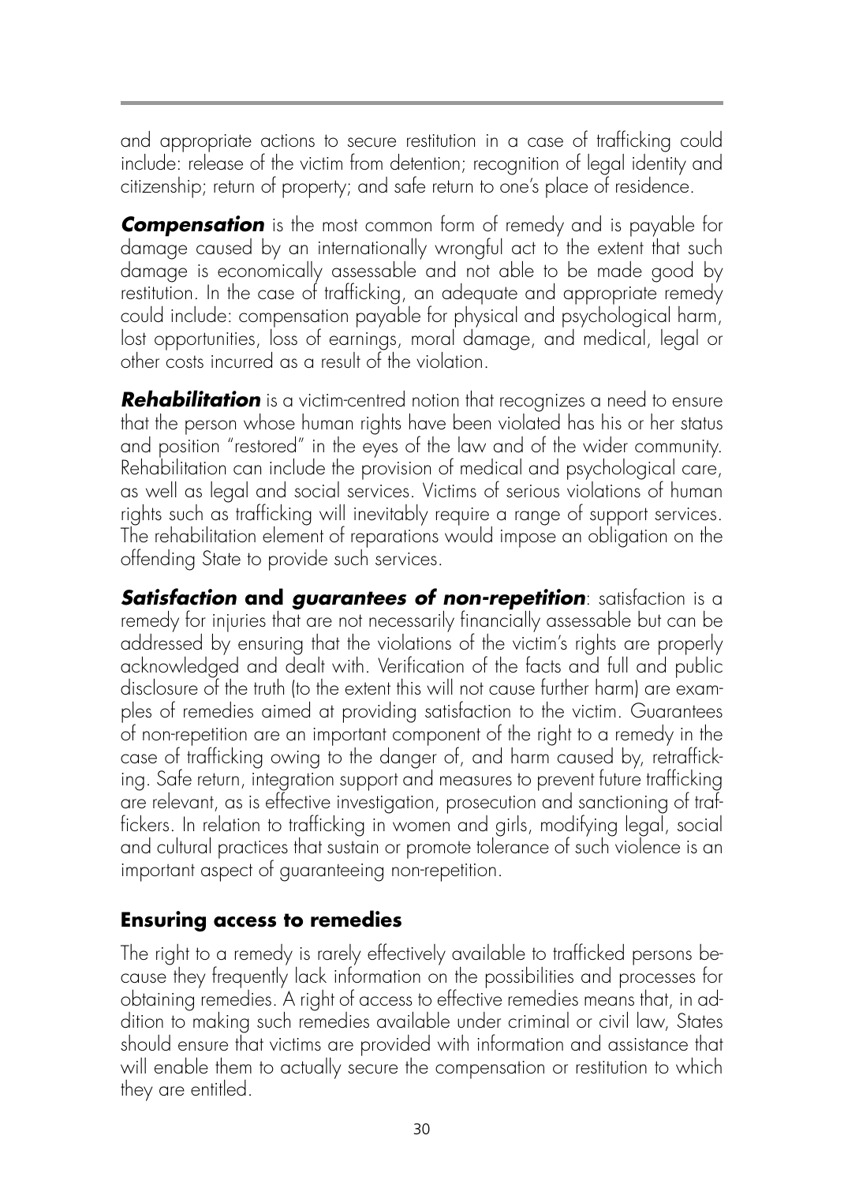and appropriate actions to secure restitution in a case of trafficking could include: release of the victim from detention; recognition of legal identity and citizenship; return of property; and safe return to one's place of residence.

***Compensation*** is the most common form of remedy and is payable for damage caused by an internationally wrongful act to the extent that such damage is economically assessable and not able to be made good by restitution. In the case of trafficking, an adequate and appropriate remedy could include: compensation payable for physical and psychological harm, lost opportunities, loss of earnings, moral damage, and medical, legal or other costs incurred as a result of the violation.

***Rehabilitation*** is a victim-centred notion that recognizes a need to ensure that the person whose human rights have been violated has his or her status and position "restored" in the eyes of the law and of the wider community. Rehabilitation can include the provision of medical and psychological care, as well as legal and social services. Victims of serious violations of human rights such as trafficking will inevitably require a range of support services. The rehabilitation element of reparations would impose an obligation on the offending State to provide such services.

***Satisfaction* and *guarantees of non-repetition***: satisfaction is a remedy for injuries that are not necessarily financially assessable but can be addressed by ensuring that the violations of the victim's rights are properly acknowledged and dealt with. Verification of the facts and full and public disclosure of the truth (to the extent this will not cause further harm) are examples of remedies aimed at providing satisfaction to the victim. Guarantees of non-repetition are an important component of the right to a remedy in the case of trafficking owing to the danger of, and harm caused by, retrafficking. Safe return, integration support and measures to prevent future trafficking are relevant, as is effective investigation, prosecution and sanctioning of traffickers. In relation to trafficking in women and girls, modifying legal, social and cultural practices that sustain or promote tolerance of such violence is an important aspect of guaranteeing non-repetition.

## Ensuring access to remedies

The right to a remedy is rarely effectively available to trafficked persons because they frequently lack information on the possibilities and processes for obtaining remedies. A right of access to effective remedies means that, in addition to making such remedies available under criminal or civil law, States should ensure that victims are provided with information and assistance that will enable them to actually secure the compensation or restitution to which they are entitled.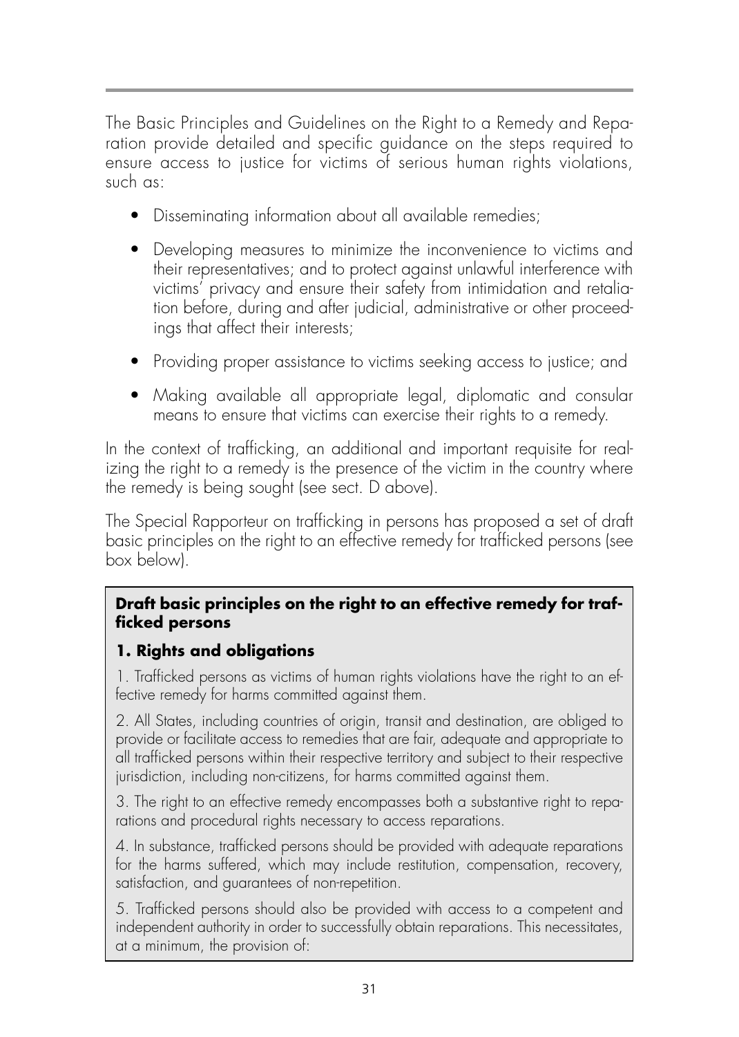The Basic Principles and Guidelines on the Right to a Remedy and Reparation provide detailed and specific guidance on the steps required to ensure access to justice for victims of serious human rights violations, such as:

- Disseminating information about all available remedies;
- Developing measures to minimize the inconvenience to victims and their representatives; and to protect against unlawful interference with victims' privacy and ensure their safety from intimidation and retaliation before, during and after judicial, administrative or other proceedings that affect their interests;
- Providing proper assistance to victims seeking access to justice; and
- Making available all appropriate legal, diplomatic and consular means to ensure that victims can exercise their rights to a remedy.

In the context of trafficking, an additional and important requisite for realizing the right to a remedy is the presence of the victim in the country where the remedy is being sought (see sect. D above).

The Special Rapporteur on trafficking in persons has proposed a set of draft basic principles on the right to an effective remedy for trafficked persons (see box below).

**Draft basic principles on the right to an effective remedy for trafficked persons**

**1. Rights and obligations**

1. Trafficked persons as victims of human rights violations have the right to an effective remedy for harms committed against them.

2. All States, including countries of origin, transit and destination, are obliged to provide or facilitate access to remedies that are fair, adequate and appropriate to all trafficked persons within their respective territory and subject to their respective jurisdiction, including non-citizens, for harms committed against them.

3. The right to an effective remedy encompasses both a substantive right to reparations and procedural rights necessary to access reparations.

4. In substance, trafficked persons should be provided with adequate reparations for the harms suffered, which may include restitution, compensation, recovery, satisfaction, and guarantees of non-repetition.

5. Trafficked persons should also be provided with access to a competent and independent authority in order to successfully obtain reparations. This necessitates, at a minimum, the provision of: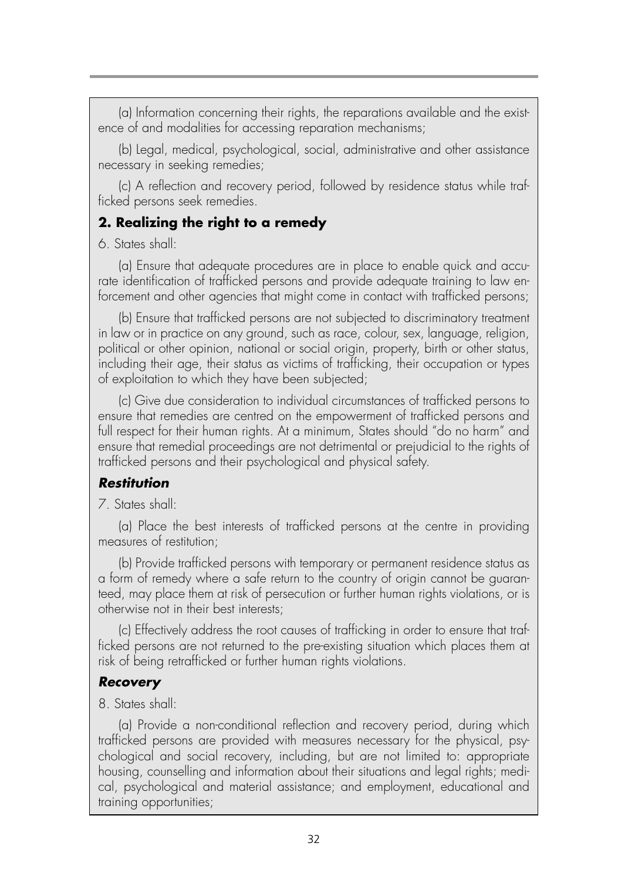(a) Information concerning their rights, the reparations available and the existence of and modalities for accessing reparation mechanisms;

(b) Legal, medical, psychological, social, administrative and other assistance necessary in seeking remedies;

(c) A reflection and recovery period, followed by residence status while trafficked persons seek remedies.

### 2. Realizing the right to a remedy

6. States shall:

(a) Ensure that adequate procedures are in place to enable quick and accurate identification of trafficked persons and provide adequate training to law enforcement and other agencies that might come in contact with trafficked persons;

(b) Ensure that trafficked persons are not subjected to discriminatory treatment in law or in practice on any ground, such as race, colour, sex, language, religion, political or other opinion, national or social origin, property, birth or other status, including their age, their status as victims of trafficking, their occupation or types of exploitation to which they have been subjected;

(c) Give due consideration to individual circumstances of trafficked persons to ensure that remedies are centred on the empowerment of trafficked persons and full respect for their human rights. At a minimum, States should "do no harm" and ensure that remedial proceedings are not detrimental or prejudicial to the rights of trafficked persons and their psychological and physical safety.

#### *Restitution*

7. States shall:

(a) Place the best interests of trafficked persons at the centre in providing measures of restitution;

(b) Provide trafficked persons with temporary or permanent residence status as a form of remedy where a safe return to the country of origin cannot be guaranteed, may place them at risk of persecution or further human rights violations, or is otherwise not in their best interests;

(c) Effectively address the root causes of trafficking in order to ensure that trafficked persons are not returned to the pre-existing situation which places them at risk of being retrafficked or further human rights violations.

#### *Recovery*

8. States shall:

(a) Provide a non-conditional reflection and recovery period, during which trafficked persons are provided with measures necessary for the physical, psychological and social recovery, including, but are not limited to: appropriate housing, counselling and information about their situations and legal rights; medical, psychological and material assistance; and employment, educational and training opportunities;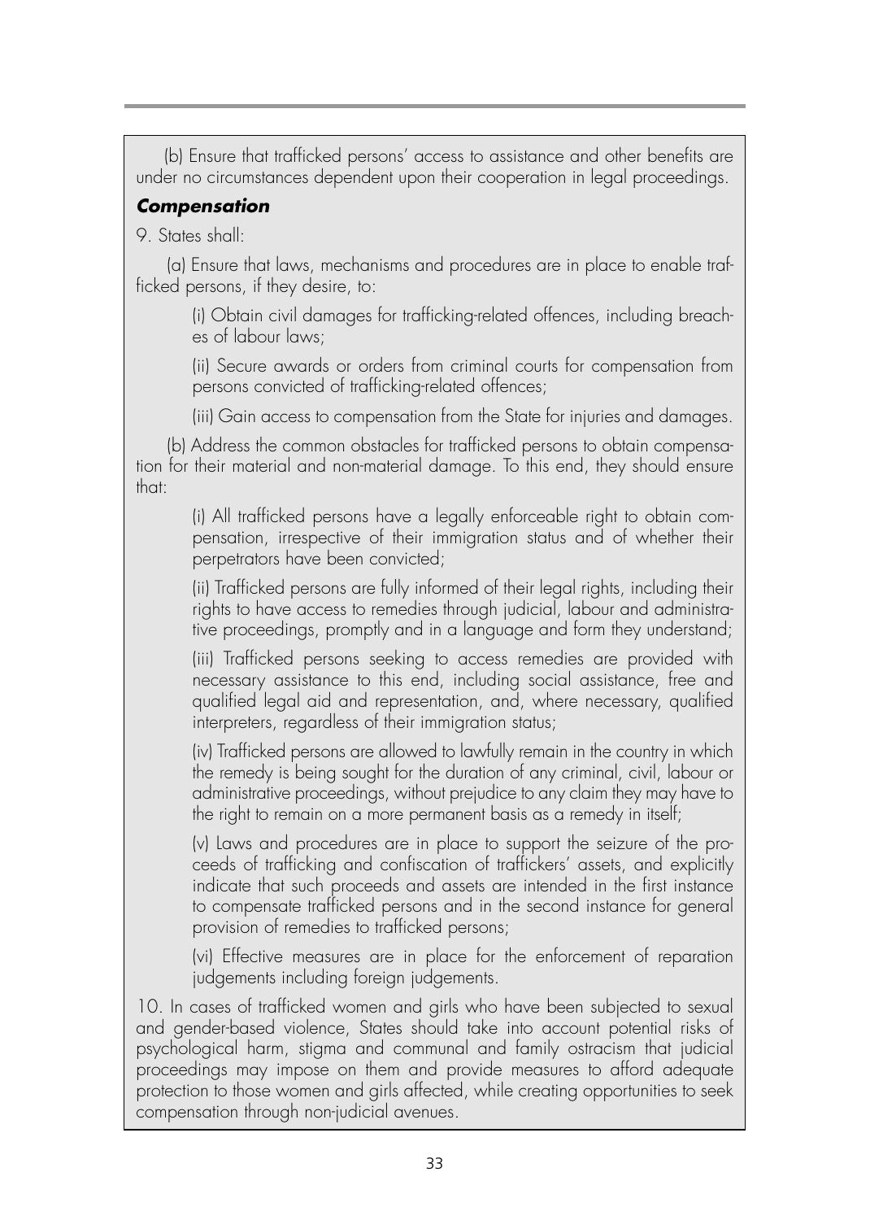(b) Ensure that trafficked persons' access to assistance and other benefits are under no circumstances dependent upon their cooperation in legal proceedings.

### *Compensation*

9. States shall:

(a) Ensure that laws, mechanisms and procedures are in place to enable trafficked persons, if they desire, to:

(i) Obtain civil damages for trafficking-related offences, including breaches of labour laws;

(ii) Secure awards or orders from criminal courts for compensation from persons convicted of trafficking-related offences;

(iii) Gain access to compensation from the State for injuries and damages.

(b) Address the common obstacles for trafficked persons to obtain compensation for their material and non-material damage. To this end, they should ensure that:

(i) All trafficked persons have a legally enforceable right to obtain compensation, irrespective of their immigration status and of whether their perpetrators have been convicted;

(ii) Trafficked persons are fully informed of their legal rights, including their rights to have access to remedies through judicial, labour and administrative proceedings, promptly and in a language and form they understand;

(iii) Trafficked persons seeking to access remedies are provided with necessary assistance to this end, including social assistance, free and qualified legal aid and representation, and, where necessary, qualified interpreters, regardless of their immigration status;

(iv) Trafficked persons are allowed to lawfully remain in the country in which the remedy is being sought for the duration of any criminal, civil, labour or administrative proceedings, without prejudice to any claim they may have to the right to remain on a more permanent basis as a remedy in itself;

(v) Laws and procedures are in place to support the seizure of the proceeds of trafficking and confiscation of traffickers' assets, and explicitly indicate that such proceeds and assets are intended in the first instance to compensate trafficked persons and in the second instance for general provision of remedies to trafficked persons;

(vi) Effective measures are in place for the enforcement of reparation judgements including foreign judgements.

10. In cases of trafficked women and girls who have been subjected to sexual and gender-based violence, States should take into account potential risks of psychological harm, stigma and communal and family ostracism that judicial proceedings may impose on them and provide measures to afford adequate protection to those women and girls affected, while creating opportunities to seek compensation through non-judicial avenues.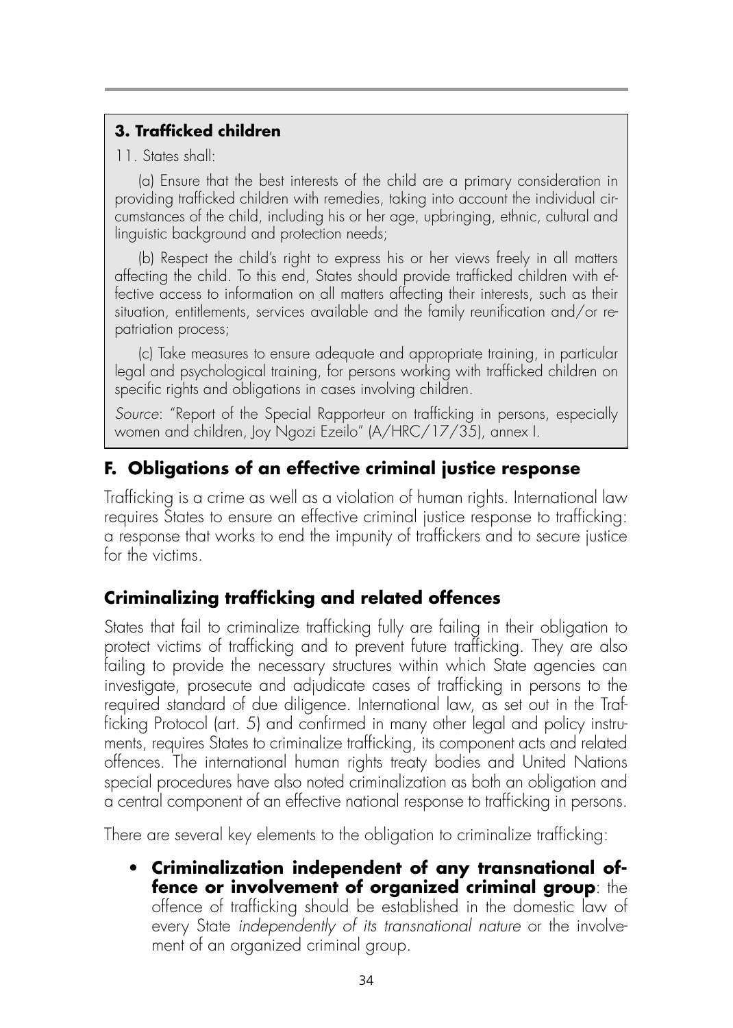**3. Trafficked children**

11. States shall:

(a) Ensure that the best interests of the child are a primary consideration in providing trafficked children with remedies, taking into account the individual circumstances of the child, including his or her age, upbringing, ethnic, cultural and linguistic background and protection needs;

(b) Respect the child's right to express his or her views freely in all matters affecting the child. To this end, States should provide trafficked children with effective access to information on all matters affecting their interests, such as their situation, entitlements, services available and the family reunification and/or repatriation process;

(c) Take measures to ensure adequate and appropriate training, in particular legal and psychological training, for persons working with trafficked children on specific rights and obligations in cases involving children.

*Source*: "Report of the Special Rapporteur on trafficking in persons, especially women and children, Joy Ngozi Ezeilo" (A/HRC/17/35), annex I.

## F. Obligations of an effective criminal justice response

Trafficking is a crime as well as a violation of human rights. International law requires States to ensure an effective criminal justice response to trafficking: a response that works to end the impunity of traffickers and to secure justice for the victims.

### Criminalizing trafficking and related offences

States that fail to criminalize trafficking fully are failing in their obligation to protect victims of trafficking and to prevent future trafficking. They are also failing to provide the necessary structures within which State agencies can investigate, prosecute and adjudicate cases of trafficking in persons to the required standard of due diligence. International law, as set out in the Trafficking Protocol (art. 5) and confirmed in many other legal and policy instruments, requires States to criminalize trafficking, its component acts and related offences. The international human rights treaty bodies and United Nations special procedures have also noted criminalization as both an obligation and a central component of an effective national response to trafficking in persons.

There are several key elements to the obligation to criminalize trafficking:

- **Criminalization independent of any transnational offence or involvement of organized criminal group**: the offence of trafficking should be established in the domestic law of every State *independently of its transnational nature* or the involvement of an organized criminal group.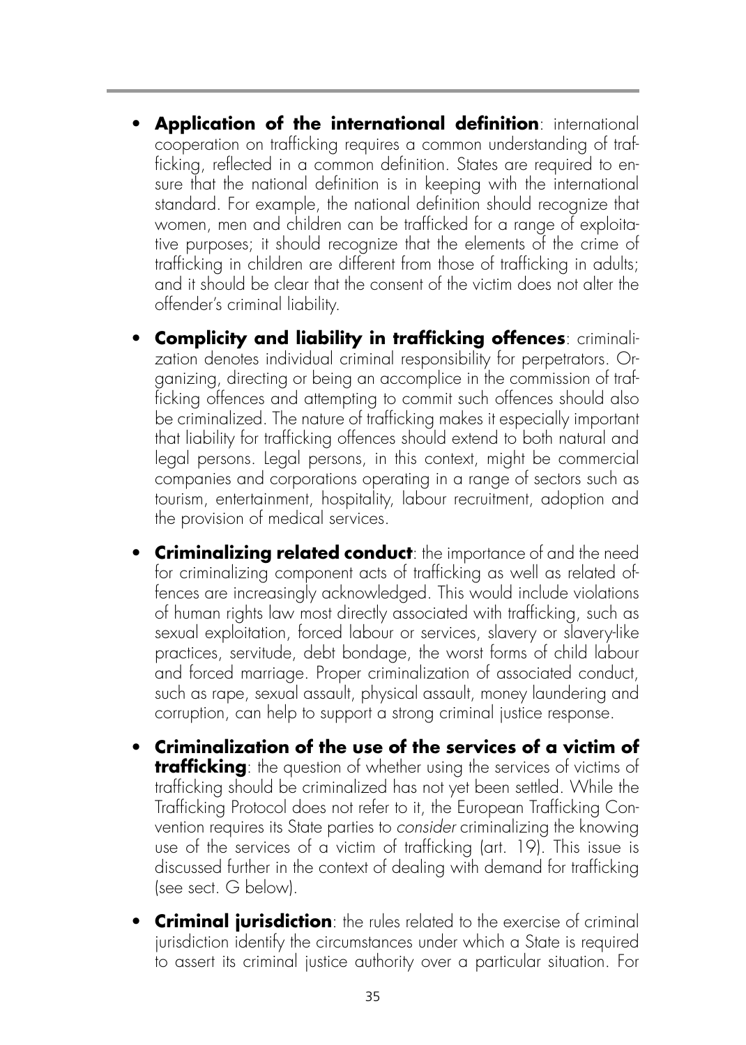- **Application of the international definition**: international cooperation on trafficking requires a common understanding of trafficking, reflected in a common definition. States are required to ensure that the national definition is in keeping with the international standard. For example, the national definition should recognize that women, men and children can be trafficked for a range of exploitative purposes; it should recognize that the elements of the crime of trafficking in children are different from those of trafficking in adults; and it should be clear that the consent of the victim does not alter the offender's criminal liability.

- **Complicity and liability in trafficking offences**: criminalization denotes individual criminal responsibility for perpetrators. Organizing, directing or being an accomplice in the commission of trafficking offences and attempting to commit such offences should also be criminalized. The nature of trafficking makes it especially important that liability for trafficking offences should extend to both natural and legal persons. Legal persons, in this context, might be commercial companies and corporations operating in a range of sectors such as tourism, entertainment, hospitality, labour recruitment, adoption and the provision of medical services.

- **Criminalizing related conduct**: the importance of and the need for criminalizing component acts of trafficking as well as related offences are increasingly acknowledged. This would include violations of human rights law most directly associated with trafficking, such as sexual exploitation, forced labour or services, slavery or slavery-like practices, servitude, debt bondage, the worst forms of child labour and forced marriage. Proper criminalization of associated conduct, such as rape, sexual assault, physical assault, money laundering and corruption, can help to support a strong criminal justice response.

- **Criminalization of the use of the services of a victim of trafficking**: the question of whether using the services of victims of trafficking should be criminalized has not yet been settled. While the Trafficking Protocol does not refer to it, the European Trafficking Convention requires its State parties to *consider* criminalizing the knowing use of the services of a victim of trafficking (art. 19). This issue is discussed further in the context of dealing with demand for trafficking (see sect. G below).

- **Criminal jurisdiction**: the rules related to the exercise of criminal jurisdiction identify the circumstances under which a State is required to assert its criminal justice authority over a particular situation. For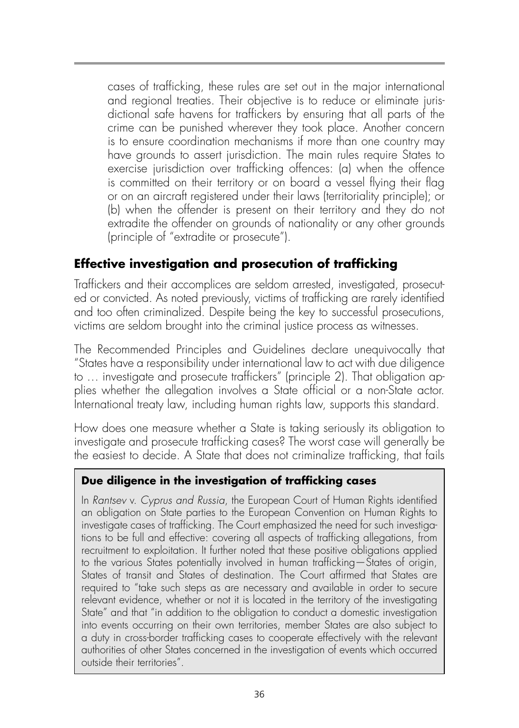cases of trafficking, these rules are set out in the major international and regional treaties. Their objective is to reduce or eliminate jurisdictional safe havens for traffickers by ensuring that all parts of the crime can be punished wherever they took place. Another concern is to ensure coordination mechanisms if more than one country may have grounds to assert jurisdiction. The main rules require States to exercise jurisdiction over trafficking offences: (a) when the offence is committed on their territory or on board a vessel flying their flag or on an aircraft registered under their laws (territoriality principle); or (b) when the offender is present on their territory and they do not extradite the offender on grounds of nationality or any other grounds (principle of "extradite or prosecute").

## Effective investigation and prosecution of trafficking

Traffickers and their accomplices are seldom arrested, investigated, prosecuted or convicted. As noted previously, victims of trafficking are rarely identified and too often criminalized. Despite being the key to successful prosecutions, victims are seldom brought into the criminal justice process as witnesses.

The Recommended Principles and Guidelines declare unequivocally that "States have a responsibility under international law to act with due diligence to … investigate and prosecute traffickers" (principle 2). That obligation applies whether the allegation involves a State official or a non-State actor. International treaty law, including human rights law, supports this standard.

How does one measure whether a State is taking seriously its obligation to investigate and prosecute trafficking cases? The worst case will generally be the easiest to decide. A State that does not criminalize trafficking, that fails

> **Due diligence in the investigation of trafficking cases**
>
> In *Rantsev* v. *Cyprus and Russia*, the European Court of Human Rights identified an obligation on State parties to the European Convention on Human Rights to investigate cases of trafficking. The Court emphasized the need for such investigations to be full and effective: covering all aspects of trafficking allegations, from recruitment to exploitation. It further noted that these positive obligations applied to the various States potentially involved in human trafficking—States of origin, States of transit and States of destination. The Court affirmed that States are required to "take such steps as are necessary and available in order to secure relevant evidence, whether or not it is located in the territory of the investigating State" and that "in addition to the obligation to conduct a domestic investigation into events occurring on their own territories, member States are also subject to a duty in cross-border trafficking cases to cooperate effectively with the relevant authorities of other States concerned in the investigation of events which occurred outside their territories".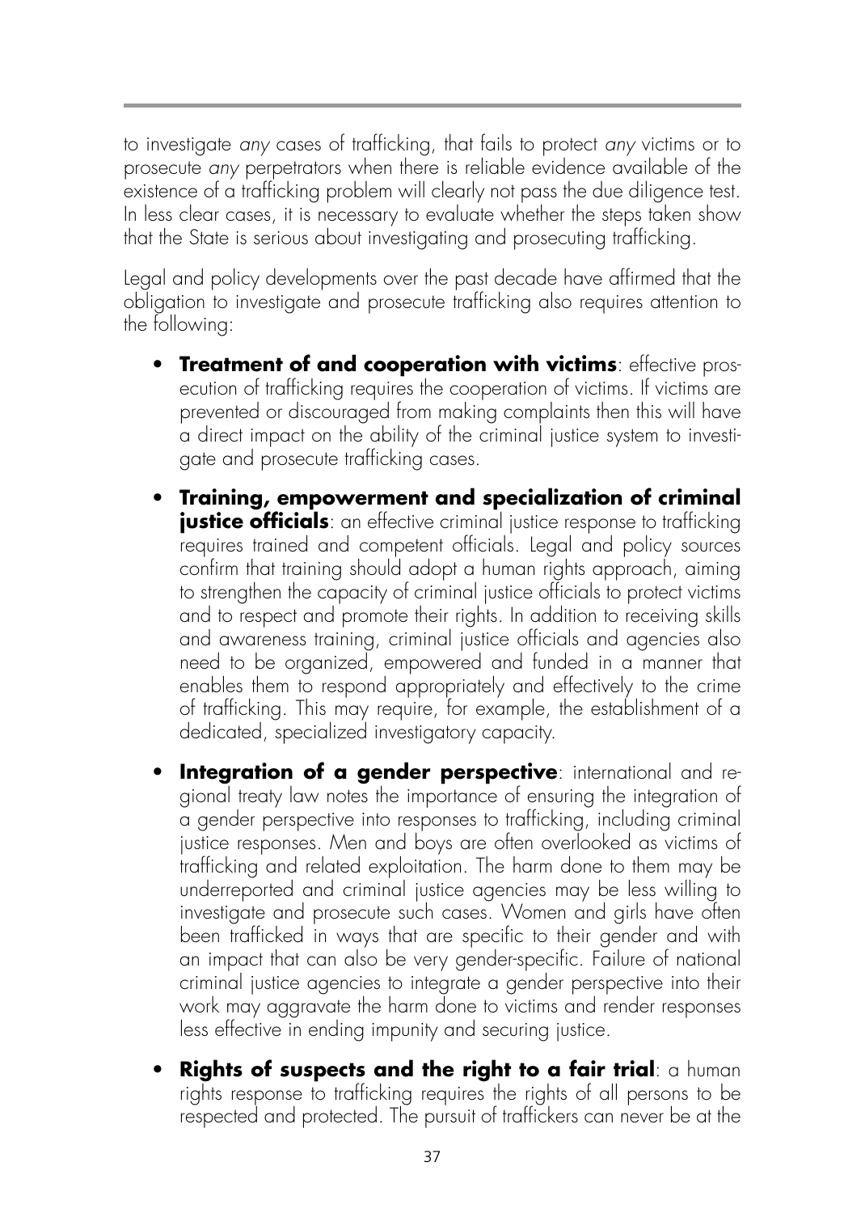to investigate *any* cases of trafficking, that fails to protect *any* victims or to prosecute *any* perpetrators when there is reliable evidence available of the existence of a trafficking problem will clearly not pass the due diligence test. In less clear cases, it is necessary to evaluate whether the steps taken show that the State is serious about investigating and prosecuting trafficking.

Legal and policy developments over the past decade have affirmed that the obligation to investigate and prosecute trafficking also requires attention to the following:

- **Treatment of and cooperation with victims**: effective prosecution of trafficking requires the cooperation of victims. If victims are prevented or discouraged from making complaints then this will have a direct impact on the ability of the criminal justice system to investigate and prosecute trafficking cases.
- **Training, empowerment and specialization of criminal justice officials**: an effective criminal justice response to trafficking requires trained and competent officials. Legal and policy sources confirm that training should adopt a human rights approach, aiming to strengthen the capacity of criminal justice officials to protect victims and to respect and promote their rights. In addition to receiving skills and awareness training, criminal justice officials and agencies also need to be organized, empowered and funded in a manner that enables them to respond appropriately and effectively to the crime of trafficking. This may require, for example, the establishment of a dedicated, specialized investigatory capacity.
- **Integration of a gender perspective**: international and regional treaty law notes the importance of ensuring the integration of a gender perspective into responses to trafficking, including criminal justice responses. Men and boys are often overlooked as victims of trafficking and related exploitation. The harm done to them may be underreported and criminal justice agencies may be less willing to investigate and prosecute such cases. Women and girls have often been trafficked in ways that are specific to their gender and with an impact that can also be very gender-specific. Failure of national criminal justice agencies to integrate a gender perspective into their work may aggravate the harm done to victims and render responses less effective in ending impunity and securing justice.
- **Rights of suspects and the right to a fair trial**: a human rights response to trafficking requires the rights of all persons to be respected and protected. The pursuit of traffickers can never be at the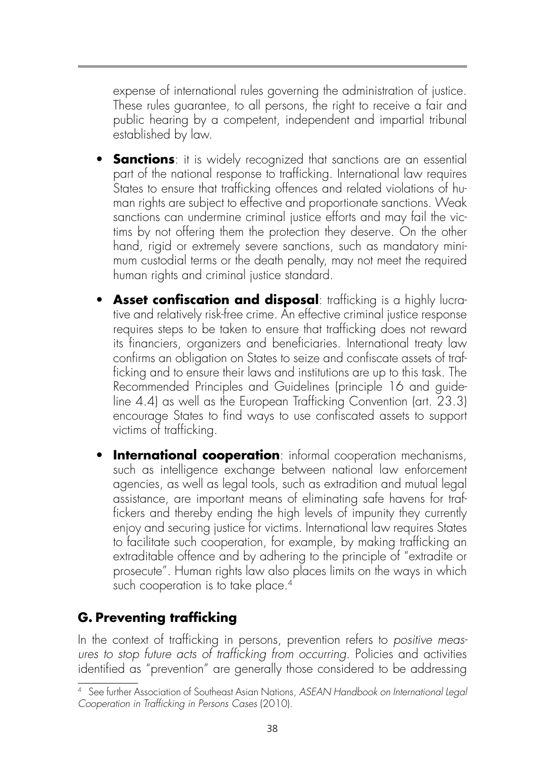expense of international rules governing the administration of justice. These rules guarantee, to all persons, the right to receive a fair and public hearing by a competent, independent and impartial tribunal established by law.

- **Sanctions**: it is widely recognized that sanctions are an essential part of the national response to trafficking. International law requires States to ensure that trafficking offences and related violations of human rights are subject to effective and proportionate sanctions. Weak sanctions can undermine criminal justice efforts and may fail the victims by not offering them the protection they deserve. On the other hand, rigid or extremely severe sanctions, such as mandatory minimum custodial terms or the death penalty, may not meet the required human rights and criminal justice standard.

- **Asset confiscation and disposal**: trafficking is a highly lucrative and relatively risk-free crime. An effective criminal justice response requires steps to be taken to ensure that trafficking does not reward its financiers, organizers and beneficiaries. International treaty law confirms an obligation on States to seize and confiscate assets of trafficking and to ensure their laws and institutions are up to this task. The Recommended Principles and Guidelines (principle 16 and guideline 4.4) as well as the European Trafficking Convention (art. 23.3) encourage States to find ways to use confiscated assets to support victims of trafficking.

- **International cooperation**: informal cooperation mechanisms, such as intelligence exchange between national law enforcement agencies, as well as legal tools, such as extradition and mutual legal assistance, are important means of eliminating safe havens for traffickers and thereby ending the high levels of impunity they currently enjoy and securing justice for victims. International law requires States to facilitate such cooperation, for example, by making trafficking an extraditable offence and by adhering to the principle of "extradite or prosecute". Human rights law also places limits on the ways in which such cooperation is to take place.[4]

## G. Preventing trafficking

In the context of trafficking in persons, prevention refers to *positive measures to stop future acts of trafficking from occurring*. Policies and activities identified as "prevention" are generally those considered to be addressing

---

[4] See further Association of Southeast Asian Nations, *ASEAN Handbook on International Legal Cooperation in Trafficking in Persons Cases* (2010).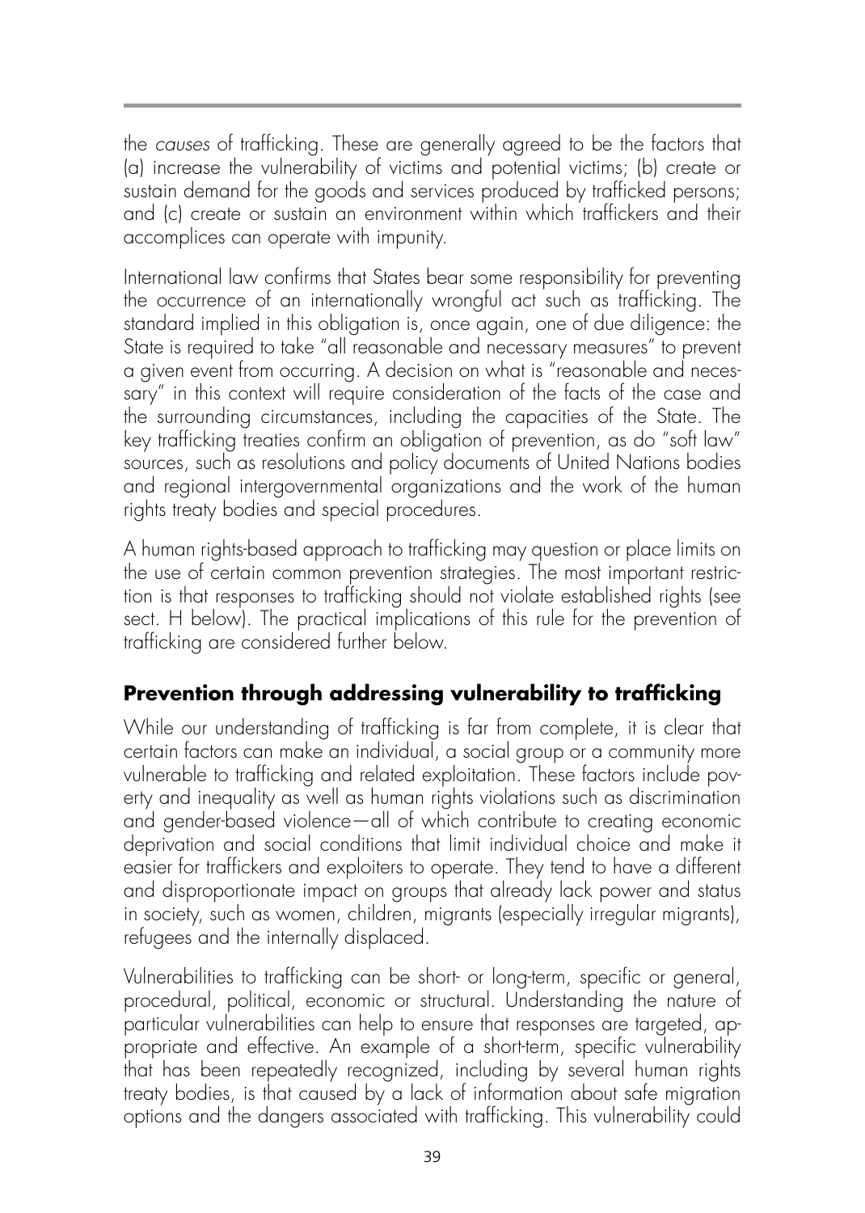the *causes* of trafficking. These are generally agreed to be the factors that (a) increase the vulnerability of victims and potential victims; (b) create or sustain demand for the goods and services produced by trafficked persons; and (c) create or sustain an environment within which traffickers and their accomplices can operate with impunity.

International law confirms that States bear some responsibility for preventing the occurrence of an internationally wrongful act such as trafficking. The standard implied in this obligation is, once again, one of due diligence: the State is required to take "all reasonable and necessary measures" to prevent a given event from occurring. A decision on what is "reasonable and necessary" in this context will require consideration of the facts of the case and the surrounding circumstances, including the capacities of the State. The key trafficking treaties confirm an obligation of prevention, as do "soft law" sources, such as resolutions and policy documents of United Nations bodies and regional intergovernmental organizations and the work of the human rights treaty bodies and special procedures.

A human rights-based approach to trafficking may question or place limits on the use of certain common prevention strategies. The most important restriction is that responses to trafficking should not violate established rights (see sect. H below). The practical implications of this rule for the prevention of trafficking are considered further below.

## Prevention through addressing vulnerability to trafficking

While our understanding of trafficking is far from complete, it is clear that certain factors can make an individual, a social group or a community more vulnerable to trafficking and related exploitation. These factors include poverty and inequality as well as human rights violations such as discrimination and gender-based violence—all of which contribute to creating economic deprivation and social conditions that limit individual choice and make it easier for traffickers and exploiters to operate. They tend to have a different and disproportionate impact on groups that already lack power and status in society, such as women, children, migrants (especially irregular migrants), refugees and the internally displaced.

Vulnerabilities to trafficking can be short- or long-term, specific or general, procedural, political, economic or structural. Understanding the nature of particular vulnerabilities can help to ensure that responses are targeted, appropriate and effective. An example of a short-term, specific vulnerability that has been repeatedly recognized, including by several human rights treaty bodies, is that caused by a lack of information about safe migration options and the dangers associated with trafficking. This vulnerability could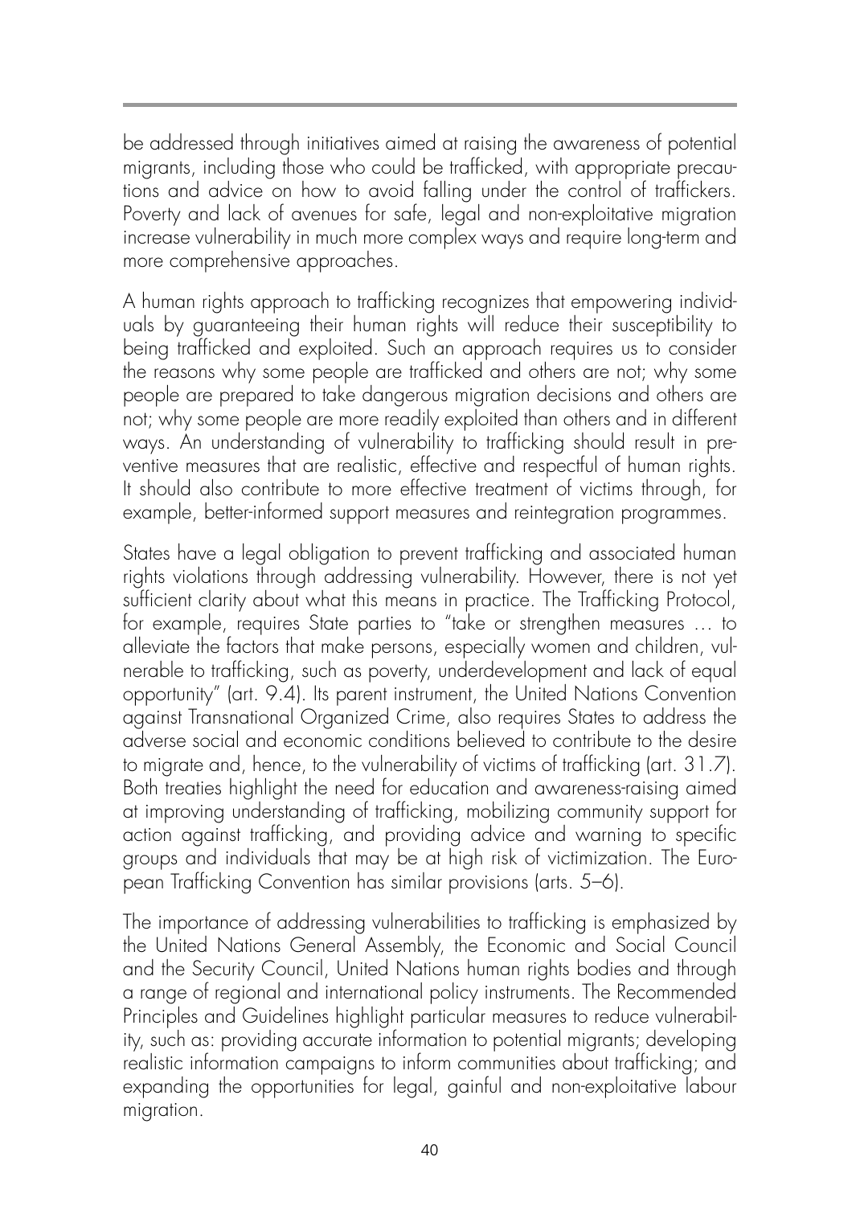be addressed through initiatives aimed at raising the awareness of potential migrants, including those who could be trafficked, with appropriate precautions and advice on how to avoid falling under the control of traffickers. Poverty and lack of avenues for safe, legal and non-exploitative migration increase vulnerability in much more complex ways and require long-term and more comprehensive approaches.

A human rights approach to trafficking recognizes that empowering individuals by guaranteeing their human rights will reduce their susceptibility to being trafficked and exploited. Such an approach requires us to consider the reasons why some people are trafficked and others are not; why some people are prepared to take dangerous migration decisions and others are not; why some people are more readily exploited than others and in different ways. An understanding of vulnerability to trafficking should result in preventive measures that are realistic, effective and respectful of human rights. It should also contribute to more effective treatment of victims through, for example, better-informed support measures and reintegration programmes.

States have a legal obligation to prevent trafficking and associated human rights violations through addressing vulnerability. However, there is not yet sufficient clarity about what this means in practice. The Trafficking Protocol, for example, requires State parties to "take or strengthen measures … to alleviate the factors that make persons, especially women and children, vulnerable to trafficking, such as poverty, underdevelopment and lack of equal opportunity" (art. 9.4). Its parent instrument, the United Nations Convention against Transnational Organized Crime, also requires States to address the adverse social and economic conditions believed to contribute to the desire to migrate and, hence, to the vulnerability of victims of trafficking (art. 31.7). Both treaties highlight the need for education and awareness-raising aimed at improving understanding of trafficking, mobilizing community support for action against trafficking, and providing advice and warning to specific groups and individuals that may be at high risk of victimization. The European Trafficking Convention has similar provisions (arts. 5–6).

The importance of addressing vulnerabilities to trafficking is emphasized by the United Nations General Assembly, the Economic and Social Council and the Security Council, United Nations human rights bodies and through a range of regional and international policy instruments. The Recommended Principles and Guidelines highlight particular measures to reduce vulnerability, such as: providing accurate information to potential migrants; developing realistic information campaigns to inform communities about trafficking; and expanding the opportunities for legal, gainful and non-exploitative labour migration.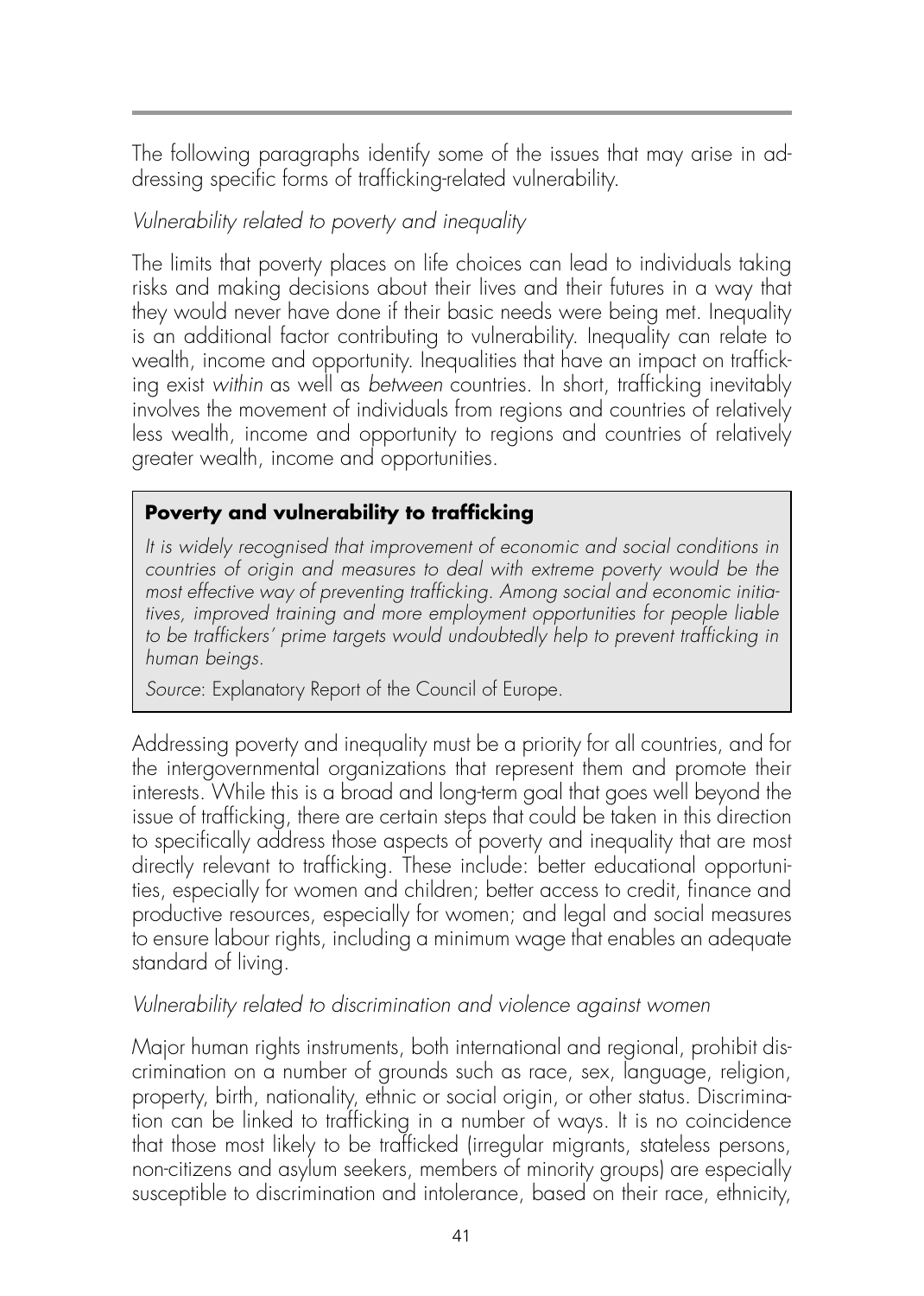The following paragraphs identify some of the issues that may arise in addressing specific forms of trafficking-related vulnerability.

*Vulnerability related to poverty and inequality*

The limits that poverty places on life choices can lead to individuals taking risks and making decisions about their lives and their futures in a way that they would never have done if their basic needs were being met. Inequality is an additional factor contributing to vulnerability. Inequality can relate to wealth, income and opportunity. Inequalities that have an impact on trafficking exist *within* as well as *between* countries. In short, trafficking inevitably involves the movement of individuals from regions and countries of relatively less wealth, income and opportunity to regions and countries of relatively greater wealth, income and opportunities.

> **Poverty and vulnerability to trafficking**
>
> *It is widely recognised that improvement of economic and social conditions in countries of origin and measures to deal with extreme poverty would be the most effective way of preventing trafficking. Among social and economic initiatives, improved training and more employment opportunities for people liable to be traffickers' prime targets would undoubtedly help to prevent trafficking in human beings.*
>
> *Source*: Explanatory Report of the Council of Europe.

Addressing poverty and inequality must be a priority for all countries, and for the intergovernmental organizations that represent them and promote their interests. While this is a broad and long-term goal that goes well beyond the issue of trafficking, there are certain steps that could be taken in this direction to specifically address those aspects of poverty and inequality that are most directly relevant to trafficking. These include: better educational opportunities, especially for women and children; better access to credit, finance and productive resources, especially for women; and legal and social measures to ensure labour rights, including a minimum wage that enables an adequate standard of living.

*Vulnerability related to discrimination and violence against women*

Major human rights instruments, both international and regional, prohibit discrimination on a number of grounds such as race, sex, language, religion, property, birth, nationality, ethnic or social origin, or other status. Discrimination can be linked to trafficking in a number of ways. It is no coincidence that those most likely to be trafficked (irregular migrants, stateless persons, non-citizens and asylum seekers, members of minority groups) are especially susceptible to discrimination and intolerance, based on their race, ethnicity,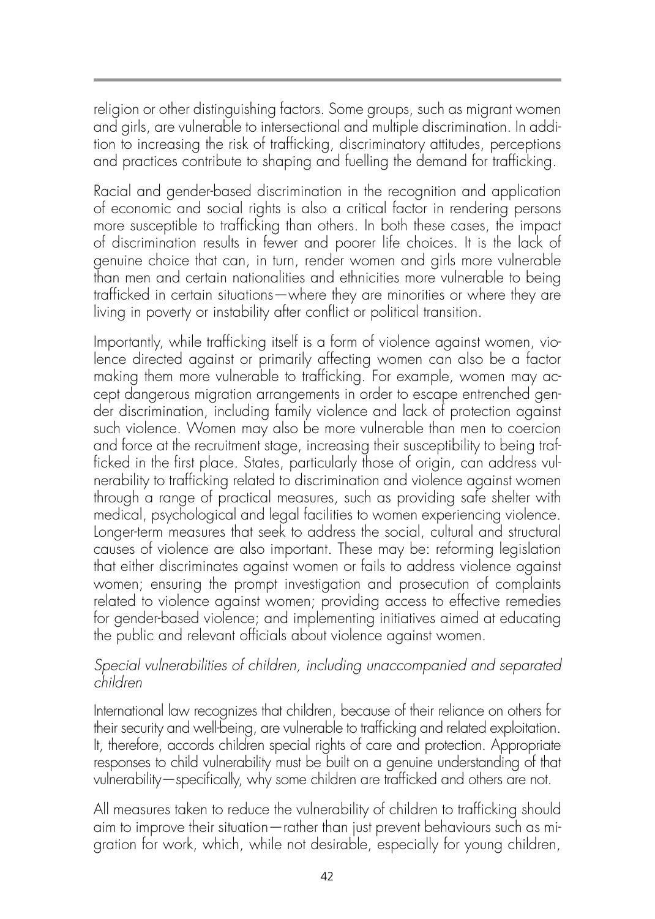religion or other distinguishing factors. Some groups, such as migrant women and girls, are vulnerable to intersectional and multiple discrimination. In addition to increasing the risk of trafficking, discriminatory attitudes, perceptions and practices contribute to shaping and fuelling the demand for trafficking.

Racial and gender-based discrimination in the recognition and application of economic and social rights is also a critical factor in rendering persons more susceptible to trafficking than others. In both these cases, the impact of discrimination results in fewer and poorer life choices. It is the lack of genuine choice that can, in turn, render women and girls more vulnerable than men and certain nationalities and ethnicities more vulnerable to being trafficked in certain situations—where they are minorities or where they are living in poverty or instability after conflict or political transition.

Importantly, while trafficking itself is a form of violence against women, violence directed against or primarily affecting women can also be a factor making them more vulnerable to trafficking. For example, women may accept dangerous migration arrangements in order to escape entrenched gender discrimination, including family violence and lack of protection against such violence. Women may also be more vulnerable than men to coercion and force at the recruitment stage, increasing their susceptibility to being trafficked in the first place. States, particularly those of origin, can address vulnerability to trafficking related to discrimination and violence against women through a range of practical measures, such as providing safe shelter with medical, psychological and legal facilities to women experiencing violence. Longer-term measures that seek to address the social, cultural and structural causes of violence are also important. These may be: reforming legislation that either discriminates against women or fails to address violence against women; ensuring the prompt investigation and prosecution of complaints related to violence against women; providing access to effective remedies for gender-based violence; and implementing initiatives aimed at educating the public and relevant officials about violence against women.

*Special vulnerabilities of children, including unaccompanied and separated children*

International law recognizes that children, because of their reliance on others for their security and well-being, are vulnerable to trafficking and related exploitation. It, therefore, accords children special rights of care and protection. Appropriate responses to child vulnerability must be built on a genuine understanding of that vulnerability—specifically, why some children are trafficked and others are not.

All measures taken to reduce the vulnerability of children to trafficking should aim to improve their situation—rather than just prevent behaviours such as migration for work, which, while not desirable, especially for young children,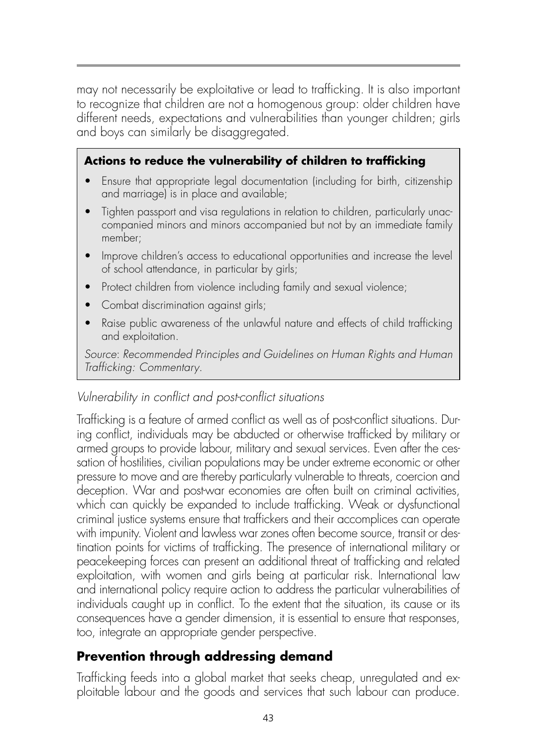may not necessarily be exploitative or lead to trafficking. It is also important to recognize that children are not a homogenous group: older children have different needs, expectations and vulnerabilities than younger children; girls and boys can similarly be disaggregated.

> **Actions to reduce the vulnerability of children to trafficking**
>
> - Ensure that appropriate legal documentation (including for birth, citizenship and marriage) is in place and available;
> - Tighten passport and visa regulations in relation to children, particularly unaccompanied minors and minors accompanied but not by an immediate family member;
> - Improve children's access to educational opportunities and increase the level of school attendance, in particular by girls;
> - Protect children from violence including family and sexual violence;
> - Combat discrimination against girls;
> - Raise public awareness of the unlawful nature and effects of child trafficking and exploitation.
>
> *Source*: *Recommended Principles and Guidelines on Human Rights and Human Trafficking: Commentary.*

*Vulnerability in conflict and post-conflict situations*

Trafficking is a feature of armed conflict as well as of post-conflict situations. During conflict, individuals may be abducted or otherwise trafficked by military or armed groups to provide labour, military and sexual services. Even after the cessation of hostilities, civilian populations may be under extreme economic or other pressure to move and are thereby particularly vulnerable to threats, coercion and deception. War and post-war economies are often built on criminal activities, which can quickly be expanded to include trafficking. Weak or dysfunctional criminal justice systems ensure that traffickers and their accomplices can operate with impunity. Violent and lawless war zones often become source, transit or destination points for victims of trafficking. The presence of international military or peacekeeping forces can present an additional threat of trafficking and related exploitation, with women and girls being at particular risk. International law and international policy require action to address the particular vulnerabilities of individuals caught up in conflict. To the extent that the situation, its cause or its consequences have a gender dimension, it is essential to ensure that responses, too, integrate an appropriate gender perspective.

## Prevention through addressing demand

Trafficking feeds into a global market that seeks cheap, unregulated and exploitable labour and the goods and services that such labour can produce.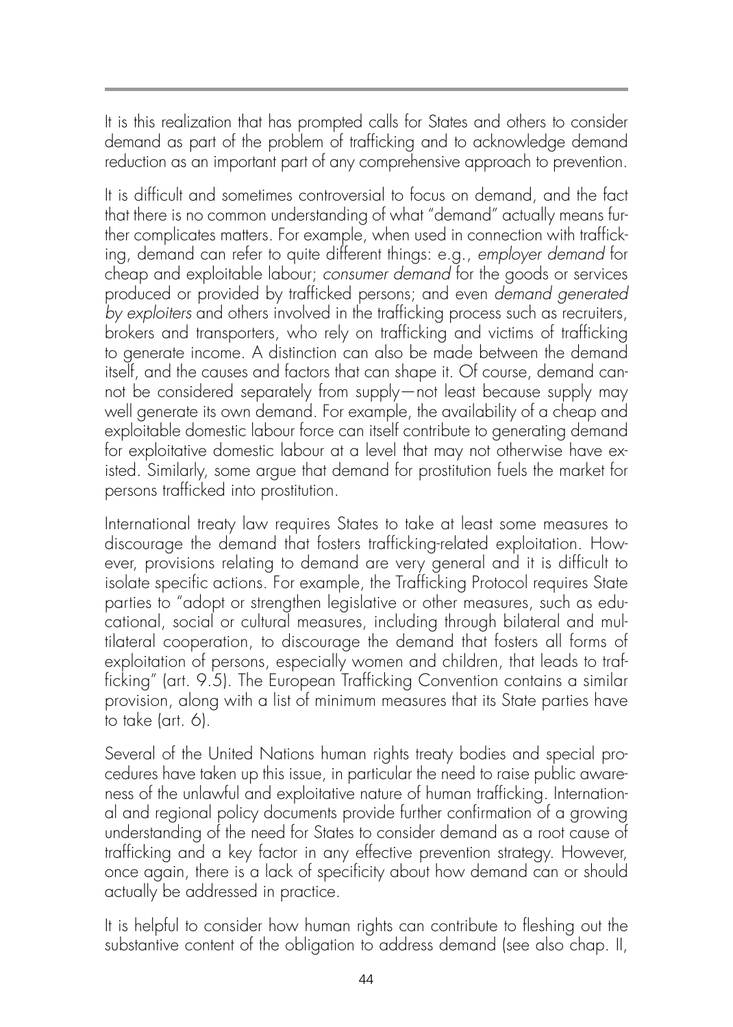It is this realization that has prompted calls for States and others to consider demand as part of the problem of trafficking and to acknowledge demand reduction as an important part of any comprehensive approach to prevention.

It is difficult and sometimes controversial to focus on demand, and the fact that there is no common understanding of what "demand" actually means further complicates matters. For example, when used in connection with trafficking, demand can refer to quite different things: e.g., *employer demand* for cheap and exploitable labour; *consumer demand* for the goods or services produced or provided by trafficked persons; and even *demand generated by exploiters* and others involved in the trafficking process such as recruiters, brokers and transporters, who rely on trafficking and victims of trafficking to generate income. A distinction can also be made between the demand itself, and the causes and factors that can shape it. Of course, demand cannot be considered separately from supply—not least because supply may well generate its own demand. For example, the availability of a cheap and exploitable domestic labour force can itself contribute to generating demand for exploitative domestic labour at a level that may not otherwise have existed. Similarly, some argue that demand for prostitution fuels the market for persons trafficked into prostitution.

International treaty law requires States to take at least some measures to discourage the demand that fosters trafficking-related exploitation. However, provisions relating to demand are very general and it is difficult to isolate specific actions. For example, the Trafficking Protocol requires State parties to "adopt or strengthen legislative or other measures, such as educational, social or cultural measures, including through bilateral and multilateral cooperation, to discourage the demand that fosters all forms of exploitation of persons, especially women and children, that leads to trafficking" (art. 9.5). The European Trafficking Convention contains a similar provision, along with a list of minimum measures that its State parties have to take (art. 6).

Several of the United Nations human rights treaty bodies and special procedures have taken up this issue, in particular the need to raise public awareness of the unlawful and exploitative nature of human trafficking. International and regional policy documents provide further confirmation of a growing understanding of the need for States to consider demand as a root cause of trafficking and a key factor in any effective prevention strategy. However, once again, there is a lack of specificity about how demand can or should actually be addressed in practice.

It is helpful to consider how human rights can contribute to fleshing out the substantive content of the obligation to address demand (see also chap. II,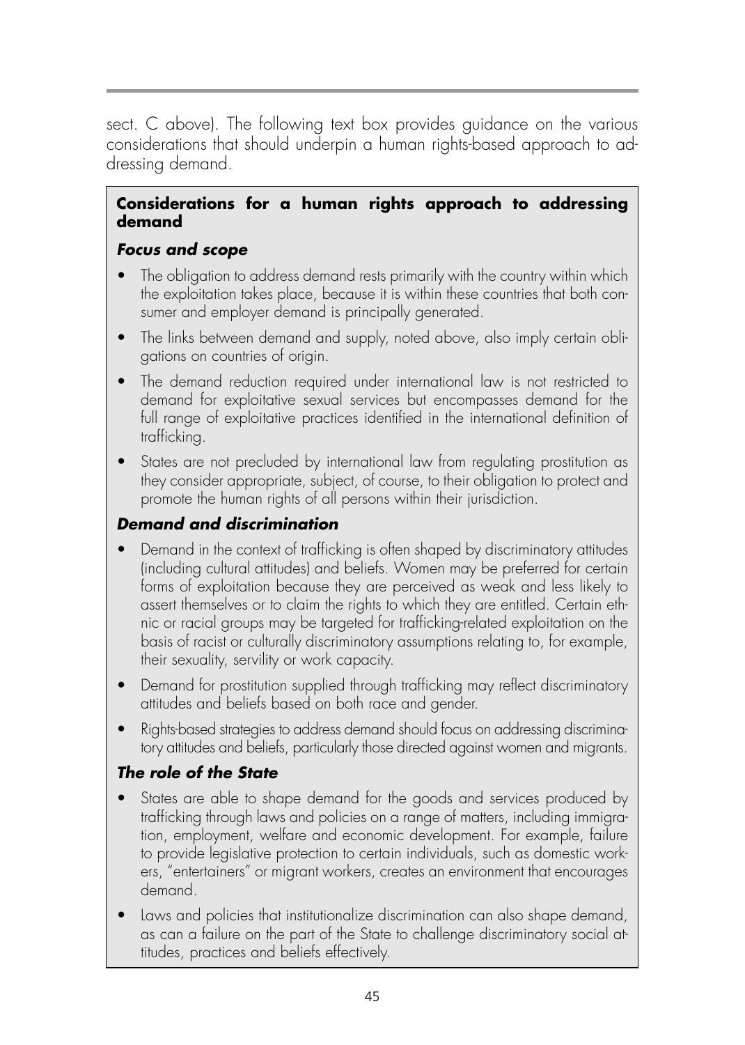sect. C above). The following text box provides guidance on the various considerations that should underpin a human rights-based approach to addressing demand.

**Considerations for a human rights approach to addressing demand**

***Focus and scope***

- The obligation to address demand rests primarily with the country within which the exploitation takes place, because it is within these countries that both consumer and employer demand is principally generated.
- The links between demand and supply, noted above, also imply certain obligations on countries of origin.
- The demand reduction required under international law is not restricted to demand for exploitative sexual services but encompasses demand for the full range of exploitative practices identified in the international definition of trafficking.
- States are not precluded by international law from regulating prostitution as they consider appropriate, subject, of course, to their obligation to protect and promote the human rights of all persons within their jurisdiction.

***Demand and discrimination***

- Demand in the context of trafficking is often shaped by discriminatory attitudes (including cultural attitudes) and beliefs. Women may be preferred for certain forms of exploitation because they are perceived as weak and less likely to assert themselves or to claim the rights to which they are entitled. Certain ethnic or racial groups may be targeted for trafficking-related exploitation on the basis of racist or culturally discriminatory assumptions relating to, for example, their sexuality, servility or work capacity.
- Demand for prostitution supplied through trafficking may reflect discriminatory attitudes and beliefs based on both race and gender.
- Rights-based strategies to address demand should focus on addressing discriminatory attitudes and beliefs, particularly those directed against women and migrants.

***The role of the State***

- States are able to shape demand for the goods and services produced by trafficking through laws and policies on a range of matters, including immigration, employment, welfare and economic development. For example, failure to provide legislative protection to certain individuals, such as domestic workers, "entertainers" or migrant workers, creates an environment that encourages demand.
- Laws and policies that institutionalize discrimination can also shape demand, as can a failure on the part of the State to challenge discriminatory social attitudes, practices and beliefs effectively.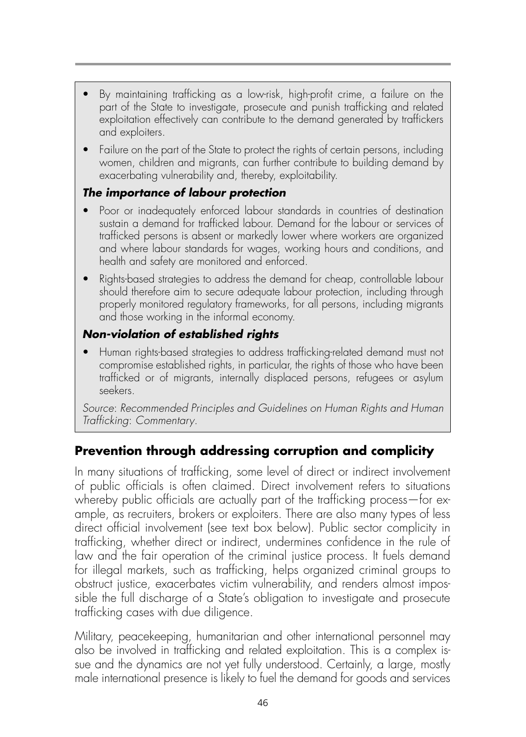- By maintaining trafficking as a low-risk, high-profit crime, a failure on the part of the State to investigate, prosecute and punish trafficking and related exploitation effectively can contribute to the demand generated by traffickers and exploiters.
- Failure on the part of the State to protect the rights of certain persons, including women, children and migrants, can further contribute to building demand by exacerbating vulnerability and, thereby, exploitability.

***The importance of labour protection***

- Poor or inadequately enforced labour standards in countries of destination sustain a demand for trafficked labour. Demand for the labour or services of trafficked persons is absent or markedly lower where workers are organized and where labour standards for wages, working hours and conditions, and health and safety are monitored and enforced.
- Rights-based strategies to address the demand for cheap, controllable labour should therefore aim to secure adequate labour protection, including through properly monitored regulatory frameworks, for all persons, including migrants and those working in the informal economy.

***Non-violation of established rights***

- Human rights-based strategies to address trafficking-related demand must not compromise established rights, in particular, the rights of those who have been trafficked or of migrants, internally displaced persons, refugees or asylum seekers.

*Source*: *Recommended Principles and Guidelines on Human Rights and Human Trafficking*: *Commentary*.

## Prevention through addressing corruption and complicity

In many situations of trafficking, some level of direct or indirect involvement of public officials is often claimed. Direct involvement refers to situations whereby public officials are actually part of the trafficking process—for example, as recruiters, brokers or exploiters. There are also many types of less direct official involvement (see text box below). Public sector complicity in trafficking, whether direct or indirect, undermines confidence in the rule of law and the fair operation of the criminal justice process. It fuels demand for illegal markets, such as trafficking, helps organized criminal groups to obstruct justice, exacerbates victim vulnerability, and renders almost impossible the full discharge of a State's obligation to investigate and prosecute trafficking cases with due diligence.

Military, peacekeeping, humanitarian and other international personnel may also be involved in trafficking and related exploitation. This is a complex issue and the dynamics are not yet fully understood. Certainly, a large, mostly male international presence is likely to fuel the demand for goods and services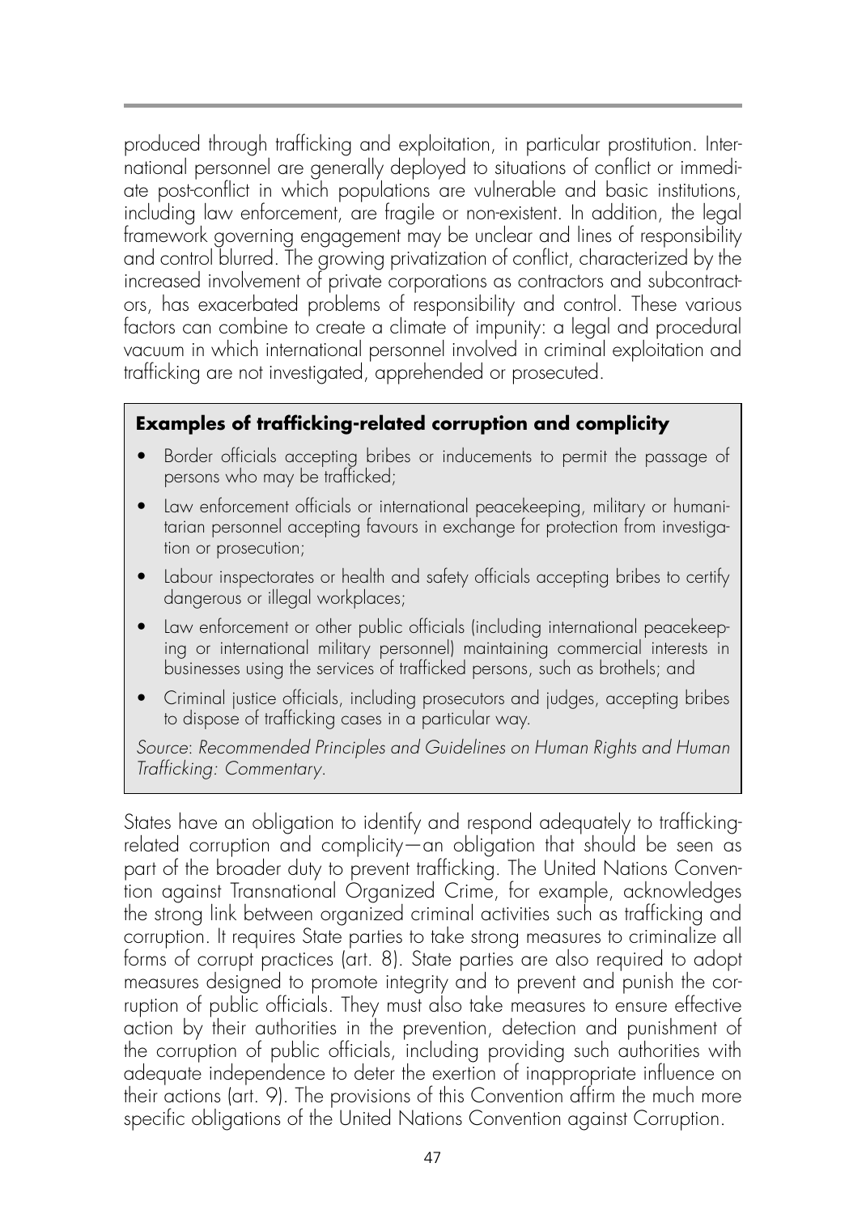produced through trafficking and exploitation, in particular prostitution. International personnel are generally deployed to situations of conflict or immediate post-conflict in which populations are vulnerable and basic institutions, including law enforcement, are fragile or non-existent. In addition, the legal framework governing engagement may be unclear and lines of responsibility and control blurred. The growing privatization of conflict, characterized by the increased involvement of private corporations as contractors and subcontractors, has exacerbated problems of responsibility and control. These various factors can combine to create a climate of impunity: a legal and procedural vacuum in which international personnel involved in criminal exploitation and trafficking are not investigated, apprehended or prosecuted.

**Examples of trafficking-related corruption and complicity**

- Border officials accepting bribes or inducements to permit the passage of persons who may be trafficked;
- Law enforcement officials or international peacekeeping, military or humanitarian personnel accepting favours in exchange for protection from investigation or prosecution;
- Labour inspectorates or health and safety officials accepting bribes to certify dangerous or illegal workplaces;
- Law enforcement or other public officials (including international peacekeeping or international military personnel) maintaining commercial interests in businesses using the services of trafficked persons, such as brothels; and
- Criminal justice officials, including prosecutors and judges, accepting bribes to dispose of trafficking cases in a particular way.

*Source: Recommended Principles and Guidelines on Human Rights and Human Trafficking: Commentary.*

States have an obligation to identify and respond adequately to trafficking-related corruption and complicity—an obligation that should be seen as part of the broader duty to prevent trafficking. The United Nations Convention against Transnational Organized Crime, for example, acknowledges the strong link between organized criminal activities such as trafficking and corruption. It requires State parties to take strong measures to criminalize all forms of corrupt practices (art. 8). State parties are also required to adopt measures designed to promote integrity and to prevent and punish the corruption of public officials. They must also take measures to ensure effective action by their authorities in the prevention, detection and punishment of the corruption of public officials, including providing such authorities with adequate independence to deter the exertion of inappropriate influence on their actions (art. 9). The provisions of this Convention affirm the much more specific obligations of the United Nations Convention against Corruption.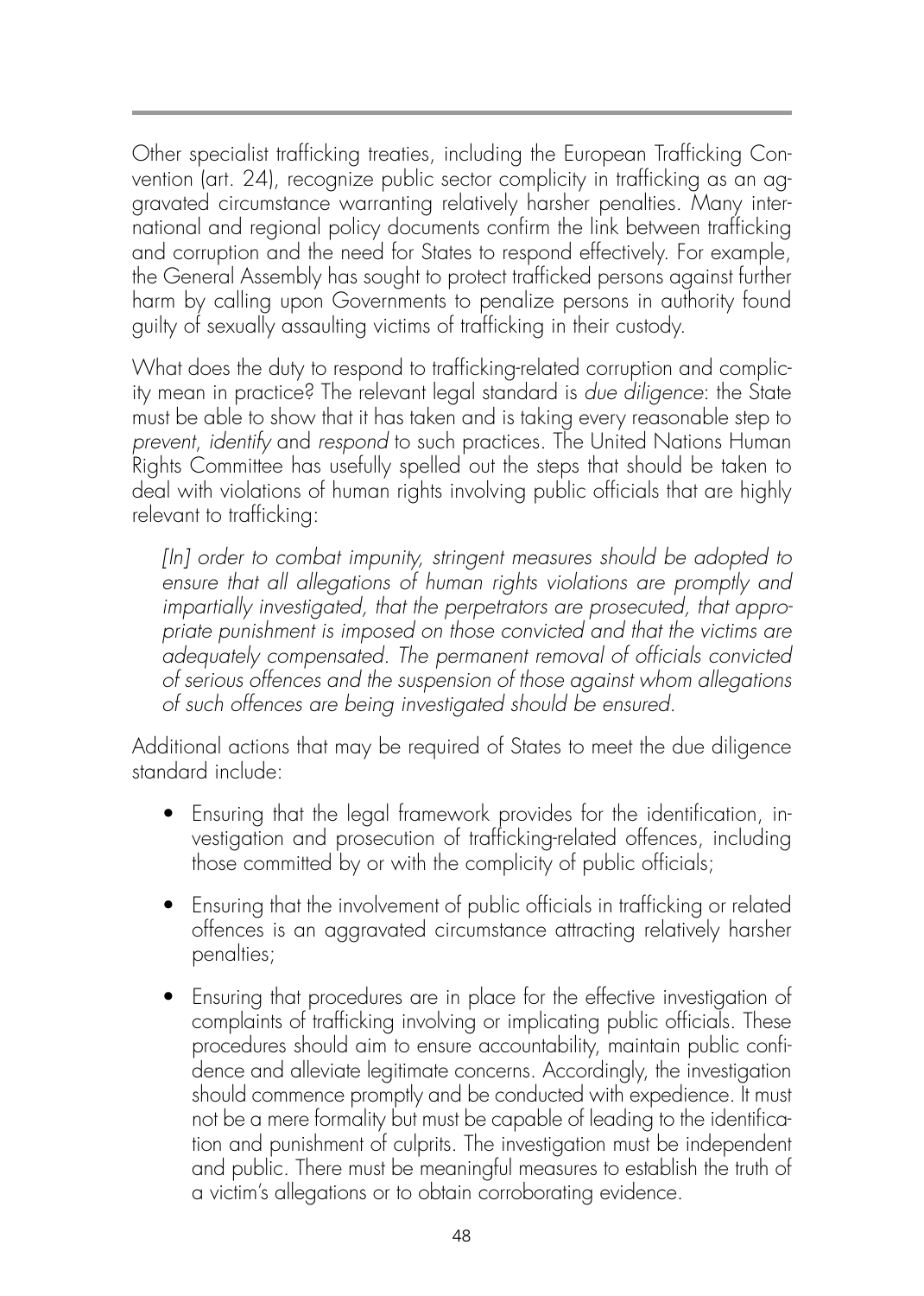Other specialist trafficking treaties, including the European Trafficking Convention (art. 24), recognize public sector complicity in trafficking as an aggravated circumstance warranting relatively harsher penalties. Many international and regional policy documents confirm the link between trafficking and corruption and the need for States to respond effectively. For example, the General Assembly has sought to protect trafficked persons against further harm by calling upon Governments to penalize persons in authority found guilty of sexually assaulting victims of trafficking in their custody.

What does the duty to respond to trafficking-related corruption and complicity mean in practice? The relevant legal standard is *due diligence*: the State must be able to show that it has taken and is taking every reasonable step to *prevent*, *identify* and *respond* to such practices. The United Nations Human Rights Committee has usefully spelled out the steps that should be taken to deal with violations of human rights involving public officials that are highly relevant to trafficking:

> *[In] order to combat impunity, stringent measures should be adopted to ensure that all allegations of human rights violations are promptly and impartially investigated, that the perpetrators are prosecuted, that appropriate punishment is imposed on those convicted and that the victims are adequately compensated. The permanent removal of officials convicted of serious offences and the suspension of those against whom allegations of such offences are being investigated should be ensured.*

Additional actions that may be required of States to meet the due diligence standard include:

- Ensuring that the legal framework provides for the identification, investigation and prosecution of trafficking-related offences, including those committed by or with the complicity of public officials;
- Ensuring that the involvement of public officials in trafficking or related offences is an aggravated circumstance attracting relatively harsher penalties;
- Ensuring that procedures are in place for the effective investigation of complaints of trafficking involving or implicating public officials. These procedures should aim to ensure accountability, maintain public confidence and alleviate legitimate concerns. Accordingly, the investigation should commence promptly and be conducted with expedience. It must not be a mere formality but must be capable of leading to the identification and punishment of culprits. The investigation must be independent and public. There must be meaningful measures to establish the truth of a victim's allegations or to obtain corroborating evidence.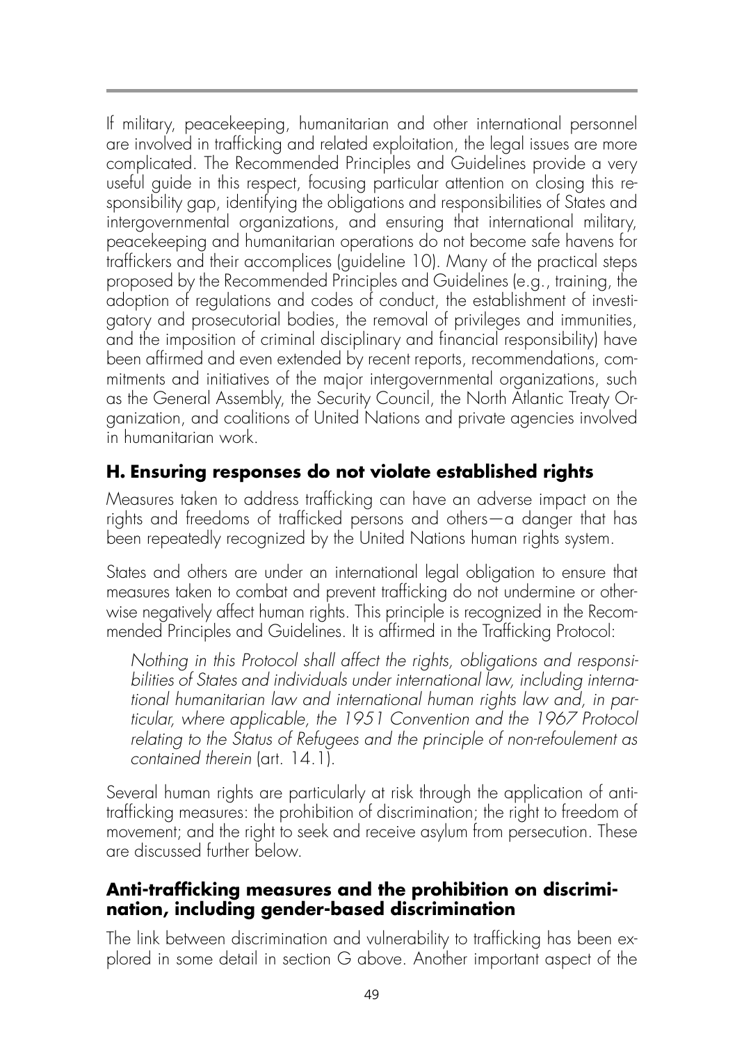If military, peacekeeping, humanitarian and other international personnel are involved in trafficking and related exploitation, the legal issues are more complicated. The Recommended Principles and Guidelines provide a very useful guide in this respect, focusing particular attention on closing this responsibility gap, identifying the obligations and responsibilities of States and intergovernmental organizations, and ensuring that international military, peacekeeping and humanitarian operations do not become safe havens for traffickers and their accomplices (guideline 10). Many of the practical steps proposed by the Recommended Principles and Guidelines (e.g., training, the adoption of regulations and codes of conduct, the establishment of investigatory and prosecutorial bodies, the removal of privileges and immunities, and the imposition of criminal disciplinary and financial responsibility) have been affirmed and even extended by recent reports, recommendations, commitments and initiatives of the major intergovernmental organizations, such as the General Assembly, the Security Council, the North Atlantic Treaty Organization, and coalitions of United Nations and private agencies involved in humanitarian work.

## H. Ensuring responses do not violate established rights

Measures taken to address trafficking can have an adverse impact on the rights and freedoms of trafficked persons and others—a danger that has been repeatedly recognized by the United Nations human rights system.

States and others are under an international legal obligation to ensure that measures taken to combat and prevent trafficking do not undermine or otherwise negatively affect human rights. This principle is recognized in the Recommended Principles and Guidelines. It is affirmed in the Trafficking Protocol:

> *Nothing in this Protocol shall affect the rights, obligations and responsibilities of States and individuals under international law, including international humanitarian law and international human rights law and, in particular, where applicable, the 1951 Convention and the 1967 Protocol relating to the Status of Refugees and the principle of non-refoulement as contained therein* (art. 14.1).

Several human rights are particularly at risk through the application of anti-trafficking measures: the prohibition of discrimination; the right to freedom of movement; and the right to seek and receive asylum from persecution. These are discussed further below.

### Anti-trafficking measures and the prohibition on discrimination, including gender-based discrimination

The link between discrimination and vulnerability to trafficking has been explored in some detail in section G above. Another important aspect of the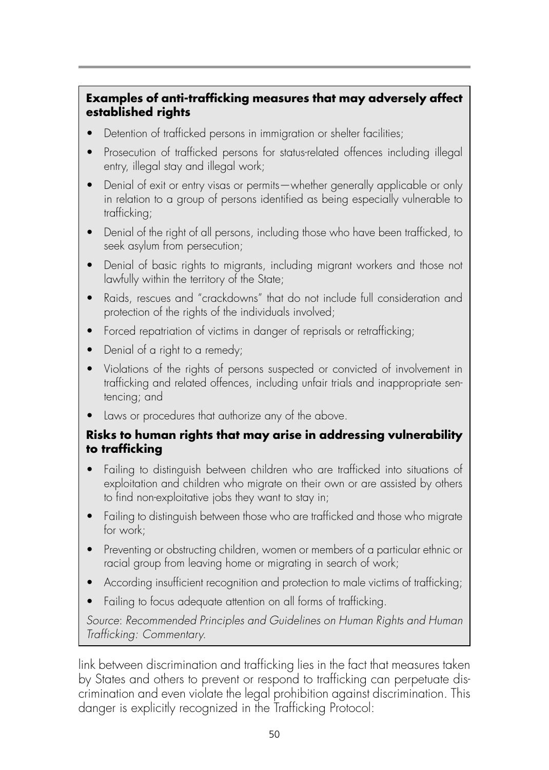**Examples of anti-trafficking measures that may adversely affect established rights**

- Detention of trafficked persons in immigration or shelter facilities;
- Prosecution of trafficked persons for status-related offences including illegal entry, illegal stay and illegal work;
- Denial of exit or entry visas or permits—whether generally applicable or only in relation to a group of persons identified as being especially vulnerable to trafficking;
- Denial of the right of all persons, including those who have been trafficked, to seek asylum from persecution;
- Denial of basic rights to migrants, including migrant workers and those not lawfully within the territory of the State;
- Raids, rescues and "crackdowns" that do not include full consideration and protection of the rights of the individuals involved;
- Forced repatriation of victims in danger of reprisals or retrafficking;
- Denial of a right to a remedy;
- Violations of the rights of persons suspected or convicted of involvement in trafficking and related offences, including unfair trials and inappropriate sentencing; and
- Laws or procedures that authorize any of the above.

**Risks to human rights that may arise in addressing vulnerability to trafficking**

- Failing to distinguish between children who are trafficked into situations of exploitation and children who migrate on their own or are assisted by others to find non-exploitative jobs they want to stay in;
- Failing to distinguish between those who are trafficked and those who migrate for work;
- Preventing or obstructing children, women or members of a particular ethnic or racial group from leaving home or migrating in search of work;
- According insufficient recognition and protection to male victims of trafficking;
- Failing to focus adequate attention on all forms of trafficking.

*Source*: *Recommended Principles and Guidelines on Human Rights and Human Trafficking: Commentary.*

link between discrimination and trafficking lies in the fact that measures taken by States and others to prevent or respond to trafficking can perpetuate discrimination and even violate the legal prohibition against discrimination. This danger is explicitly recognized in the Trafficking Protocol: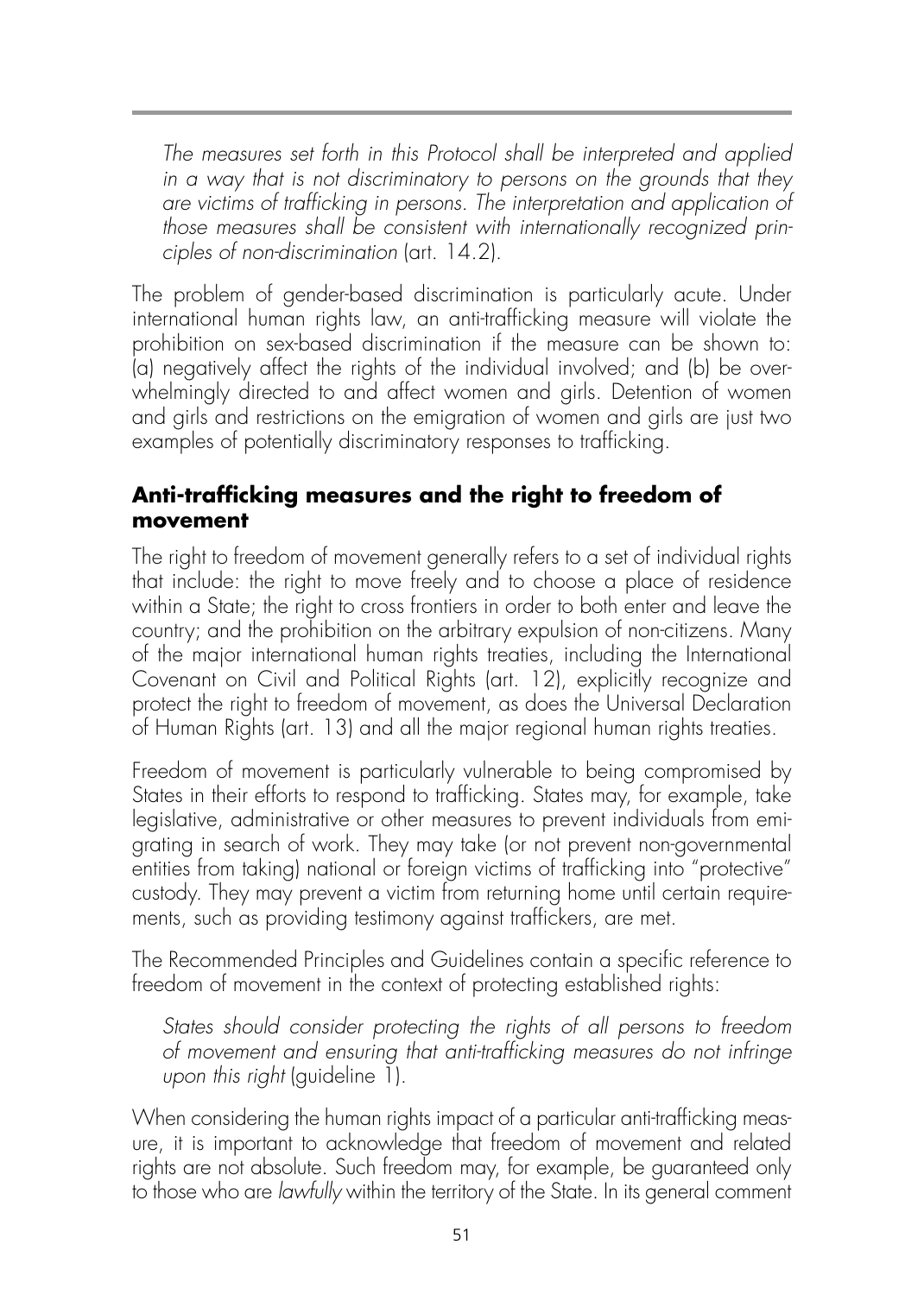*The measures set forth in this Protocol shall be interpreted and applied in a way that is not discriminatory to persons on the grounds that they are victims of trafficking in persons. The interpretation and application of those measures shall be consistent with internationally recognized principles of non-discrimination* (art. 14.2).

The problem of gender-based discrimination is particularly acute. Under international human rights law, an anti-trafficking measure will violate the prohibition on sex-based discrimination if the measure can be shown to: (a) negatively affect the rights of the individual involved; and (b) be overwhelmingly directed to and affect women and girls. Detention of women and girls and restrictions on the emigration of women and girls are just two examples of potentially discriminatory responses to trafficking.

### Anti-trafficking measures and the right to freedom of movement

The right to freedom of movement generally refers to a set of individual rights that include: the right to move freely and to choose a place of residence within a State; the right to cross frontiers in order to both enter and leave the country; and the prohibition on the arbitrary expulsion of non-citizens. Many of the major international human rights treaties, including the International Covenant on Civil and Political Rights (art. 12), explicitly recognize and protect the right to freedom of movement, as does the Universal Declaration of Human Rights (art. 13) and all the major regional human rights treaties.

Freedom of movement is particularly vulnerable to being compromised by States in their efforts to respond to trafficking. States may, for example, take legislative, administrative or other measures to prevent individuals from emigrating in search of work. They may take (or not prevent non-governmental entities from taking) national or foreign victims of trafficking into "protective" custody. They may prevent a victim from returning home until certain requirements, such as providing testimony against traffickers, are met.

The Recommended Principles and Guidelines contain a specific reference to freedom of movement in the context of protecting established rights:

*States should consider protecting the rights of all persons to freedom of movement and ensuring that anti-trafficking measures do not infringe upon this right* (guideline 1).

When considering the human rights impact of a particular anti-trafficking measure, it is important to acknowledge that freedom of movement and related rights are not absolute. Such freedom may, for example, be guaranteed only to those who are *lawfully* within the territory of the State. In its general comment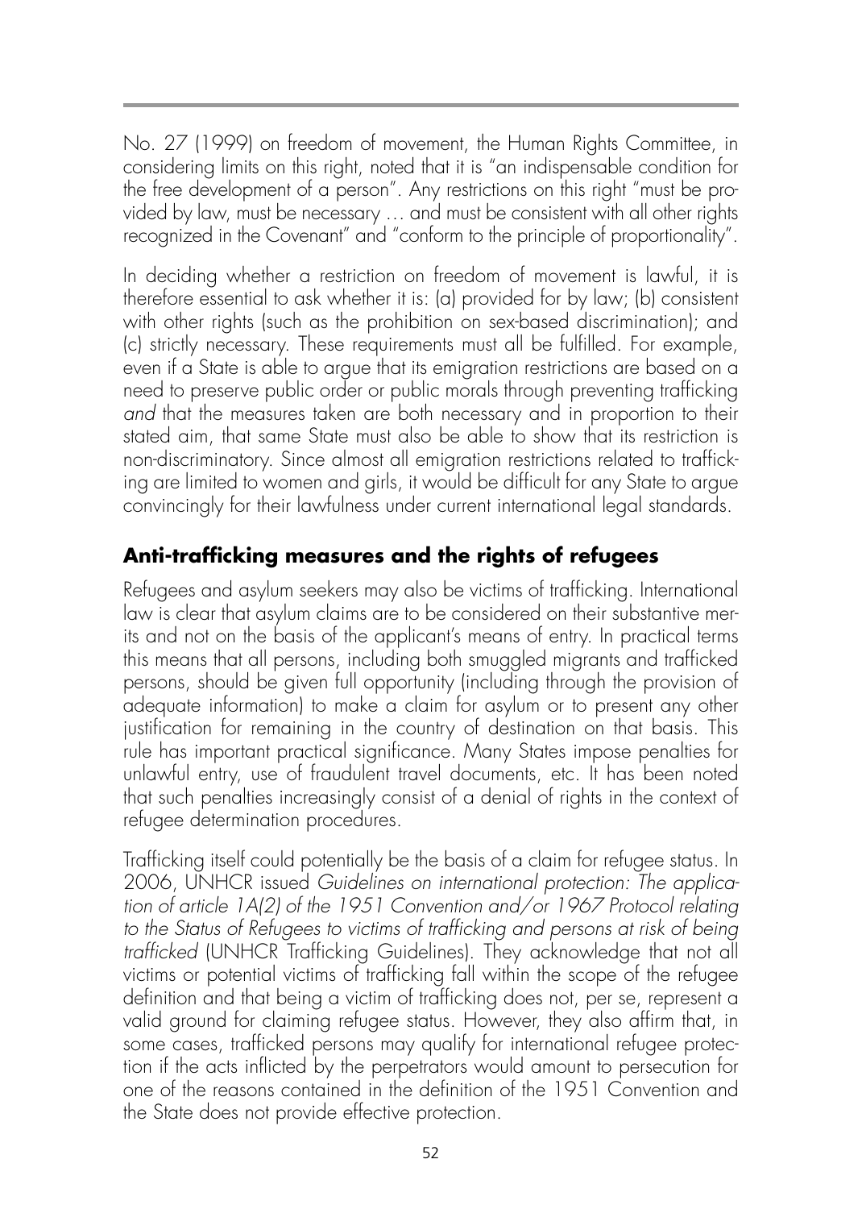No. 27 (1999) on freedom of movement, the Human Rights Committee, in considering limits on this right, noted that it is "an indispensable condition for the free development of a person". Any restrictions on this right "must be provided by law, must be necessary … and must be consistent with all other rights recognized in the Covenant" and "conform to the principle of proportionality".

In deciding whether a restriction on freedom of movement is lawful, it is therefore essential to ask whether it is: (a) provided for by law; (b) consistent with other rights (such as the prohibition on sex-based discrimination); and (c) strictly necessary. These requirements must all be fulfilled. For example, even if a State is able to argue that its emigration restrictions are based on a need to preserve public order or public morals through preventing trafficking *and* that the measures taken are both necessary and in proportion to their stated aim, that same State must also be able to show that its restriction is non-discriminatory. Since almost all emigration restrictions related to trafficking are limited to women and girls, it would be difficult for any State to argue convincingly for their lawfulness under current international legal standards.

## Anti-trafficking measures and the rights of refugees

Refugees and asylum seekers may also be victims of trafficking. International law is clear that asylum claims are to be considered on their substantive merits and not on the basis of the applicant's means of entry. In practical terms this means that all persons, including both smuggled migrants and trafficked persons, should be given full opportunity (including through the provision of adequate information) to make a claim for asylum or to present any other justification for remaining in the country of destination on that basis. This rule has important practical significance. Many States impose penalties for unlawful entry, use of fraudulent travel documents, etc. It has been noted that such penalties increasingly consist of a denial of rights in the context of refugee determination procedures.

Trafficking itself could potentially be the basis of a claim for refugee status. In 2006, UNHCR issued *Guidelines on international protection: The application of article 1A(2) of the 1951 Convention and/or 1967 Protocol relating to the Status of Refugees to victims of trafficking and persons at risk of being trafficked* (UNHCR Trafficking Guidelines). They acknowledge that not all victims or potential victims of trafficking fall within the scope of the refugee definition and that being a victim of trafficking does not, per se, represent a valid ground for claiming refugee status. However, they also affirm that, in some cases, trafficked persons may qualify for international refugee protection if the acts inflicted by the perpetrators would amount to persecution for one of the reasons contained in the definition of the 1951 Convention and the State does not provide effective protection.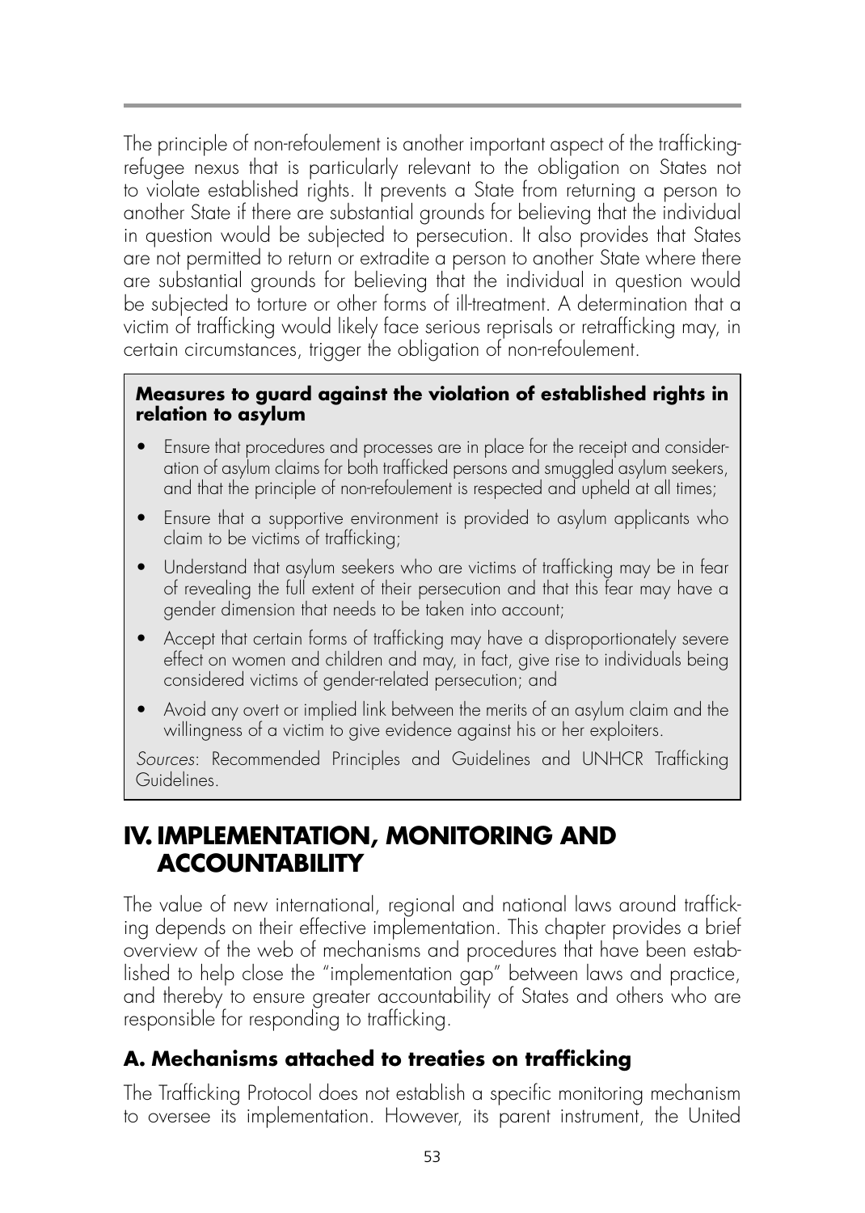The principle of non-refoulement is another important aspect of the trafficking-refugee nexus that is particularly relevant to the obligation on States not to violate established rights. It prevents a State from returning a person to another State if there are substantial grounds for believing that the individual in question would be subjected to persecution. It also provides that States are not permitted to return or extradite a person to another State where there are substantial grounds for believing that the individual in question would be subjected to torture or other forms of ill-treatment. A determination that a victim of trafficking would likely face serious reprisals or retrafficking may, in certain circumstances, trigger the obligation of non-refoulement.

**Measures to guard against the violation of established rights in relation to asylum**

- Ensure that procedures and processes are in place for the receipt and consideration of asylum claims for both trafficked persons and smuggled asylum seekers, and that the principle of non-refoulement is respected and upheld at all times;
- Ensure that a supportive environment is provided to asylum applicants who claim to be victims of trafficking;
- Understand that asylum seekers who are victims of trafficking may be in fear of revealing the full extent of their persecution and that this fear may have a gender dimension that needs to be taken into account;
- Accept that certain forms of trafficking may have a disproportionately severe effect on women and children and may, in fact, give rise to individuals being considered victims of gender-related persecution; and
- Avoid any overt or implied link between the merits of an asylum claim and the willingness of a victim to give evidence against his or her exploiters.

*Sources*: Recommended Principles and Guidelines and UNHCR Trafficking Guidelines.

# IV. IMPLEMENTATION, MONITORING AND ACCOUNTABILITY

The value of new international, regional and national laws around trafficking depends on their effective implementation. This chapter provides a brief overview of the web of mechanisms and procedures that have been established to help close the "implementation gap" between laws and practice, and thereby to ensure greater accountability of States and others who are responsible for responding to trafficking.

## A. Mechanisms attached to treaties on trafficking

The Trafficking Protocol does not establish a specific monitoring mechanism to oversee its implementation. However, its parent instrument, the United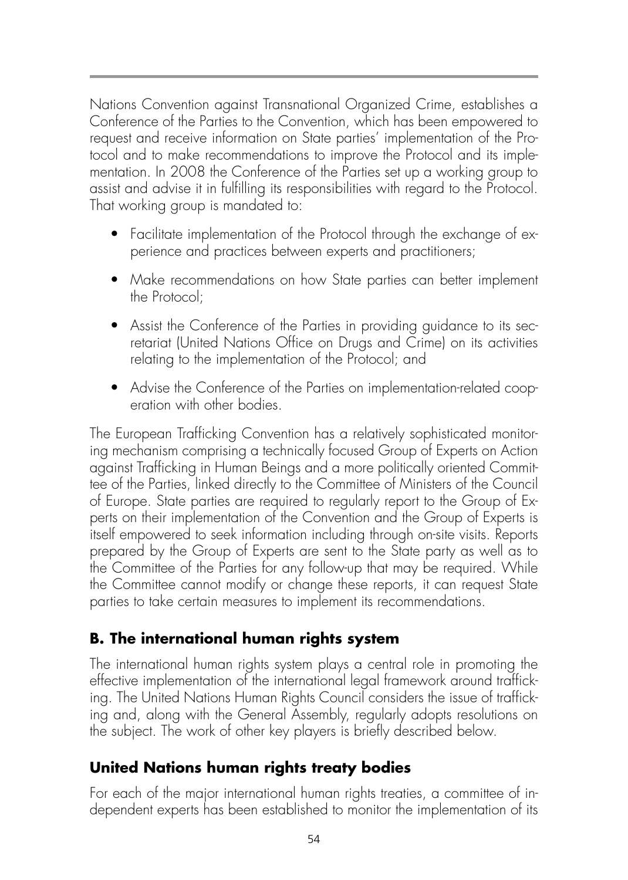Nations Convention against Transnational Organized Crime, establishes a Conference of the Parties to the Convention, which has been empowered to request and receive information on State parties' implementation of the Protocol and to make recommendations to improve the Protocol and its implementation. In 2008 the Conference of the Parties set up a working group to assist and advise it in fulfilling its responsibilities with regard to the Protocol. That working group is mandated to:

- Facilitate implementation of the Protocol through the exchange of experience and practices between experts and practitioners;
- Make recommendations on how State parties can better implement the Protocol;
- Assist the Conference of the Parties in providing guidance to its secretariat (United Nations Office on Drugs and Crime) on its activities relating to the implementation of the Protocol; and
- Advise the Conference of the Parties on implementation-related cooperation with other bodies.

The European Trafficking Convention has a relatively sophisticated monitoring mechanism comprising a technically focused Group of Experts on Action against Trafficking in Human Beings and a more politically oriented Committee of the Parties, linked directly to the Committee of Ministers of the Council of Europe. State parties are required to regularly report to the Group of Experts on their implementation of the Convention and the Group of Experts is itself empowered to seek information including through on-site visits. Reports prepared by the Group of Experts are sent to the State party as well as to the Committee of the Parties for any follow-up that may be required. While the Committee cannot modify or change these reports, it can request State parties to take certain measures to implement its recommendations.

## B. The international human rights system

The international human rights system plays a central role in promoting the effective implementation of the international legal framework around trafficking. The United Nations Human Rights Council considers the issue of trafficking and, along with the General Assembly, regularly adopts resolutions on the subject. The work of other key players is briefly described below.

### United Nations human rights treaty bodies

For each of the major international human rights treaties, a committee of independent experts has been established to monitor the implementation of its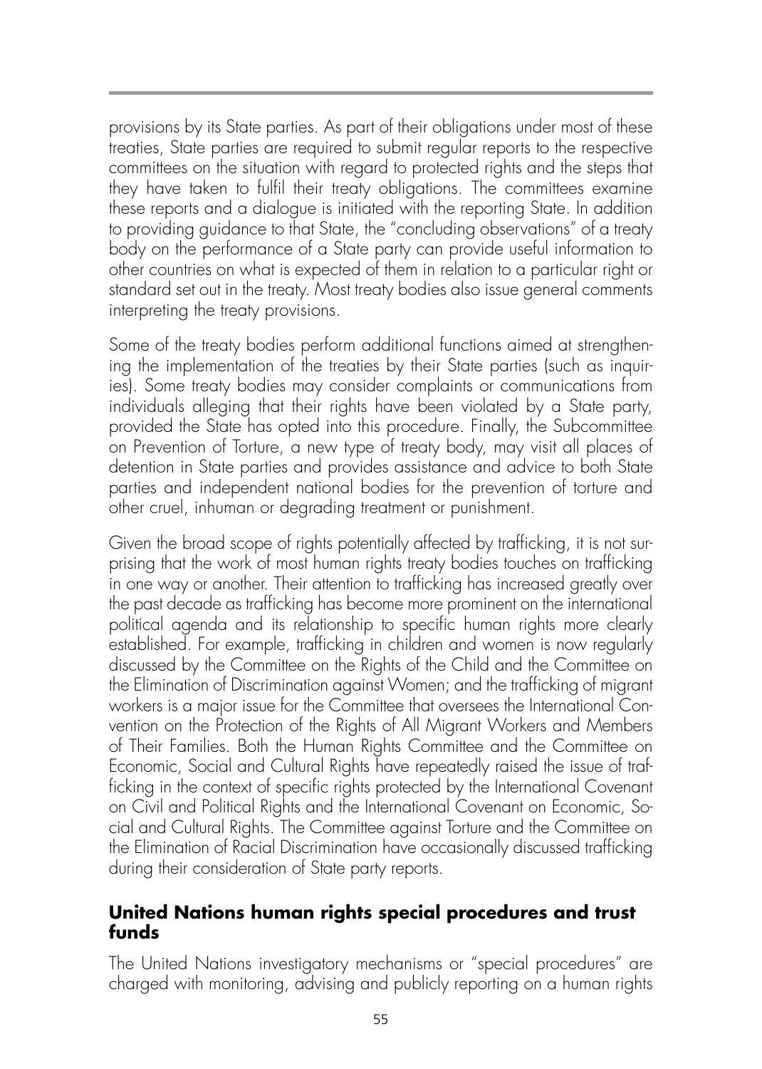provisions by its State parties. As part of their obligations under most of these treaties, State parties are required to submit regular reports to the respective committees on the situation with regard to protected rights and the steps that they have taken to fulfil their treaty obligations. The committees examine these reports and a dialogue is initiated with the reporting State. In addition to providing guidance to that State, the "concluding observations" of a treaty body on the performance of a State party can provide useful information to other countries on what is expected of them in relation to a particular right or standard set out in the treaty. Most treaty bodies also issue general comments interpreting the treaty provisions.

Some of the treaty bodies perform additional functions aimed at strengthening the implementation of the treaties by their State parties (such as inquiries). Some treaty bodies may consider complaints or communications from individuals alleging that their rights have been violated by a State party, provided the State has opted into this procedure. Finally, the Subcommittee on Prevention of Torture, a new type of treaty body, may visit all places of detention in State parties and provides assistance and advice to both State parties and independent national bodies for the prevention of torture and other cruel, inhuman or degrading treatment or punishment.

Given the broad scope of rights potentially affected by trafficking, it is not surprising that the work of most human rights treaty bodies touches on trafficking in one way or another. Their attention to trafficking has increased greatly over the past decade as trafficking has become more prominent on the international political agenda and its relationship to specific human rights more clearly established. For example, trafficking in children and women is now regularly discussed by the Committee on the Rights of the Child and the Committee on the Elimination of Discrimination against Women; and the trafficking of migrant workers is a major issue for the Committee that oversees the International Convention on the Protection of the Rights of All Migrant Workers and Members of Their Families. Both the Human Rights Committee and the Committee on Economic, Social and Cultural Rights have repeatedly raised the issue of trafficking in the context of specific rights protected by the International Covenant on Civil and Political Rights and the International Covenant on Economic, Social and Cultural Rights. The Committee against Torture and the Committee on the Elimination of Racial Discrimination have occasionally discussed trafficking during their consideration of State party reports.

### United Nations human rights special procedures and trust funds

The United Nations investigatory mechanisms or "special procedures" are charged with monitoring, advising and publicly reporting on a human rights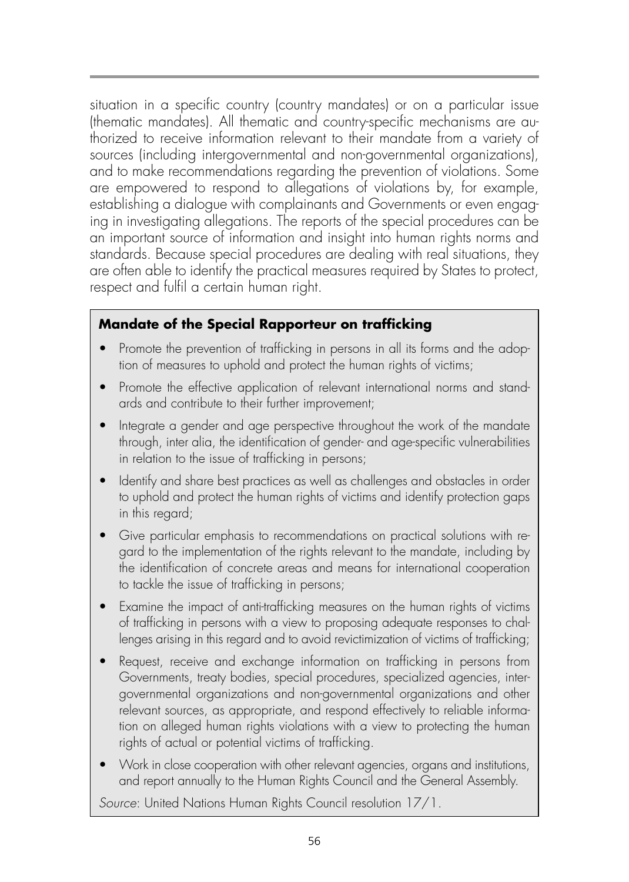situation in a specific country (country mandates) or on a particular issue (thematic mandates). All thematic and country-specific mechanisms are authorized to receive information relevant to their mandate from a variety of sources (including intergovernmental and non-governmental organizations), and to make recommendations regarding the prevention of violations. Some are empowered to respond to allegations of violations by, for example, establishing a dialogue with complainants and Governments or even engaging in investigating allegations. The reports of the special procedures can be an important source of information and insight into human rights norms and standards. Because special procedures are dealing with real situations, they are often able to identify the practical measures required by States to protect, respect and fulfil a certain human right.

**Mandate of the Special Rapporteur on trafficking**

- Promote the prevention of trafficking in persons in all its forms and the adoption of measures to uphold and protect the human rights of victims;
- Promote the effective application of relevant international norms and standards and contribute to their further improvement;
- Integrate a gender and age perspective throughout the work of the mandate through, inter alia, the identification of gender- and age-specific vulnerabilities in relation to the issue of trafficking in persons;
- Identify and share best practices as well as challenges and obstacles in order to uphold and protect the human rights of victims and identify protection gaps in this regard;
- Give particular emphasis to recommendations on practical solutions with regard to the implementation of the rights relevant to the mandate, including by the identification of concrete areas and means for international cooperation to tackle the issue of trafficking in persons;
- Examine the impact of anti-trafficking measures on the human rights of victims of trafficking in persons with a view to proposing adequate responses to challenges arising in this regard and to avoid revictimization of victims of trafficking;
- Request, receive and exchange information on trafficking in persons from Governments, treaty bodies, special procedures, specialized agencies, intergovernmental organizations and non-governmental organizations and other relevant sources, as appropriate, and respond effectively to reliable information on alleged human rights violations with a view to protecting the human rights of actual or potential victims of trafficking.
- Work in close cooperation with other relevant agencies, organs and institutions, and report annually to the Human Rights Council and the General Assembly.

*Source*: United Nations Human Rights Council resolution 17/1.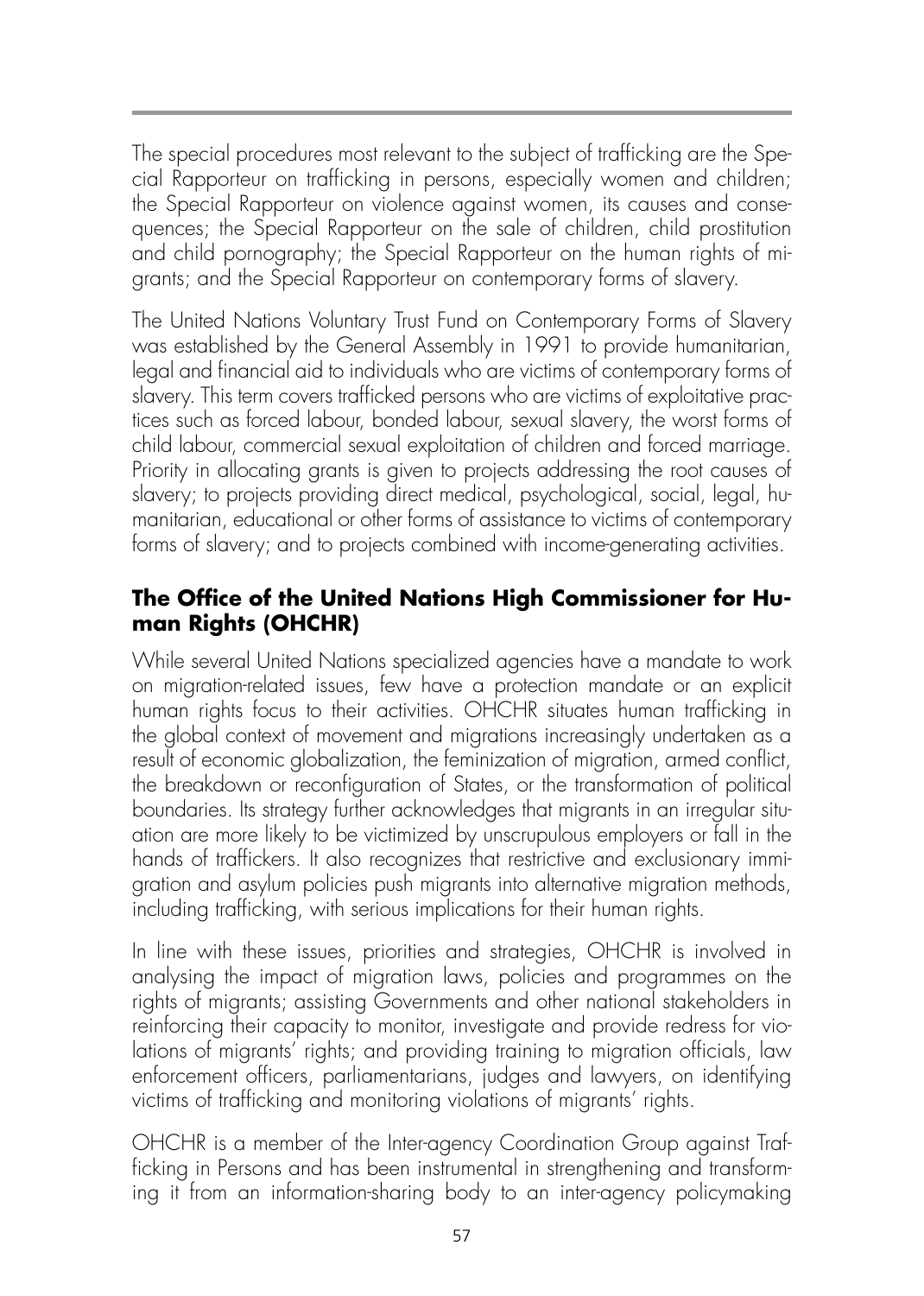The special procedures most relevant to the subject of trafficking are the Special Rapporteur on trafficking in persons, especially women and children; the Special Rapporteur on violence against women, its causes and consequences; the Special Rapporteur on the sale of children, child prostitution and child pornography; the Special Rapporteur on the human rights of migrants; and the Special Rapporteur on contemporary forms of slavery.

The United Nations Voluntary Trust Fund on Contemporary Forms of Slavery was established by the General Assembly in 1991 to provide humanitarian, legal and financial aid to individuals who are victims of contemporary forms of slavery. This term covers trafficked persons who are victims of exploitative practices such as forced labour, bonded labour, sexual slavery, the worst forms of child labour, commercial sexual exploitation of children and forced marriage. Priority in allocating grants is given to projects addressing the root causes of slavery; to projects providing direct medical, psychological, social, legal, humanitarian, educational or other forms of assistance to victims of contemporary forms of slavery; and to projects combined with income-generating activities.

### The Office of the United Nations High Commissioner for Human Rights (OHCHR)

While several United Nations specialized agencies have a mandate to work on migration-related issues, few have a protection mandate or an explicit human rights focus to their activities. OHCHR situates human trafficking in the global context of movement and migrations increasingly undertaken as a result of economic globalization, the feminization of migration, armed conflict, the breakdown or reconfiguration of States, or the transformation of political boundaries. Its strategy further acknowledges that migrants in an irregular situation are more likely to be victimized by unscrupulous employers or fall in the hands of traffickers. It also recognizes that restrictive and exclusionary immigration and asylum policies push migrants into alternative migration methods, including trafficking, with serious implications for their human rights.

In line with these issues, priorities and strategies, OHCHR is involved in analysing the impact of migration laws, policies and programmes on the rights of migrants; assisting Governments and other national stakeholders in reinforcing their capacity to monitor, investigate and provide redress for violations of migrants' rights; and providing training to migration officials, law enforcement officers, parliamentarians, judges and lawyers, on identifying victims of trafficking and monitoring violations of migrants' rights.

OHCHR is a member of the Inter-agency Coordination Group against Trafficking in Persons and has been instrumental in strengthening and transforming it from an information-sharing body to an inter-agency policymaking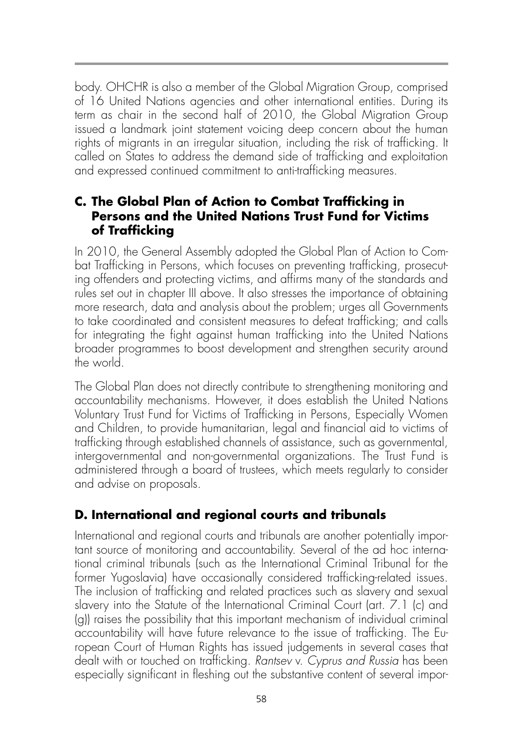body. OHCHR is also a member of the Global Migration Group, comprised of 16 United Nations agencies and other international entities. During its term as chair in the second half of 2010, the Global Migration Group issued a landmark joint statement voicing deep concern about the human rights of migrants in an irregular situation, including the risk of trafficking. It called on States to address the demand side of trafficking and exploitation and expressed continued commitment to anti-trafficking measures.

## C. The Global Plan of Action to Combat Trafficking in Persons and the United Nations Trust Fund for Victims of Trafficking

In 2010, the General Assembly adopted the Global Plan of Action to Combat Trafficking in Persons, which focuses on preventing trafficking, prosecuting offenders and protecting victims, and affirms many of the standards and rules set out in chapter III above. It also stresses the importance of obtaining more research, data and analysis about the problem; urges all Governments to take coordinated and consistent measures to defeat trafficking; and calls for integrating the fight against human trafficking into the United Nations broader programmes to boost development and strengthen security around the world.

The Global Plan does not directly contribute to strengthening monitoring and accountability mechanisms. However, it does establish the United Nations Voluntary Trust Fund for Victims of Trafficking in Persons, Especially Women and Children, to provide humanitarian, legal and financial aid to victims of trafficking through established channels of assistance, such as governmental, intergovernmental and non-governmental organizations. The Trust Fund is administered through a board of trustees, which meets regularly to consider and advise on proposals.

## D. International and regional courts and tribunals

International and regional courts and tribunals are another potentially important source of monitoring and accountability. Several of the ad hoc international criminal tribunals (such as the International Criminal Tribunal for the former Yugoslavia) have occasionally considered trafficking-related issues. The inclusion of trafficking and related practices such as slavery and sexual slavery into the Statute of the International Criminal Court (art. 7.1 (c) and (g)) raises the possibility that this important mechanism of individual criminal accountability will have future relevance to the issue of trafficking. The European Court of Human Rights has issued judgements in several cases that dealt with or touched on trafficking. *Rantsev* v. *Cyprus and Russia* has been especially significant in fleshing out the substantive content of several impor-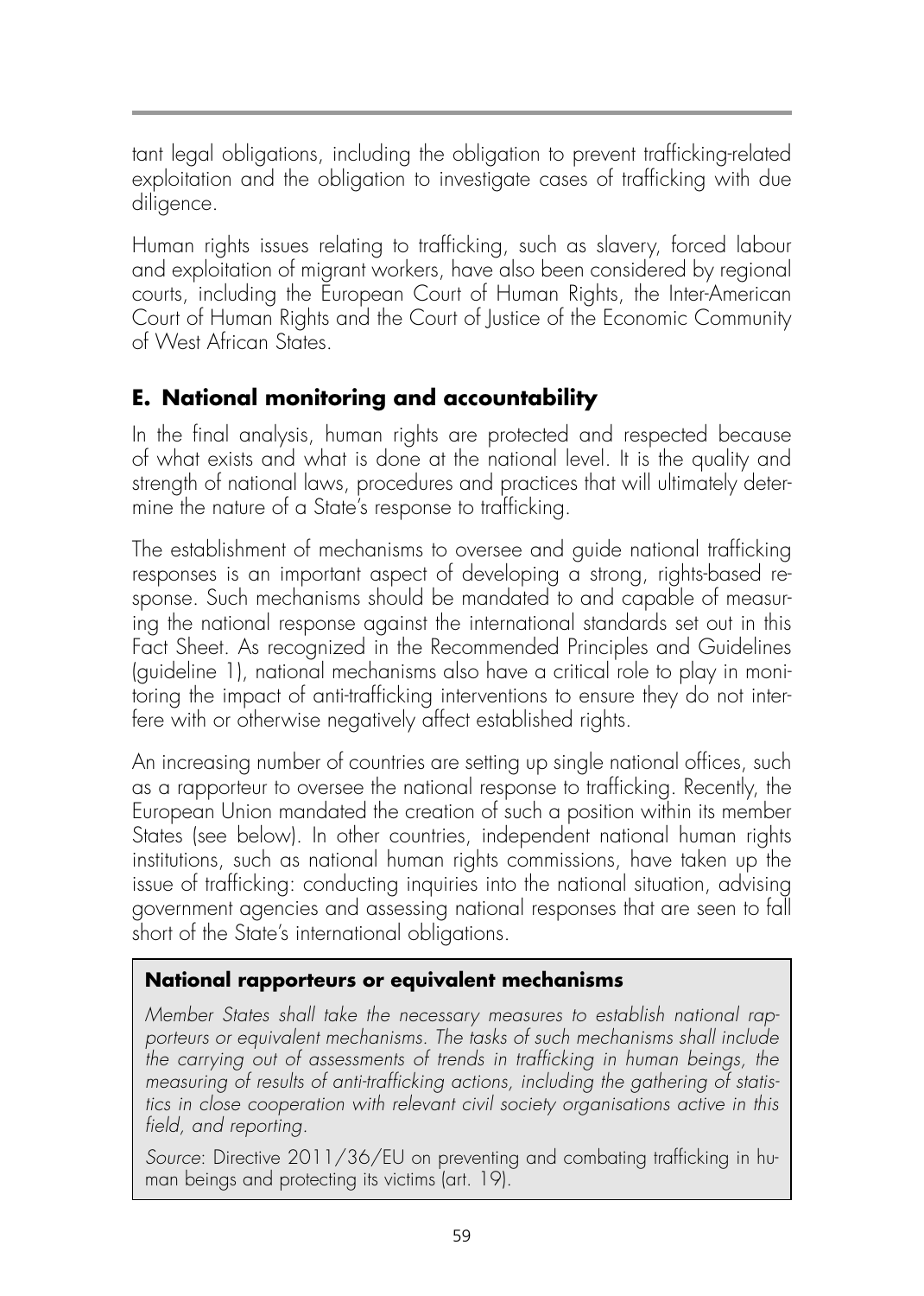tant legal obligations, including the obligation to prevent trafficking-related exploitation and the obligation to investigate cases of trafficking with due diligence.

Human rights issues relating to trafficking, such as slavery, forced labour and exploitation of migrant workers, have also been considered by regional courts, including the European Court of Human Rights, the Inter-American Court of Human Rights and the Court of Justice of the Economic Community of West African States.

## E. National monitoring and accountability

In the final analysis, human rights are protected and respected because of what exists and what is done at the national level. It is the quality and strength of national laws, procedures and practices that will ultimately determine the nature of a State's response to trafficking.

The establishment of mechanisms to oversee and guide national trafficking responses is an important aspect of developing a strong, rights-based response. Such mechanisms should be mandated to and capable of measuring the national response against the international standards set out in this Fact Sheet. As recognized in the Recommended Principles and Guidelines (guideline 1), national mechanisms also have a critical role to play in monitoring the impact of anti-trafficking interventions to ensure they do not interfere with or otherwise negatively affect established rights.

An increasing number of countries are setting up single national offices, such as a rapporteur to oversee the national response to trafficking. Recently, the European Union mandated the creation of such a position within its member States (see below). In other countries, independent national human rights institutions, such as national human rights commissions, have taken up the issue of trafficking: conducting inquiries into the national situation, advising government agencies and assessing national responses that are seen to fall short of the State's international obligations.

> **National rapporteurs or equivalent mechanisms**
>
> *Member States shall take the necessary measures to establish national rapporteurs or equivalent mechanisms. The tasks of such mechanisms shall include the carrying out of assessments of trends in trafficking in human beings, the measuring of results of anti-trafficking actions, including the gathering of statistics in close cooperation with relevant civil society organisations active in this field, and reporting.*
>
> *Source*: Directive 2011/36/EU on preventing and combating trafficking in human beings and protecting its victims (art. 19).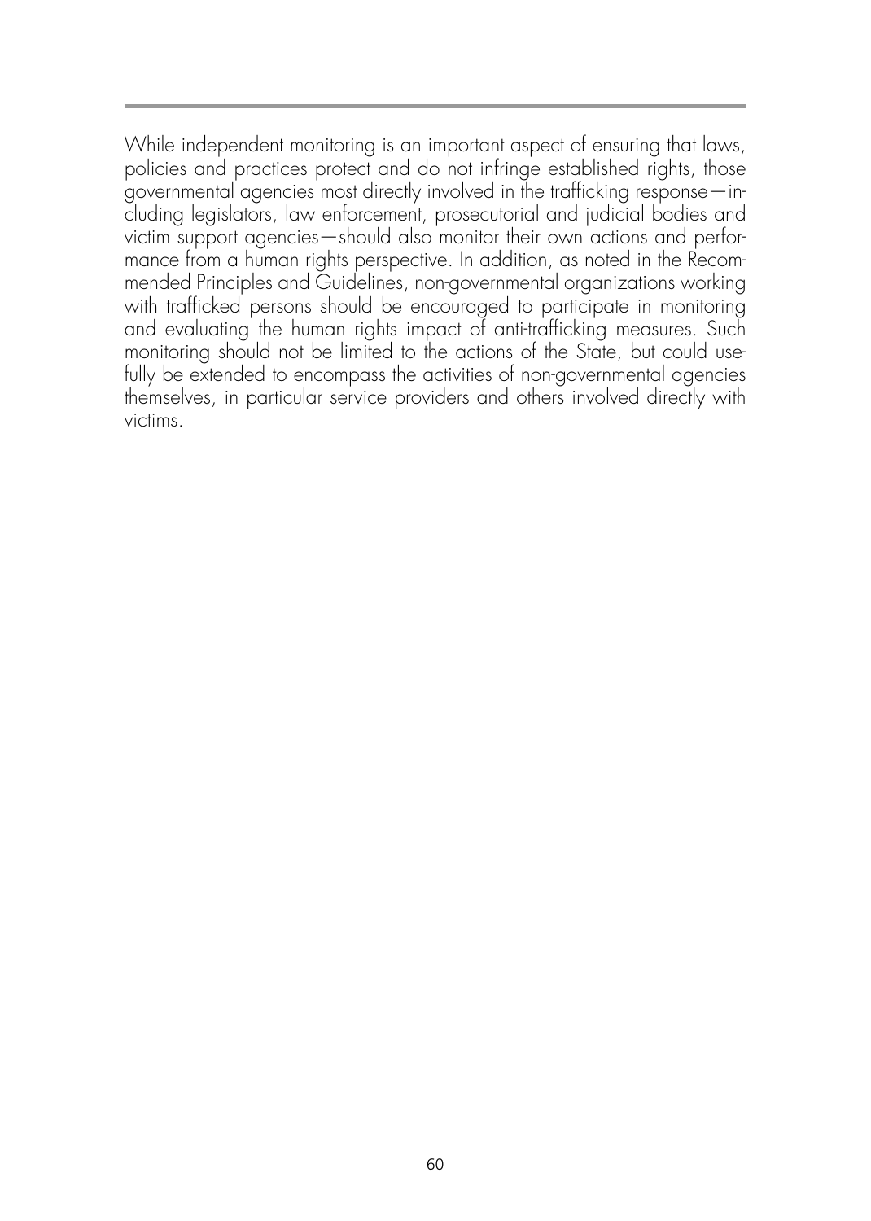While independent monitoring is an important aspect of ensuring that laws, policies and practices protect and do not infringe established rights, those governmental agencies most directly involved in the trafficking response—including legislators, law enforcement, prosecutorial and judicial bodies and victim support agencies—should also monitor their own actions and performance from a human rights perspective. In addition, as noted in the Recommended Principles and Guidelines, non-governmental organizations working with trafficked persons should be encouraged to participate in monitoring and evaluating the human rights impact of anti-trafficking measures. Such monitoring should not be limited to the actions of the State, but could usefully be extended to encompass the activities of non-governmental agencies themselves, in particular service providers and others involved directly with victims.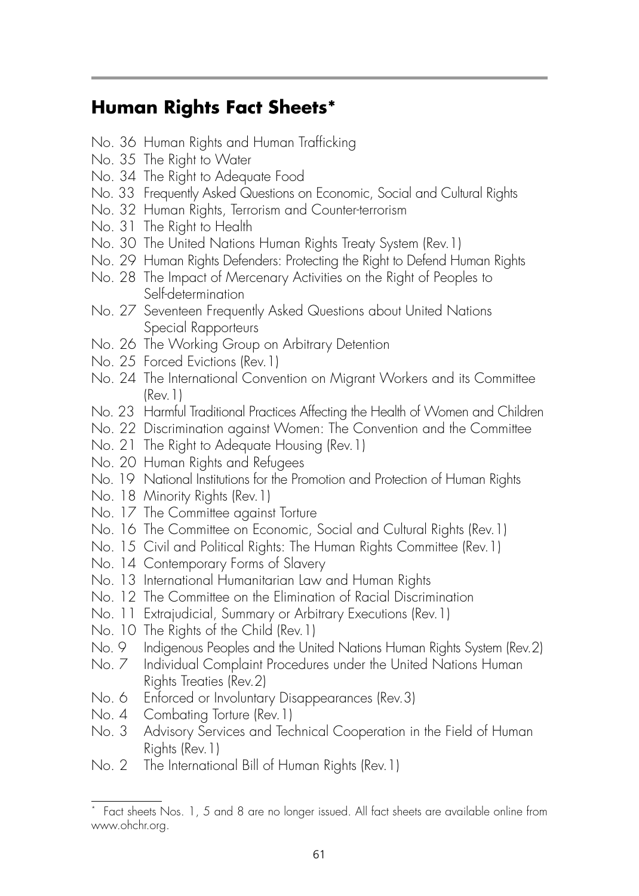## Human Rights Fact Sheets*

- No. 36 Human Rights and Human Trafficking
- No. 35 The Right to Water
- No. 34 The Right to Adequate Food
- No. 33 Frequently Asked Questions on Economic, Social and Cultural Rights
- No. 32 Human Rights, Terrorism and Counter-terrorism
- No. 31 The Right to Health
- No. 30 The United Nations Human Rights Treaty System (Rev.1)
- No. 29 Human Rights Defenders: Protecting the Right to Defend Human Rights
- No. 28 The Impact of Mercenary Activities on the Right of Peoples to Self-determination
- No. 27 Seventeen Frequently Asked Questions about United Nations Special Rapporteurs
- No. 26 The Working Group on Arbitrary Detention
- No. 25 Forced Evictions (Rev.1)
- No. 24 The International Convention on Migrant Workers and its Committee (Rev.1)
- No. 23 Harmful Traditional Practices Affecting the Health of Women and Children
- No. 22 Discrimination against Women: The Convention and the Committee
- No. 21 The Right to Adequate Housing (Rev.1)
- No. 20 Human Rights and Refugees
- No. 19 National Institutions for the Promotion and Protection of Human Rights
- No. 18 Minority Rights (Rev.1)
- No. 17 The Committee against Torture
- No. 16 The Committee on Economic, Social and Cultural Rights (Rev.1)
- No. 15 Civil and Political Rights: The Human Rights Committee (Rev.1)
- No. 14 Contemporary Forms of Slavery
- No. 13 International Humanitarian Law and Human Rights
- No. 12 The Committee on the Elimination of Racial Discrimination
- No. 11 Extrajudicial, Summary or Arbitrary Executions (Rev.1)
- No. 10 The Rights of the Child (Rev.1)
- No. 9 Indigenous Peoples and the United Nations Human Rights System (Rev.2)
- No. 7 Individual Complaint Procedures under the United Nations Human Rights Treaties (Rev.2)
- No. 6 Enforced or Involuntary Disappearances (Rev.3)
- No. 4 Combating Torture (Rev.1)
- No. 3 Advisory Services and Technical Cooperation in the Field of Human Rights (Rev.1)
- No. 2 The International Bill of Human Rights (Rev.1)

---

* Fact sheets Nos. 1, 5 and 8 are no longer issued. All fact sheets are available online from www.ohchr.org.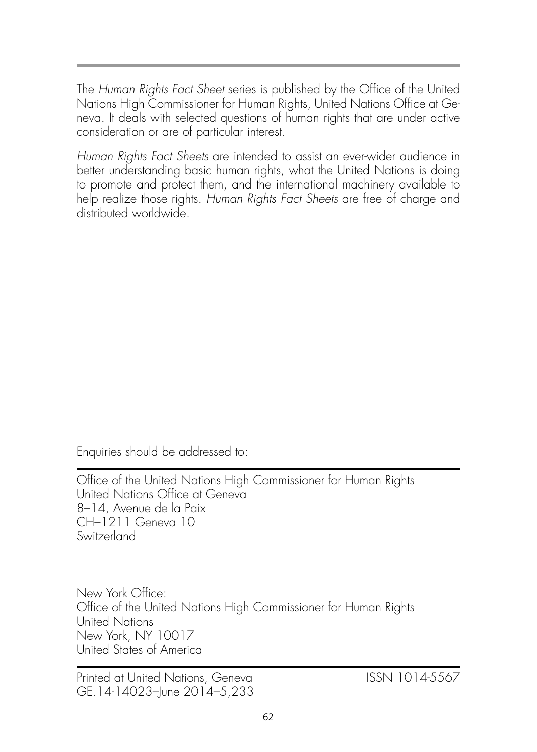The *Human Rights Fact Sheet* series is published by the Office of the United Nations High Commissioner for Human Rights, United Nations Office at Geneva. It deals with selected questions of human rights that are under active consideration or are of particular interest.

*Human Rights Fact Sheets* are intended to assist an ever-wider audience in better understanding basic human rights, what the United Nations is doing to promote and protect them, and the international machinery available to help realize those rights. *Human Rights Fact Sheets* are free of charge and distributed worldwide.

Enquiries should be addressed to:

Office of the United Nations High Commissioner for Human Rights
United Nations Office at Geneva
8–14, Avenue de la Paix
CH–1211 Geneva 10
Switzerland

New York Office:
Office of the United Nations High Commissioner for Human Rights
United Nations
New York, NY 10017
United States of America

Printed at United Nations, Geneva
GE.14-14023–June 2014–5,233

ISSN 1014-5567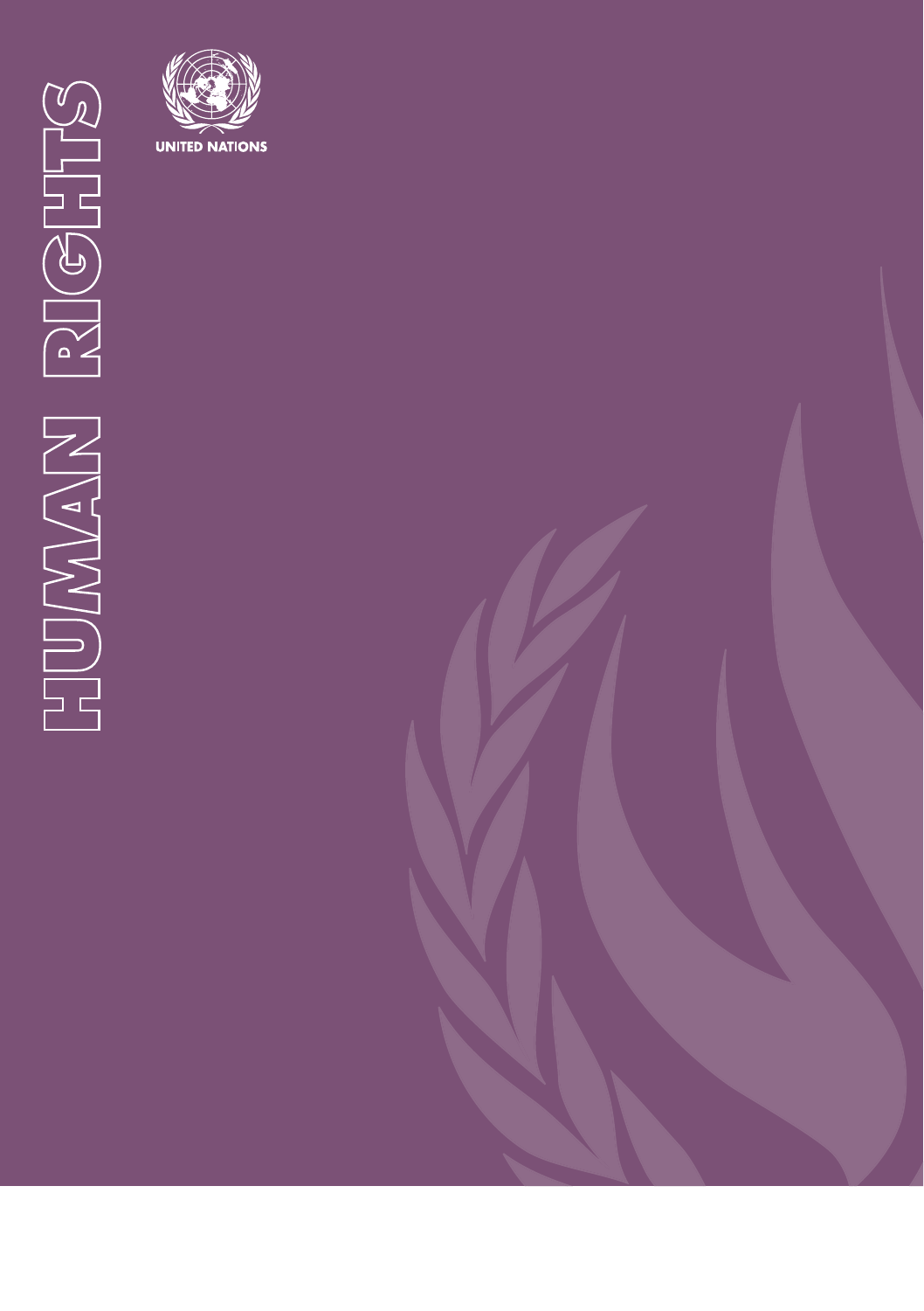HUMAN RIGHTS

UNITED NATIONS